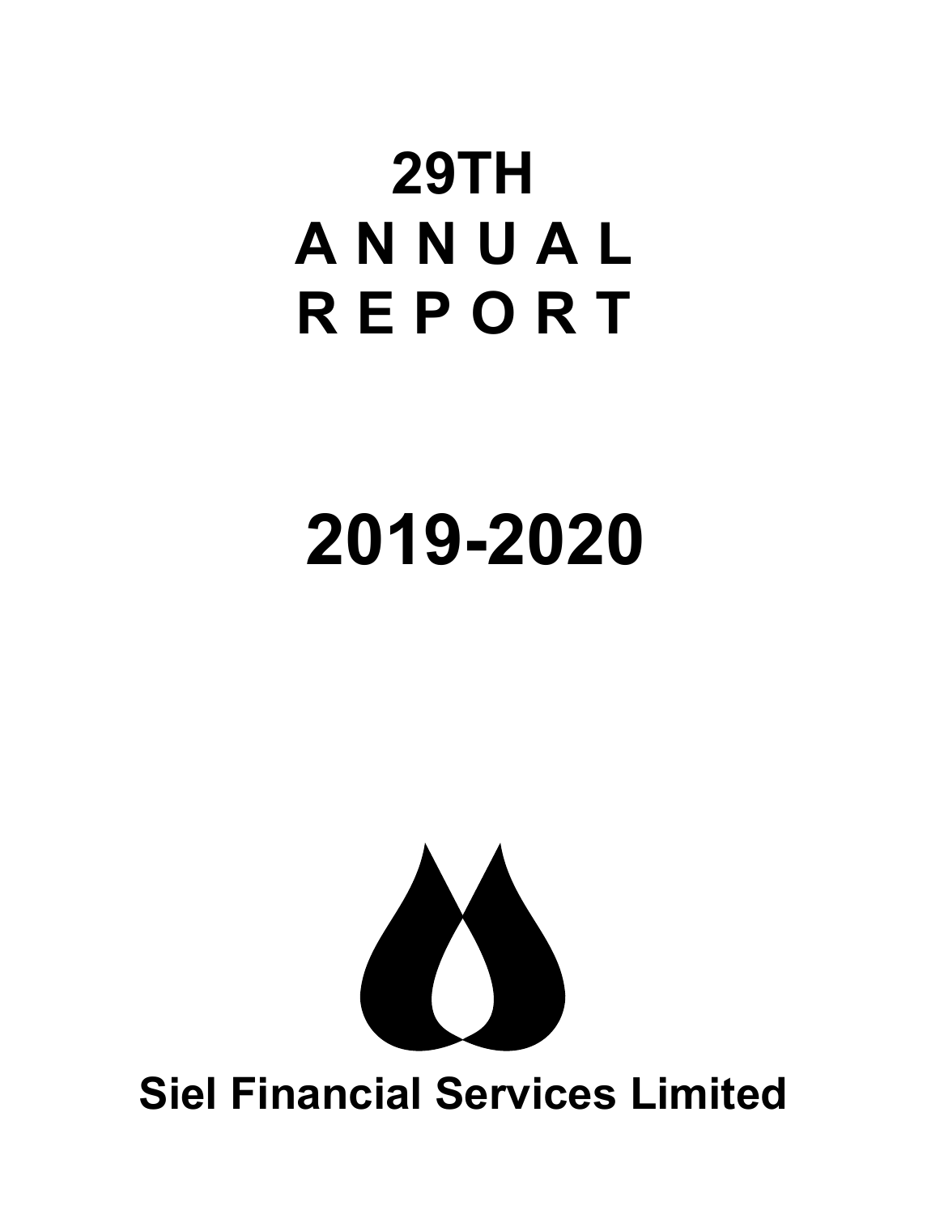# 29TH ANNUAL REPORT

# 2019-2020

**Siel Financial Services Limited**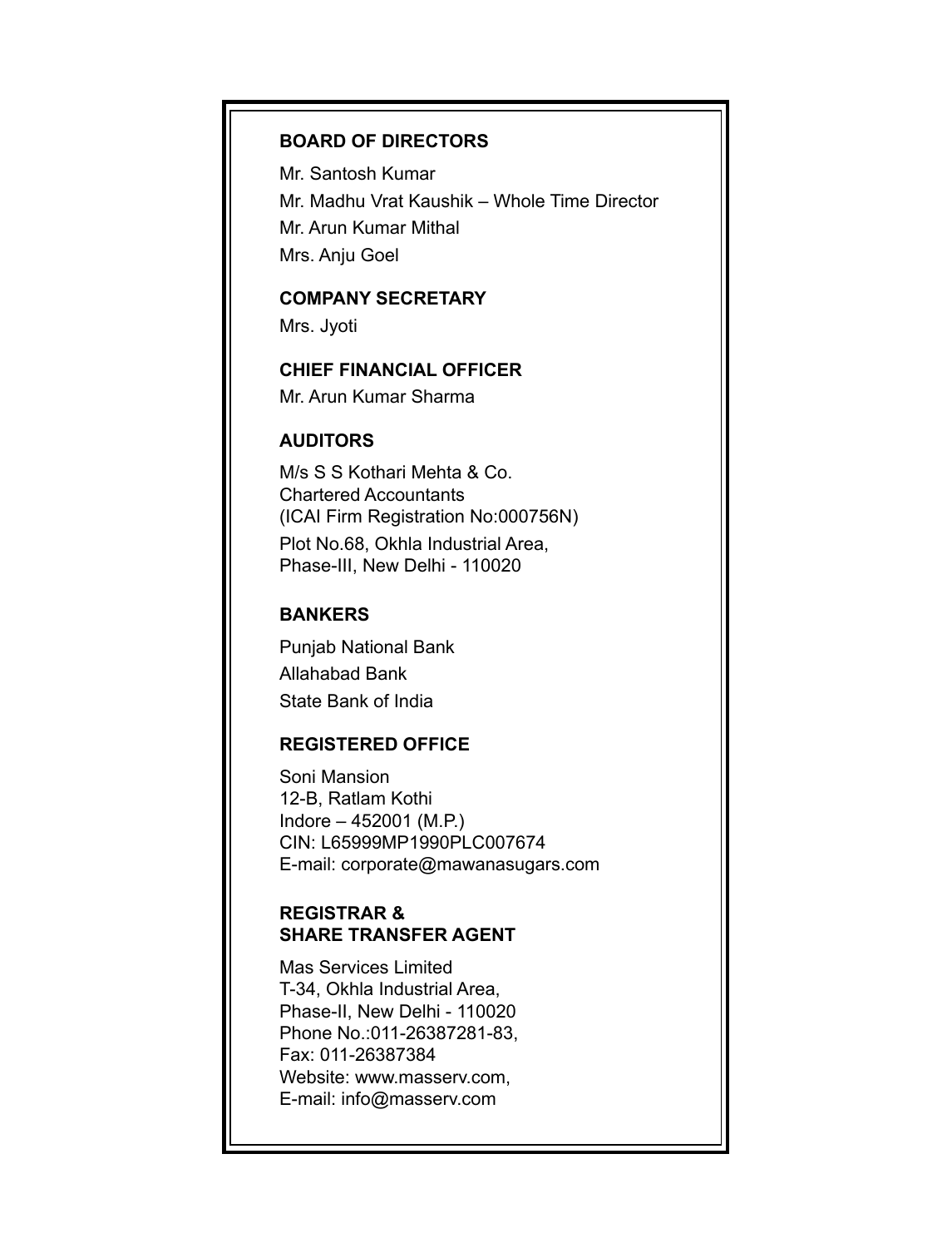## BOARD OF DIRECTORS

Mr. Santosh Kumar

Mr. Madhu Vrat Kaushik – Whole Time Director

Mr. Arun Kumar Mithal

Mrs. Anju Goel

## COMPANY SECRETARY

Mrs. Jyoti

## CHIEF FINANCIAL OFFICER

Mr. Arun Kumar Sharma

## AUDITORS

M/s S S Kothari Mehta & Co.
Chartered Accountants
(ICAI Firm Registration No:000756N)

Plot No.68, Okhla Industrial Area,
Phase-III, New Delhi - 110020

## BANKERS

Punjab National Bank

Allahabad Bank

State Bank of India

## REGISTERED OFFICE

Soni Mansion
12-B, Ratlam Kothi
Indore – 452001 (M.P.)
CIN: L65999MP1990PLC007674
E-mail: corporate@mawanasugars.com

## REGISTRAR & SHARE TRANSFER AGENT

Mas Services Limited
T-34, Okhla Industrial Area,
Phase-II, New Delhi - 110020
Phone No.:011-26387281-83,
Fax: 011-26387384
Website: www.masserv.com,
E-mail: info@masserv.com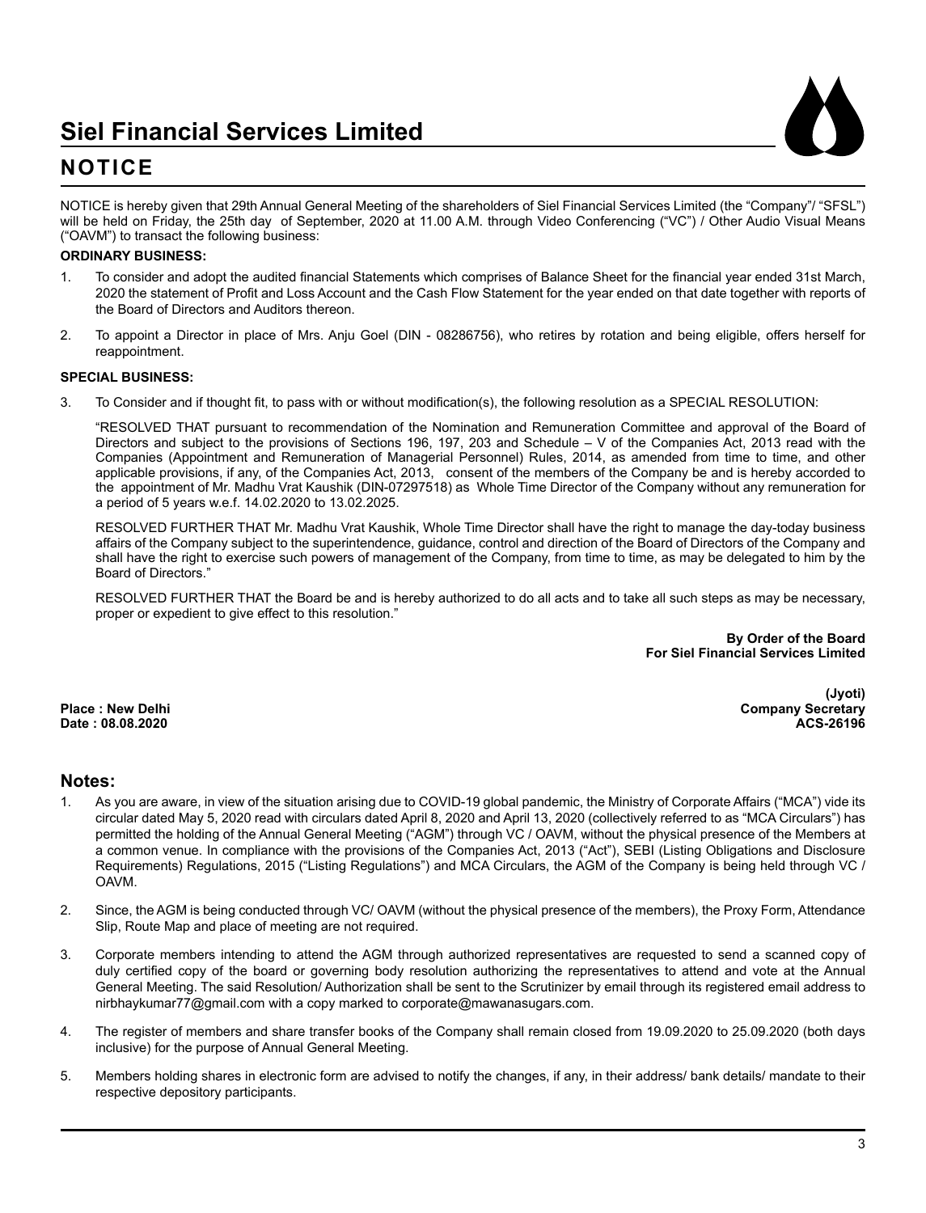# Siel Financial Services Limited

## NOTICE

NOTICE is hereby given that 29th Annual General Meeting of the shareholders of Siel Financial Services Limited (the "Company"/ "SFSL") will be held on Friday, the 25th day of September, 2020 at 11.00 A.M. through Video Conferencing ("VC") / Other Audio Visual Means ("OAVM") to transact the following business:

**ORDINARY BUSINESS:**

1. To consider and adopt the audited financial Statements which comprises of Balance Sheet for the financial year ended 31st March, 2020 the statement of Profit and Loss Account and the Cash Flow Statement for the year ended on that date together with reports of the Board of Directors and Auditors thereon.

2. To appoint a Director in place of Mrs. Anju Goel (DIN - 08286756), who retires by rotation and being eligible, offers herself for reappointment.

**SPECIAL BUSINESS:**

3. To Consider and if thought fit, to pass with or without modification(s), the following resolution as a SPECIAL RESOLUTION:

   "RESOLVED THAT pursuant to recommendation of the Nomination and Remuneration Committee and approval of the Board of Directors and subject to the provisions of Sections 196, 197, 203 and Schedule – V of the Companies Act, 2013 read with the Companies (Appointment and Remuneration of Managerial Personnel) Rules, 2014, as amended from time to time, and other applicable provisions, if any, of the Companies Act, 2013, consent of the members of the Company be and is hereby accorded to the appointment of Mr. Madhu Vrat Kaushik (DIN-07297518) as Whole Time Director of the Company without any remuneration for a period of 5 years w.e.f. 14.02.2020 to 13.02.2025.

   RESOLVED FURTHER THAT Mr. Madhu Vrat Kaushik, Whole Time Director shall have the right to manage the day-today business affairs of the Company subject to the superintendence, guidance, control and direction of the Board of Directors of the Company and shall have the right to exercise such powers of management of the Company, from time to time, as may be delegated to him by the Board of Directors."

   RESOLVED FURTHER THAT the Board be and is hereby authorized to do all acts and to take all such steps as may be necessary, proper or expedient to give effect to this resolution."

**By Order of the Board**
**For Siel Financial Services Limited**

**(Jyoti)**
**Company Secretary**
**ACS-26196**

**Place : New Delhi**
**Date : 08.08.2020**

## Notes:

1. As you are aware, in view of the situation arising due to COVID-19 global pandemic, the Ministry of Corporate Affairs ("MCA") vide its circular dated May 5, 2020 read with circulars dated April 8, 2020 and April 13, 2020 (collectively referred to as "MCA Circulars") has permitted the holding of the Annual General Meeting ("AGM") through VC / OAVM, without the physical presence of the Members at a common venue. In compliance with the provisions of the Companies Act, 2013 ("Act"), SEBI (Listing Obligations and Disclosure Requirements) Regulations, 2015 ("Listing Regulations") and MCA Circulars, the AGM of the Company is being held through VC / OAVM.

2. Since, the AGM is being conducted through VC/ OAVM (without the physical presence of the members), the Proxy Form, Attendance Slip, Route Map and place of meeting are not required.

3. Corporate members intending to attend the AGM through authorized representatives are requested to send a scanned copy of duly certified copy of the board or governing body resolution authorizing the representatives to attend and vote at the Annual General Meeting. The said Resolution/ Authorization shall be sent to the Scrutinizer by email through its registered email address to nirbhaykumar77@gmail.com with a copy marked to corporate@mawanasugars.com.

4. The register of members and share transfer books of the Company shall remain closed from 19.09.2020 to 25.09.2020 (both days inclusive) for the purpose of Annual General Meeting.

5. Members holding shares in electronic form are advised to notify the changes, if any, in their address/ bank details/ mandate to their respective depository participants.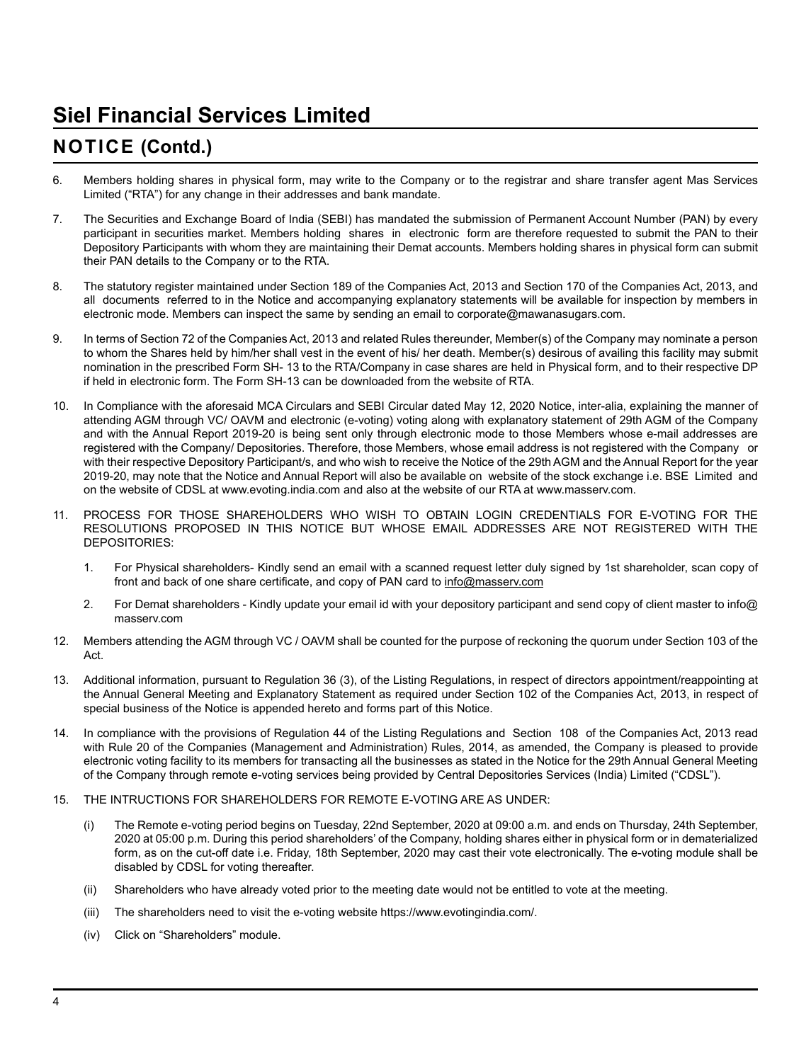# Siel Financial Services Limited

## NOTICE (Contd.)

6. Members holding shares in physical form, may write to the Company or to the registrar and share transfer agent Mas Services Limited ("RTA") for any change in their addresses and bank mandate.

7. The Securities and Exchange Board of India (SEBI) has mandated the submission of Permanent Account Number (PAN) by every participant in securities market. Members holding shares in electronic form are therefore requested to submit the PAN to their Depository Participants with whom they are maintaining their Demat accounts. Members holding shares in physical form can submit their PAN details to the Company or to the RTA.

8. The statutory register maintained under Section 189 of the Companies Act, 2013 and Section 170 of the Companies Act, 2013, and all documents referred to in the Notice and accompanying explanatory statements will be available for inspection by members in electronic mode. Members can inspect the same by sending an email to corporate@mawanasugars.com.

9. In terms of Section 72 of the Companies Act, 2013 and related Rules thereunder, Member(s) of the Company may nominate a person to whom the Shares held by him/her shall vest in the event of his/ her death. Member(s) desirous of availing this facility may submit nomination in the prescribed Form SH- 13 to the RTA/Company in case shares are held in Physical form, and to their respective DP if held in electronic form. The Form SH-13 can be downloaded from the website of RTA.

10. In Compliance with the aforesaid MCA Circulars and SEBI Circular dated May 12, 2020 Notice, inter-alia, explaining the manner of attending AGM through VC/ OAVM and electronic (e-voting) voting along with explanatory statement of 29th AGM of the Company and with the Annual Report 2019-20 is being sent only through electronic mode to those Members whose e-mail addresses are registered with the Company/ Depositories. Therefore, those Members, whose email address is not registered with the Company or with their respective Depository Participant/s, and who wish to receive the Notice of the 29th AGM and the Annual Report for the year 2019-20, may note that the Notice and Annual Report will also be available on website of the stock exchange i.e. BSE Limited and on the website of CDSL at www.evoting.india.com and also at the website of our RTA at www.masserv.com.

11. PROCESS FOR THOSE SHAREHOLDERS WHO WISH TO OBTAIN LOGIN CREDENTIALS FOR E-VOTING FOR THE RESOLUTIONS PROPOSED IN THIS NOTICE BUT WHOSE EMAIL ADDRESSES ARE NOT REGISTERED WITH THE DEPOSITORIES:

    1. For Physical shareholders- Kindly send an email with a scanned request letter duly signed by 1st shareholder, scan copy of front and back of one share certificate, and copy of PAN card to info@masserv.com

    2. For Demat shareholders - Kindly update your email id with your depository participant and send copy of client master to info@ masserv.com

12. Members attending the AGM through VC / OAVM shall be counted for the purpose of reckoning the quorum under Section 103 of the Act.

13. Additional information, pursuant to Regulation 36 (3), of the Listing Regulations, in respect of directors appointment/reappointing at the Annual General Meeting and Explanatory Statement as required under Section 102 of the Companies Act, 2013, in respect of special business of the Notice is appended hereto and forms part of this Notice.

14. In compliance with the provisions of Regulation 44 of the Listing Regulations and Section 108 of the Companies Act, 2013 read with Rule 20 of the Companies (Management and Administration) Rules, 2014, as amended, the Company is pleased to provide electronic voting facility to its members for transacting all the businesses as stated in the Notice for the 29th Annual General Meeting of the Company through remote e-voting services being provided by Central Depositories Services (India) Limited ("CDSL").

15. THE INTRUCTIONS FOR SHAREHOLDERS FOR REMOTE E-VOTING ARE AS UNDER:

    (i) The Remote e-voting period begins on Tuesday, 22nd September, 2020 at 09:00 a.m. and ends on Thursday, 24th September, 2020 at 05:00 p.m. During this period shareholders' of the Company, holding shares either in physical form or in dematerialized form, as on the cut-off date i.e. Friday, 18th September, 2020 may cast their vote electronically. The e-voting module shall be disabled by CDSL for voting thereafter.

    (ii) Shareholders who have already voted prior to the meeting date would not be entitled to vote at the meeting.

    (iii) The shareholders need to visit the e-voting website https://www.evotingindia.com/.

    (iv) Click on "Shareholders" module.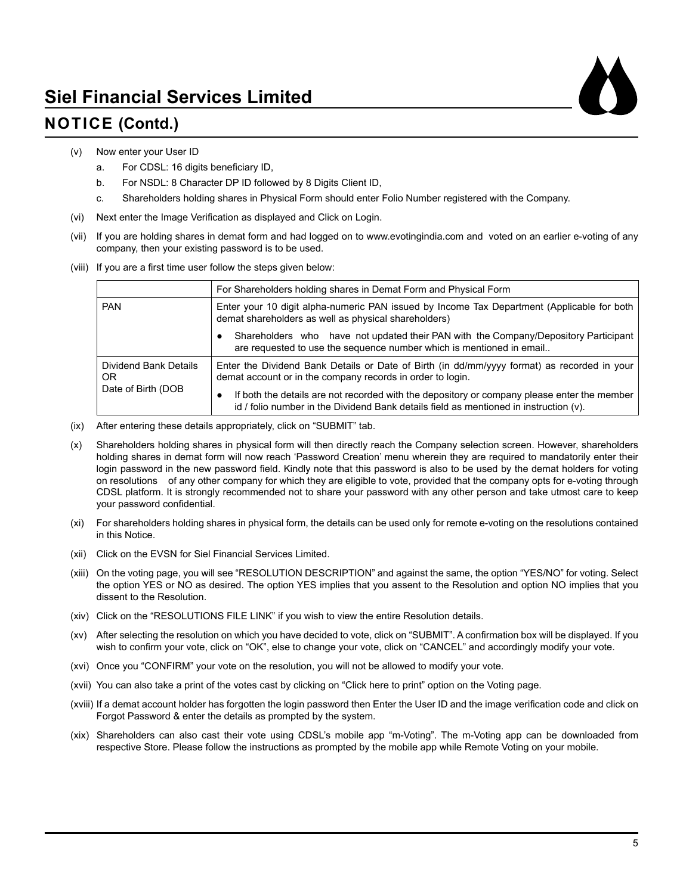## NOTICE (Contd.)

(v) Now enter your User ID

a. For CDSL: 16 digits beneficiary ID,

b. For NSDL: 8 Character DP ID followed by 8 Digits Client ID,

c. Shareholders holding shares in Physical Form should enter Folio Number registered with the Company.

(vi) Next enter the Image Verification as displayed and Click on Login.

(vii) If you are holding shares in demat form and had logged on to www.evotingindia.com and voted on an earlier e-voting of any company, then your existing password is to be used.

(viii) If you are a first time user follow the steps given below:

| | For Shareholders holding shares in Demat Form and Physical Form |
|---|---|
| PAN | Enter your 10 digit alpha-numeric PAN issued by Income Tax Department (Applicable for both demat shareholders as well as physical shareholders)<br>● Shareholders who have not updated their PAN with the Company/Depository Participant are requested to use the sequence number which is mentioned in email.. |
| Dividend Bank Details OR Date of Birth (DOB | Enter the Dividend Bank Details or Date of Birth (in dd/mm/yyyy format) as recorded in your demat account or in the company records in order to login.<br>● If both the details are not recorded with the depository or company please enter the member id / folio number in the Dividend Bank details field as mentioned in instruction (v). |

(ix) After entering these details appropriately, click on "SUBMIT" tab.

(x) Shareholders holding shares in physical form will then directly reach the Company selection screen. However, shareholders holding shares in demat form will now reach 'Password Creation' menu wherein they are required to mandatorily enter their login password in the new password field. Kindly note that this password is also to be used by the demat holders for voting on resolutions of any other company for which they are eligible to vote, provided that the company opts for e-voting through CDSL platform. It is strongly recommended not to share your password with any other person and take utmost care to keep your password confidential.

(xi) For shareholders holding shares in physical form, the details can be used only for remote e-voting on the resolutions contained in this Notice.

(xii) Click on the EVSN for Siel Financial Services Limited.

(xiii) On the voting page, you will see "RESOLUTION DESCRIPTION" and against the same, the option "YES/NO" for voting. Select the option YES or NO as desired. The option YES implies that you assent to the Resolution and option NO implies that you dissent to the Resolution.

(xiv) Click on the "RESOLUTIONS FILE LINK" if you wish to view the entire Resolution details.

(xv) After selecting the resolution on which you have decided to vote, click on "SUBMIT". A confirmation box will be displayed. If you wish to confirm your vote, click on "OK", else to change your vote, click on "CANCEL" and accordingly modify your vote.

(xvi) Once you "CONFIRM" your vote on the resolution, you will not be allowed to modify your vote.

(xvii) You can also take a print of the votes cast by clicking on "Click here to print" option on the Voting page.

(xviii) If a demat account holder has forgotten the login password then Enter the User ID and the image verification code and click on Forgot Password & enter the details as prompted by the system.

(xix) Shareholders can also cast their vote using CDSL's mobile app "m-Voting". The m-Voting app can be downloaded from respective Store. Please follow the instructions as prompted by the mobile app while Remote Voting on your mobile.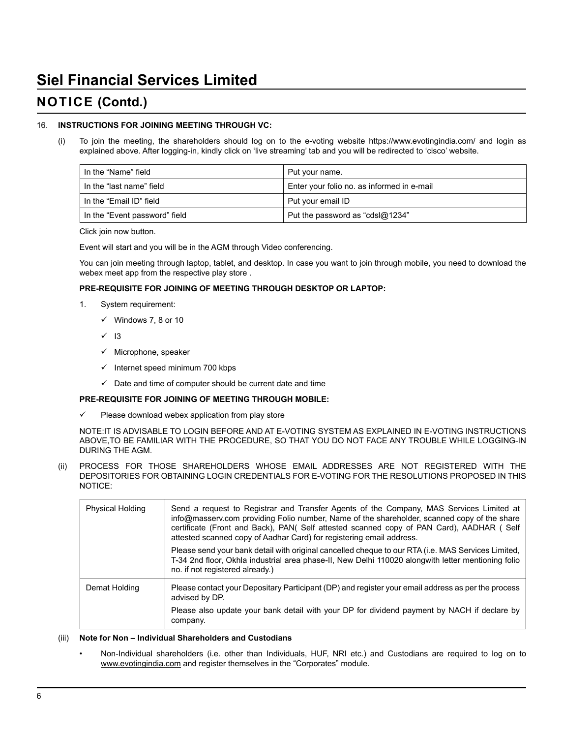# Siel Financial Services Limited

## NOTICE (Contd.)

16. **INSTRUCTIONS FOR JOINING MEETING THROUGH VC:**

(i) To join the meeting, the shareholders should log on to the e-voting website https://www.evotingindia.com/ and login as explained above. After logging-in, kindly click on 'live streaming' tab and you will be redirected to 'cisco' website.

| In the "Name" field | Put your name. |
|---|---|
| In the "last name" field | Enter your folio no. as informed in e-mail |
| In the "Email ID" field | Put your email ID |
| In the "Event password" field | Put the password as "cdsl@1234" |

Click join now button.

Event will start and you will be in the AGM through Video conferencing.

You can join meeting through laptop, tablet, and desktop. In case you want to join through mobile, you need to download the webex meet app from the respective play store .

**PRE-REQUISITE FOR JOINING OF MEETING THROUGH DESKTOP OR LAPTOP:**

1. System requirement:
   - ✓ Windows 7, 8 or 10
   - ✓ I3
   - ✓ Microphone, speaker
   - ✓ Internet speed minimum 700 kbps
   - ✓ Date and time of computer should be current date and time

**PRE-REQUISITE FOR JOINING OF MEETING THROUGH MOBILE:**

✓ Please download webex application from play store

NOTE:IT IS ADVISABLE TO LOGIN BEFORE AND AT E-VOTING SYSTEM AS EXPLAINED IN E-VOTING INSTRUCTIONS ABOVE,TO BE FAMILIAR WITH THE PROCEDURE, SO THAT YOU DO NOT FACE ANY TROUBLE WHILE LOGGING-IN DURING THE AGM.

(ii) PROCESS FOR THOSE SHAREHOLDERS WHOSE EMAIL ADDRESSES ARE NOT REGISTERED WITH THE DEPOSITORIES FOR OBTAINING LOGIN CREDENTIALS FOR E-VOTING FOR THE RESOLUTIONS PROPOSED IN THIS NOTICE:

| Physical Holding | Send a request to Registrar and Transfer Agents of the Company, MAS Services Limited at info@masserv.com providing Folio number, Name of the shareholder, scanned copy of the share certificate (Front and Back), PAN( Self attested scanned copy of PAN Card), AADHAR ( Self attested scanned copy of Aadhar Card) for registering email address.<br><br>Please send your bank detail with original cancelled cheque to our RTA (i.e. MAS Services Limited, T-34 2nd floor, Okhla industrial area phase-II, New Delhi 110020 alongwith letter mentioning folio no. if not registered already.) |
|---|---|
| Demat Holding | Please contact your Depositary Participant (DP) and register your email address as per the process advised by DP.<br><br>Please also update your bank detail with your DP for dividend payment by NACH if declare by company. |

(iii) **Note for Non – Individual Shareholders and Custodians**

- Non-Individual shareholders (i.e. other than Individuals, HUF, NRI etc.) and Custodians are required to log on to www.evotingindia.com and register themselves in the "Corporates" module.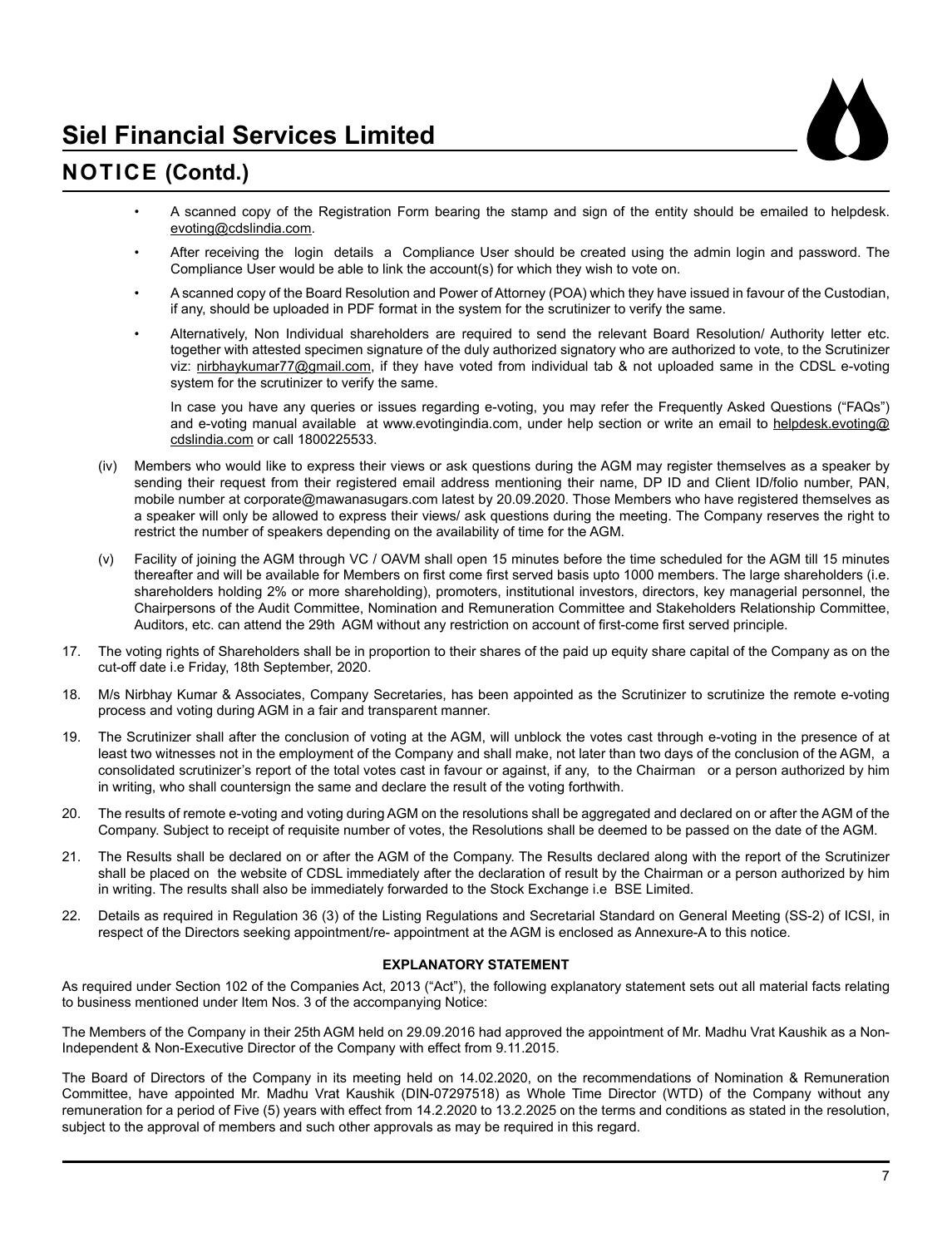- A scanned copy of the Registration Form bearing the stamp and sign of the entity should be emailed to helpdesk.evoting@cdslindia.com.
- After receiving the login details a Compliance User should be created using the admin login and password. The Compliance User would be able to link the account(s) for which they wish to vote on.
- A scanned copy of the Board Resolution and Power of Attorney (POA) which they have issued in favour of the Custodian, if any, should be uploaded in PDF format in the system for the scrutinizer to verify the same.
- Alternatively, Non Individual shareholders are required to send the relevant Board Resolution/ Authority letter etc. together with attested specimen signature of the duly authorized signatory who are authorized to vote, to the Scrutinizer viz: nirbhaykumar77@gmail.com, if they have voted from individual tab & not uploaded same in the CDSL e-voting system for the scrutinizer to verify the same.

  In case you have any queries or issues regarding e-voting, you may refer the Frequently Asked Questions ("FAQs") and e-voting manual available at www.evotingindia.com, under help section or write an email to helpdesk.evoting@cdslindia.com or call 1800225533.

(iv) Members who would like to express their views or ask questions during the AGM may register themselves as a speaker by sending their request from their registered email address mentioning their name, DP ID and Client ID/folio number, PAN, mobile number at corporate@mawanasugars.com latest by 20.09.2020. Those Members who have registered themselves as a speaker will only be allowed to express their views/ ask questions during the meeting. The Company reserves the right to restrict the number of speakers depending on the availability of time for the AGM.

(v) Facility of joining the AGM through VC / OAVM shall open 15 minutes before the time scheduled for the AGM till 15 minutes thereafter and will be available for Members on first come first served basis upto 1000 members. The large shareholders (i.e. shareholders holding 2% or more shareholding), promoters, institutional investors, directors, key managerial personnel, the Chairpersons of the Audit Committee, Nomination and Remuneration Committee and Stakeholders Relationship Committee, Auditors, etc. can attend the 29th AGM without any restriction on account of first-come first served principle.

17. The voting rights of Shareholders shall be in proportion to their shares of the paid up equity share capital of the Company as on the cut-off date i.e Friday, 18th September, 2020.

18. M/s Nirbhay Kumar & Associates, Company Secretaries, has been appointed as the Scrutinizer to scrutinize the remote e-voting process and voting during AGM in a fair and transparent manner.

19. The Scrutinizer shall after the conclusion of voting at the AGM, will unblock the votes cast through e-voting in the presence of at least two witnesses not in the employment of the Company and shall make, not later than two days of the conclusion of the AGM, a consolidated scrutinizer's report of the total votes cast in favour or against, if any, to the Chairman or a person authorized by him in writing, who shall countersign the same and declare the result of the voting forthwith.

20. The results of remote e-voting and voting during AGM on the resolutions shall be aggregated and declared on or after the AGM of the Company. Subject to receipt of requisite number of votes, the Resolutions shall be deemed to be passed on the date of the AGM.

21. The Results shall be declared on or after the AGM of the Company. The Results declared along with the report of the Scrutinizer shall be placed on the website of CDSL immediately after the declaration of result by the Chairman or a person authorized by him in writing. The results shall also be immediately forwarded to the Stock Exchange i.e BSE Limited.

22. Details as required in Regulation 36 (3) of the Listing Regulations and Secretarial Standard on General Meeting (SS-2) of ICSI, in respect of the Directors seeking appointment/re- appointment at the AGM is enclosed as Annexure-A to this notice.

## EXPLANATORY STATEMENT

As required under Section 102 of the Companies Act, 2013 ("Act"), the following explanatory statement sets out all material facts relating to business mentioned under Item Nos. 3 of the accompanying Notice:

The Members of the Company in their 25th AGM held on 29.09.2016 had approved the appointment of Mr. Madhu Vrat Kaushik as a Non-Independent & Non-Executive Director of the Company with effect from 9.11.2015.

The Board of Directors of the Company in its meeting held on 14.02.2020, on the recommendations of Nomination & Remuneration Committee, have appointed Mr. Madhu Vrat Kaushik (DIN-07297518) as Whole Time Director (WTD) of the Company without any remuneration for a period of Five (5) years with effect from 14.2.2020 to 13.2.2025 on the terms and conditions as stated in the resolution, subject to the approval of members and such other approvals as may be required in this regard.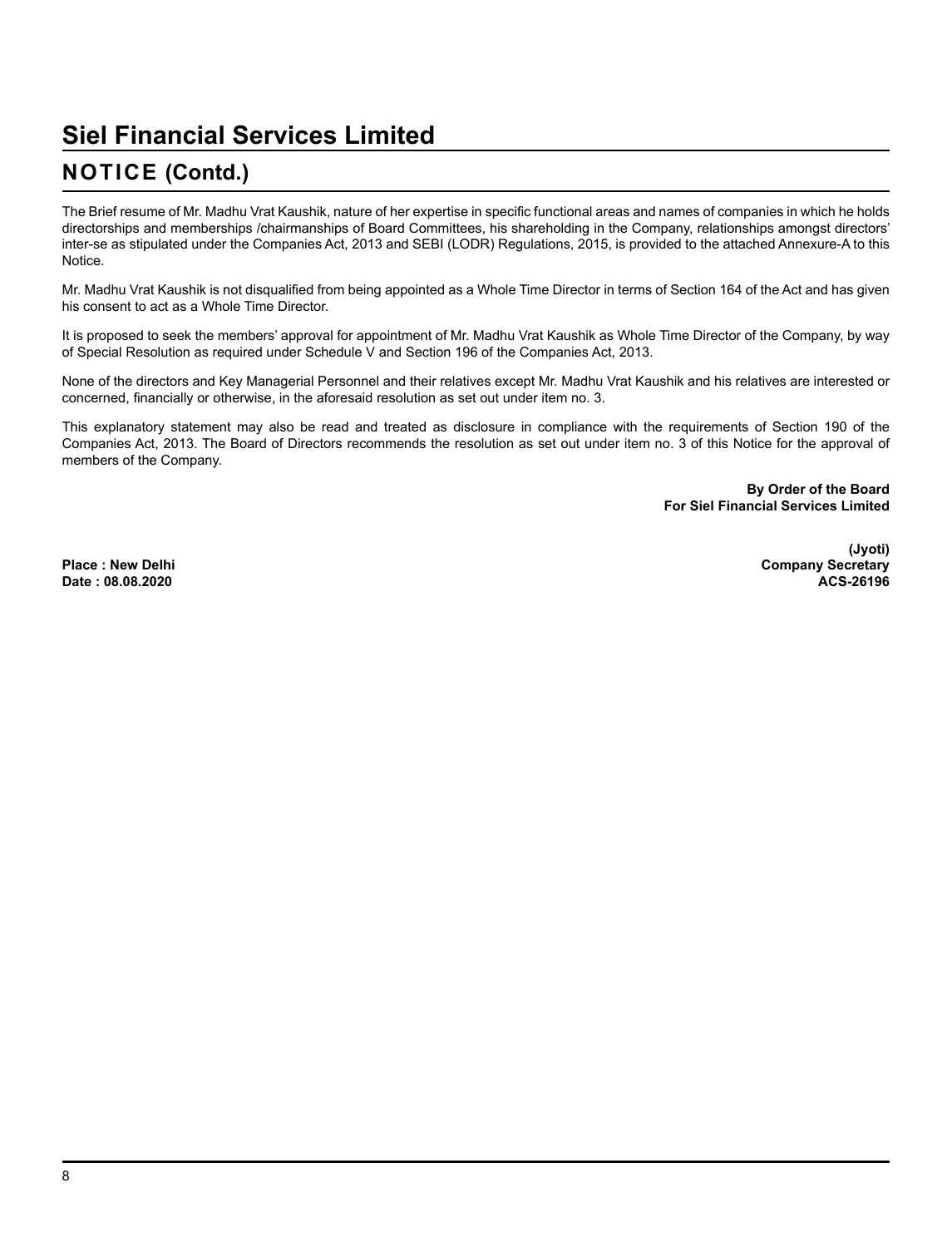# Siel Financial Services Limited

## NOTICE (Contd.)

The Brief resume of Mr. Madhu Vrat Kaushik, nature of her expertise in specific functional areas and names of companies in which he holds directorships and memberships /chairmanships of Board Committees, his shareholding in the Company, relationships amongst directors' inter-se as stipulated under the Companies Act, 2013 and SEBI (LODR) Regulations, 2015, is provided to the attached Annexure-A to this Notice.

Mr. Madhu Vrat Kaushik is not disqualified from being appointed as a Whole Time Director in terms of Section 164 of the Act and has given his consent to act as a Whole Time Director.

It is proposed to seek the members' approval for appointment of Mr. Madhu Vrat Kaushik as Whole Time Director of the Company, by way of Special Resolution as required under Schedule V and Section 196 of the Companies Act, 2013.

None of the directors and Key Managerial Personnel and their relatives except Mr. Madhu Vrat Kaushik and his relatives are interested or concerned, financially or otherwise, in the aforesaid resolution as set out under item no. 3.

This explanatory statement may also be read and treated as disclosure in compliance with the requirements of Section 190 of the Companies Act, 2013. The Board of Directors recommends the resolution as set out under item no. 3 of this Notice for the approval of members of the Company.

**By Order of the Board**
**For Siel Financial Services Limited**

**(Jyoti)**
**Company Secretary**
**ACS-26196**

**Place : New Delhi**
**Date : 08.08.2020**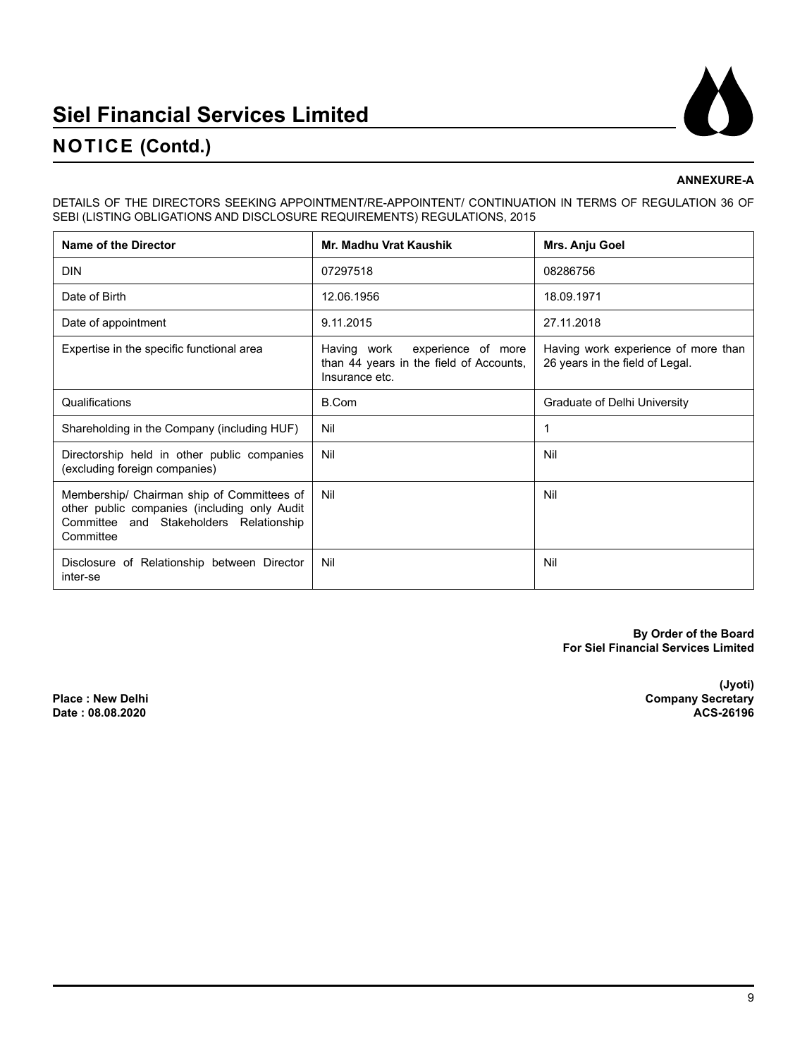## ANNEXURE-A

DETAILS OF THE DIRECTORS SEEKING APPOINTMENT/RE-APPOINTENT/ CONTINUATION IN TERMS OF REGULATION 36 OF SEBI (LISTING OBLIGATIONS AND DISCLOSURE REQUIREMENTS) REGULATIONS, 2015

| Name of the Director | Mr. Madhu Vrat Kaushik | Mrs. Anju Goel |
|---|---|---|
| DIN | 07297518 | 08286756 |
| Date of Birth | 12.06.1956 | 18.09.1971 |
| Date of appointment | 9.11.2015 | 27.11.2018 |
| Expertise in the specific functional area | Having work experience of more than 44 years in the field of Accounts, Insurance etc. | Having work experience of more than 26 years in the field of Legal. |
| Qualifications | B.Com | Graduate of Delhi University |
| Shareholding in the Company (including HUF) | Nil | 1 |
| Directorship held in other public companies (excluding foreign companies) | Nil | Nil |
| Membership/ Chairman ship of Committees of other public companies (including only Audit Committee and Stakeholders Relationship Committee | Nil | Nil |
| Disclosure of Relationship between Director inter-se | Nil | Nil |

**By Order of the Board**
**For Siel Financial Services Limited**

**(Jyoti)**
**Company Secretary**
**ACS-26196**

**Place : New Delhi**
**Date : 08.08.2020**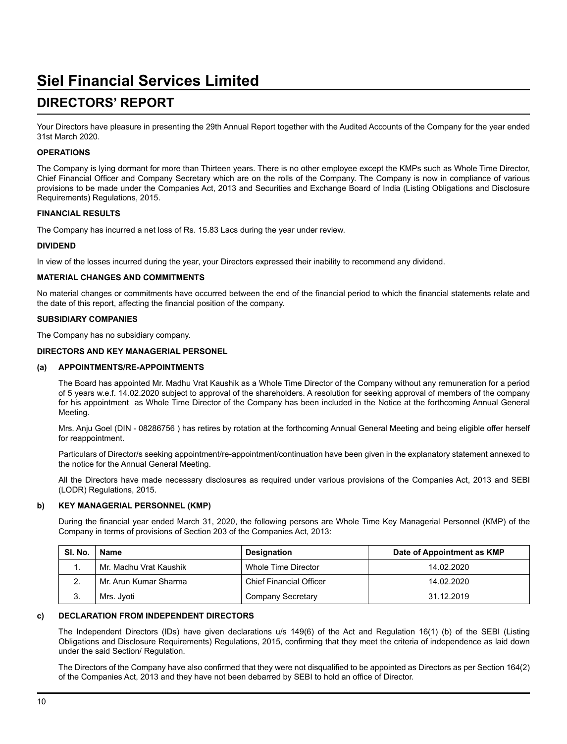# Siel Financial Services Limited

## DIRECTORS' REPORT

Your Directors have pleasure in presenting the 29th Annual Report together with the Audited Accounts of the Company for the year ended 31st March 2020.

### OPERATIONS

The Company is lying dormant for more than Thirteen years. There is no other employee except the KMPs such as Whole Time Director, Chief Financial Officer and Company Secretary which are on the rolls of the Company. The Company is now in compliance of various provisions to be made under the Companies Act, 2013 and Securities and Exchange Board of India (Listing Obligations and Disclosure Requirements) Regulations, 2015.

### FINANCIAL RESULTS

The Company has incurred a net loss of Rs. 15.83 Lacs during the year under review.

### DIVIDEND

In view of the losses incurred during the year, your Directors expressed their inability to recommend any dividend.

### MATERIAL CHANGES AND COMMITMENTS

No material changes or commitments have occurred between the end of the financial period to which the financial statements relate and the date of this report, affecting the financial position of the company.

### SUBSIDIARY COMPANIES

The Company has no subsidiary company.

### DIRECTORS AND KEY MANAGERIAL PERSONEL

#### (a) APPOINTMENTS/RE-APPOINTMENTS

The Board has appointed Mr. Madhu Vrat Kaushik as a Whole Time Director of the Company without any remuneration for a period of 5 years w.e.f. 14.02.2020 subject to approval of the shareholders. A resolution for seeking approval of members of the company for his appointment as Whole Time Director of the Company has been included in the Notice at the forthcoming Annual General Meeting.

Mrs. Anju Goel (DIN - 08286756 ) has retires by rotation at the forthcoming Annual General Meeting and being eligible offer herself for reappointment.

Particulars of Director/s seeking appointment/re-appointment/continuation have been given in the explanatory statement annexed to the notice for the Annual General Meeting.

All the Directors have made necessary disclosures as required under various provisions of the Companies Act, 2013 and SEBI (LODR) Regulations, 2015.

#### b) KEY MANAGERIAL PERSONNEL (KMP)

During the financial year ended March 31, 2020, the following persons are Whole Time Key Managerial Personnel (KMP) of the Company in terms of provisions of Section 203 of the Companies Act, 2013:

| Sl. No. | Name | Designation | Date of Appointment as KMP |
|---|---|---|---|
| 1. | Mr. Madhu Vrat Kaushik | Whole Time Director | 14.02.2020 |
| 2. | Mr. Arun Kumar Sharma | Chief Financial Officer | 14.02.2020 |
| 3. | Mrs. Jyoti | Company Secretary | 31.12.2019 |

#### c) DECLARATION FROM INDEPENDENT DIRECTORS

The Independent Directors (IDs) have given declarations u/s 149(6) of the Act and Regulation 16(1) (b) of the SEBI (Listing Obligations and Disclosure Requirements) Regulations, 2015, confirming that they meet the criteria of independence as laid down under the said Section/ Regulation.

The Directors of the Company have also confirmed that they were not disqualified to be appointed as Directors as per Section 164(2) of the Companies Act, 2013 and they have not been debarred by SEBI to hold an office of Director.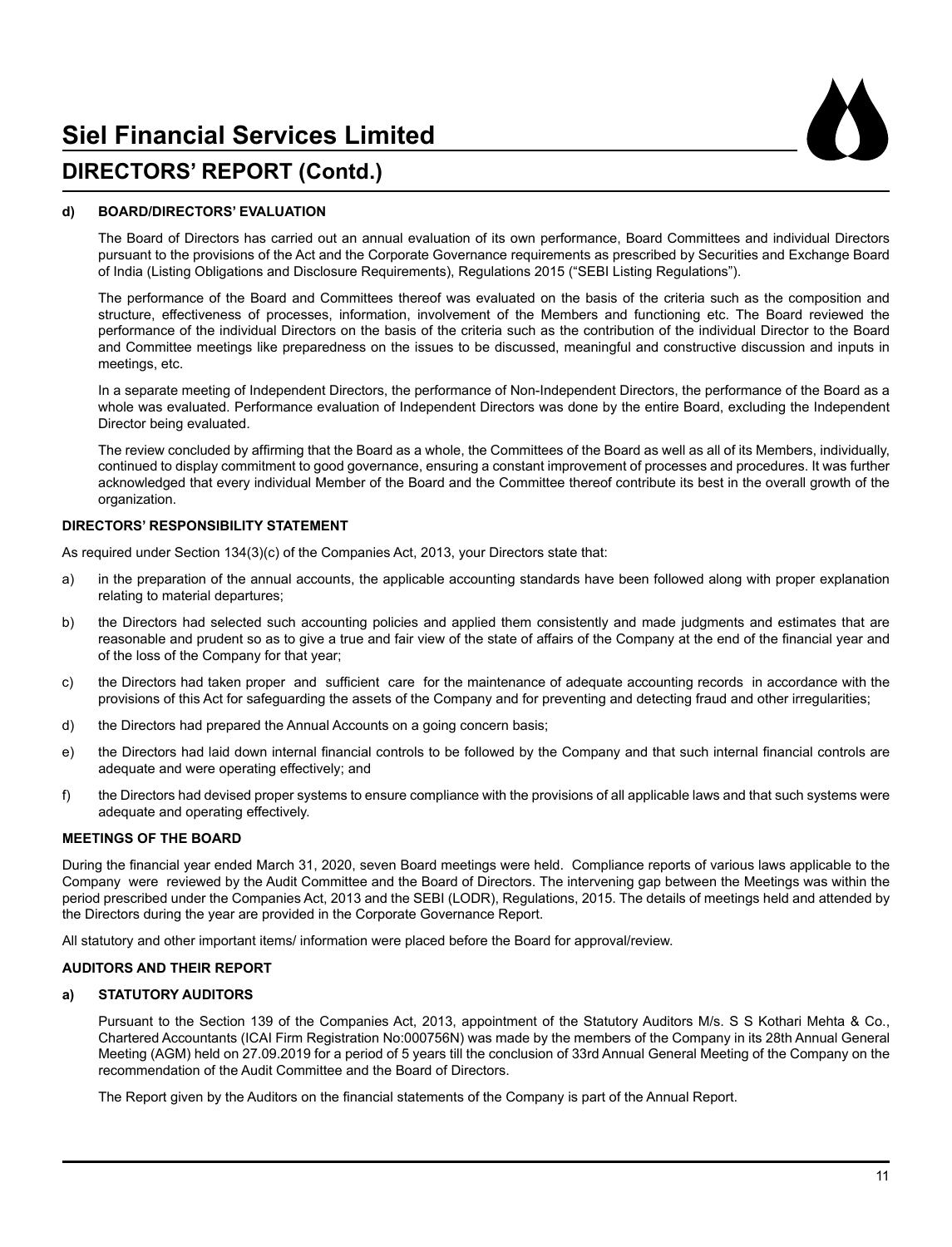**d) BOARD/DIRECTORS' EVALUATION**

The Board of Directors has carried out an annual evaluation of its own performance, Board Committees and individual Directors pursuant to the provisions of the Act and the Corporate Governance requirements as prescribed by Securities and Exchange Board of India (Listing Obligations and Disclosure Requirements), Regulations 2015 ("SEBI Listing Regulations").

The performance of the Board and Committees thereof was evaluated on the basis of the criteria such as the composition and structure, effectiveness of processes, information, involvement of the Members and functioning etc. The Board reviewed the performance of the individual Directors on the basis of the criteria such as the contribution of the individual Director to the Board and Committee meetings like preparedness on the issues to be discussed, meaningful and constructive discussion and inputs in meetings, etc.

In a separate meeting of Independent Directors, the performance of Non-Independent Directors, the performance of the Board as a whole was evaluated. Performance evaluation of Independent Directors was done by the entire Board, excluding the Independent Director being evaluated.

The review concluded by affirming that the Board as a whole, the Committees of the Board as well as all of its Members, individually, continued to display commitment to good governance, ensuring a constant improvement of processes and procedures. It was further acknowledged that every individual Member of the Board and the Committee thereof contribute its best in the overall growth of the organization.

## DIRECTORS' RESPONSIBILITY STATEMENT

As required under Section 134(3)(c) of the Companies Act, 2013, your Directors state that:

a) in the preparation of the annual accounts, the applicable accounting standards have been followed along with proper explanation relating to material departures;

b) the Directors had selected such accounting policies and applied them consistently and made judgments and estimates that are reasonable and prudent so as to give a true and fair view of the state of affairs of the Company at the end of the financial year and of the loss of the Company for that year;

c) the Directors had taken proper and sufficient care for the maintenance of adequate accounting records in accordance with the provisions of this Act for safeguarding the assets of the Company and for preventing and detecting fraud and other irregularities;

d) the Directors had prepared the Annual Accounts on a going concern basis;

e) the Directors had laid down internal financial controls to be followed by the Company and that such internal financial controls are adequate and were operating effectively; and

f) the Directors had devised proper systems to ensure compliance with the provisions of all applicable laws and that such systems were adequate and operating effectively.

## MEETINGS OF THE BOARD

During the financial year ended March 31, 2020, seven Board meetings were held. Compliance reports of various laws applicable to the Company were reviewed by the Audit Committee and the Board of Directors. The intervening gap between the Meetings was within the period prescribed under the Companies Act, 2013 and the SEBI (LODR), Regulations, 2015. The details of meetings held and attended by the Directors during the year are provided in the Corporate Governance Report.

All statutory and other important items/ information were placed before the Board for approval/review.

## AUDITORS AND THEIR REPORT

**a) STATUTORY AUDITORS**

Pursuant to the Section 139 of the Companies Act, 2013, appointment of the Statutory Auditors M/s. S S Kothari Mehta & Co., Chartered Accountants (ICAI Firm Registration No:000756N) was made by the members of the Company in its 28th Annual General Meeting (AGM) held on 27.09.2019 for a period of 5 years till the conclusion of 33rd Annual General Meeting of the Company on the recommendation of the Audit Committee and the Board of Directors.

The Report given by the Auditors on the financial statements of the Company is part of the Annual Report.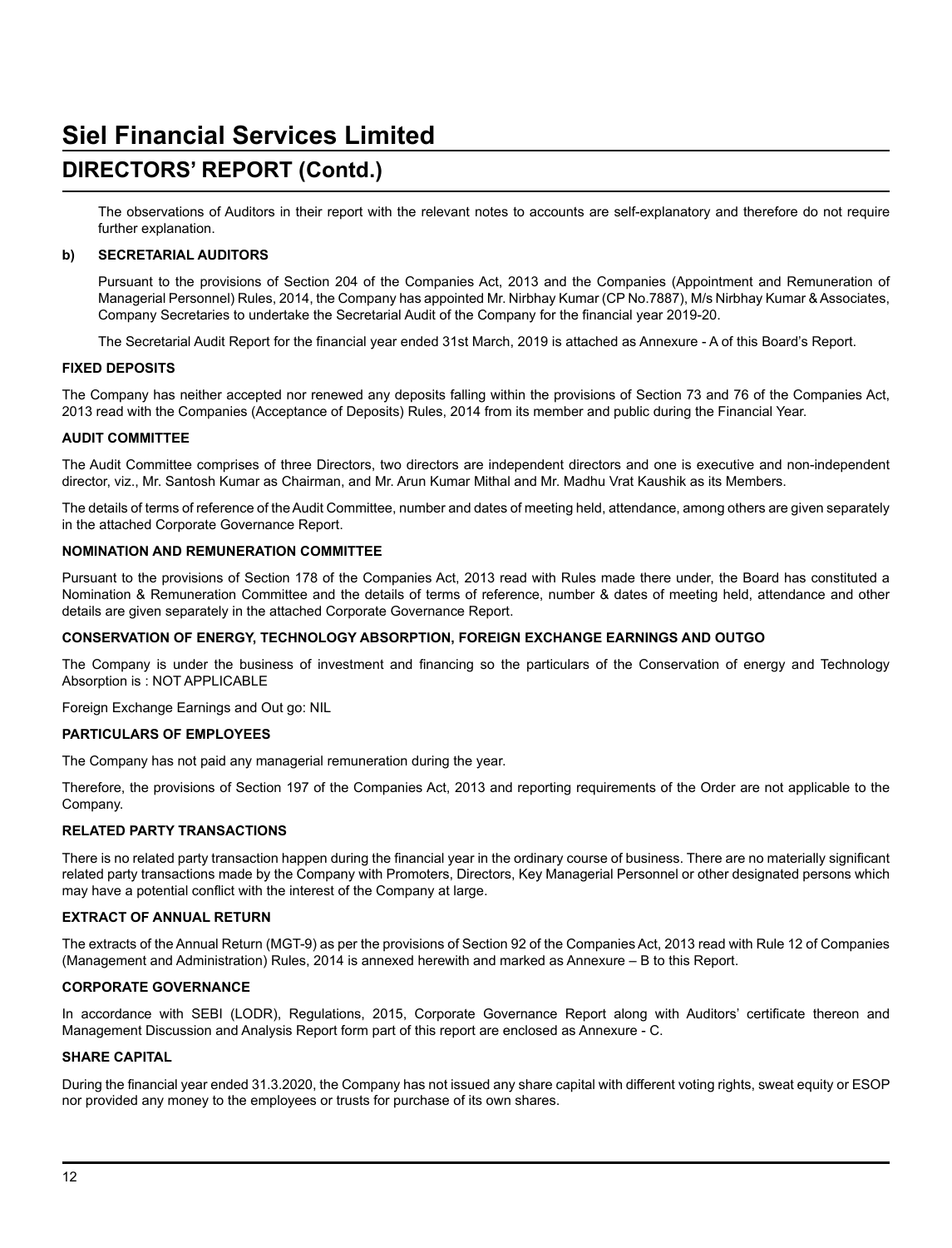# Siel Financial Services Limited

## DIRECTORS' REPORT (Contd.)

The observations of Auditors in their report with the relevant notes to accounts are self-explanatory and therefore do not require further explanation.

**b) SECRETARIAL AUDITORS**

Pursuant to the provisions of Section 204 of the Companies Act, 2013 and the Companies (Appointment and Remuneration of Managerial Personnel) Rules, 2014, the Company has appointed Mr. Nirbhay Kumar (CP No.7887), M/s Nirbhay Kumar & Associates, Company Secretaries to undertake the Secretarial Audit of the Company for the financial year 2019-20.

The Secretarial Audit Report for the financial year ended 31st March, 2019 is attached as Annexure - A of this Board's Report.

**FIXED DEPOSITS**

The Company has neither accepted nor renewed any deposits falling within the provisions of Section 73 and 76 of the Companies Act, 2013 read with the Companies (Acceptance of Deposits) Rules, 2014 from its member and public during the Financial Year.

**AUDIT COMMITTEE**

The Audit Committee comprises of three Directors, two directors are independent directors and one is executive and non-independent director, viz., Mr. Santosh Kumar as Chairman, and Mr. Arun Kumar Mithal and Mr. Madhu Vrat Kaushik as its Members.

The details of terms of reference of the Audit Committee, number and dates of meeting held, attendance, among others are given separately in the attached Corporate Governance Report.

**NOMINATION AND REMUNERATION COMMITTEE**

Pursuant to the provisions of Section 178 of the Companies Act, 2013 read with Rules made there under, the Board has constituted a Nomination & Remuneration Committee and the details of terms of reference, number & dates of meeting held, attendance and other details are given separately in the attached Corporate Governance Report.

**CONSERVATION OF ENERGY, TECHNOLOGY ABSORPTION, FOREIGN EXCHANGE EARNINGS AND OUTGO**

The Company is under the business of investment and financing so the particulars of the Conservation of energy and Technology Absorption is : NOT APPLICABLE

Foreign Exchange Earnings and Out go: NIL

**PARTICULARS OF EMPLOYEES**

The Company has not paid any managerial remuneration during the year.

Therefore, the provisions of Section 197 of the Companies Act, 2013 and reporting requirements of the Order are not applicable to the Company.

**RELATED PARTY TRANSACTIONS**

There is no related party transaction happen during the financial year in the ordinary course of business. There are no materially significant related party transactions made by the Company with Promoters, Directors, Key Managerial Personnel or other designated persons which may have a potential conflict with the interest of the Company at large.

**EXTRACT OF ANNUAL RETURN**

The extracts of the Annual Return (MGT-9) as per the provisions of Section 92 of the Companies Act, 2013 read with Rule 12 of Companies (Management and Administration) Rules, 2014 is annexed herewith and marked as Annexure – B to this Report.

**CORPORATE GOVERNANCE**

In accordance with SEBI (LODR), Regulations, 2015, Corporate Governance Report along with Auditors' certificate thereon and Management Discussion and Analysis Report form part of this report are enclosed as Annexure - C.

**SHARE CAPITAL**

During the financial year ended 31.3.2020, the Company has not issued any share capital with different voting rights, sweat equity or ESOP nor provided any money to the employees or trusts for purchase of its own shares.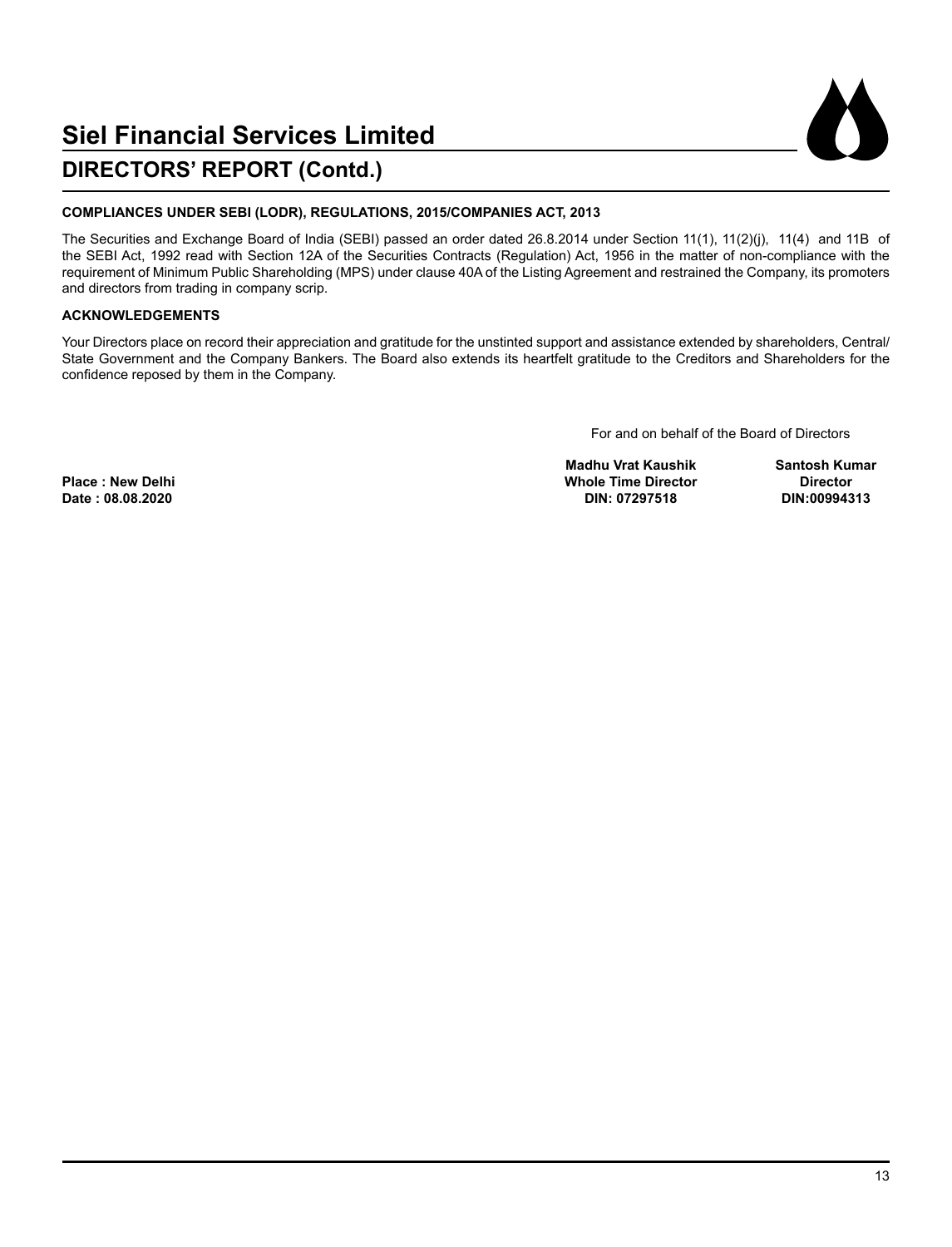# Siel Financial Services Limited

## DIRECTORS' REPORT (Contd.)

**COMPLIANCES UNDER SEBI (LODR), REGULATIONS, 2015/COMPANIES ACT, 2013**

The Securities and Exchange Board of India (SEBI) passed an order dated 26.8.2014 under Section 11(1), 11(2)(j), 11(4) and 11B of the SEBI Act, 1992 read with Section 12A of the Securities Contracts (Regulation) Act, 1956 in the matter of non-compliance with the requirement of Minimum Public Shareholding (MPS) under clause 40A of the Listing Agreement and restrained the Company, its promoters and directors from trading in company scrip.

**ACKNOWLEDGEMENTS**

Your Directors place on record their appreciation and gratitude for the unstinted support and assistance extended by shareholders, Central/ State Government and the Company Bankers. The Board also extends its heartfelt gratitude to the Creditors and Shareholders for the confidence reposed by them in the Company.

For and on behalf of the Board of Directors

| | Madhu Vrat Kaushik | Santosh Kumar |
|---|---|---|
| **Place : New Delhi** | **Whole Time Director** | **Director** |
| **Date : 08.08.2020** | **DIN: 07297518** | **DIN:00994313** |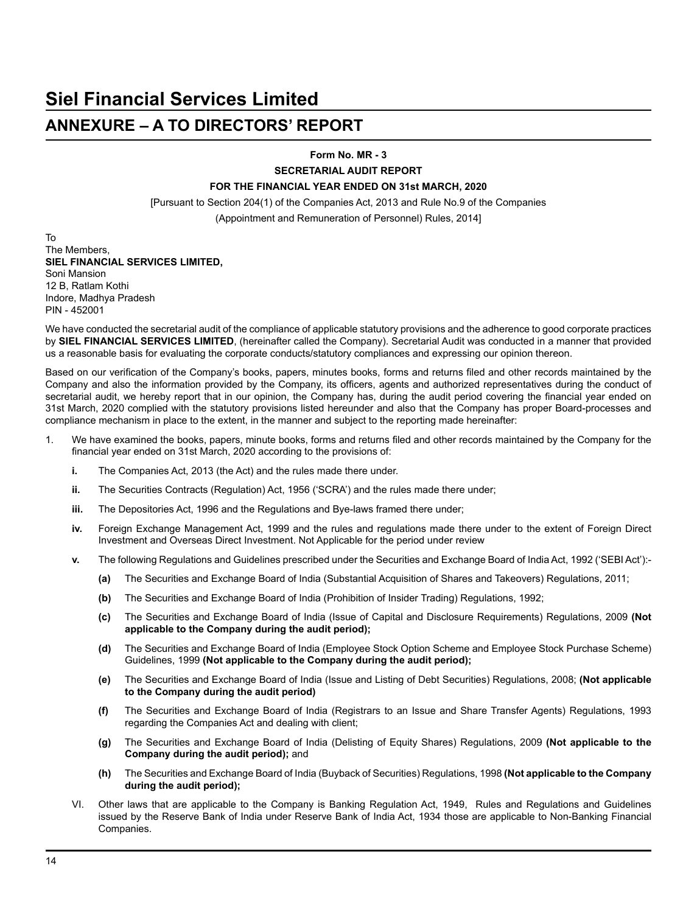# Siel Financial Services Limited

## ANNEXURE – A TO DIRECTORS' REPORT

**Form No. MR - 3**

**SECRETARIAL AUDIT REPORT**

**FOR THE FINANCIAL YEAR ENDED ON 31st MARCH, 2020**

[Pursuant to Section 204(1) of the Companies Act, 2013 and Rule No.9 of the Companies (Appointment and Remuneration of Personnel) Rules, 2014]

To
The Members,
**SIEL FINANCIAL SERVICES LIMITED,**
Soni Mansion
12 B, Ratlam Kothi
Indore, Madhya Pradesh
PIN - 452001

We have conducted the secretarial audit of the compliance of applicable statutory provisions and the adherence to good corporate practices by **SIEL FINANCIAL SERVICES LIMITED**, (hereinafter called the Company). Secretarial Audit was conducted in a manner that provided us a reasonable basis for evaluating the corporate conducts/statutory compliances and expressing our opinion thereon.

Based on our verification of the Company's books, papers, minutes books, forms and returns filed and other records maintained by the Company and also the information provided by the Company, its officers, agents and authorized representatives during the conduct of secretarial audit, we hereby report that in our opinion, the Company has, during the audit period covering the financial year ended on 31st March, 2020 complied with the statutory provisions listed hereunder and also that the Company has proper Board-processes and compliance mechanism in place to the extent, in the manner and subject to the reporting made hereinafter:

1. We have examined the books, papers, minute books, forms and returns filed and other records maintained by the Company for the financial year ended on 31st March, 2020 according to the provisions of:

   **i.** The Companies Act, 2013 (the Act) and the rules made there under.

   **ii.** The Securities Contracts (Regulation) Act, 1956 ('SCRA') and the rules made there under;

   **iii.** The Depositories Act, 1996 and the Regulations and Bye-laws framed there under;

   **iv.** Foreign Exchange Management Act, 1999 and the rules and regulations made there under to the extent of Foreign Direct Investment and Overseas Direct Investment. Not Applicable for the period under review

   **v.** The following Regulations and Guidelines prescribed under the Securities and Exchange Board of India Act, 1992 ('SEBI Act'):-

      **(a)** The Securities and Exchange Board of India (Substantial Acquisition of Shares and Takeovers) Regulations, 2011;

      **(b)** The Securities and Exchange Board of India (Prohibition of Insider Trading) Regulations, 1992;

      **(c)** The Securities and Exchange Board of India (Issue of Capital and Disclosure Requirements) Regulations, 2009 **(Not applicable to the Company during the audit period);**

      **(d)** The Securities and Exchange Board of India (Employee Stock Option Scheme and Employee Stock Purchase Scheme) Guidelines, 1999 **(Not applicable to the Company during the audit period);**

      **(e)** The Securities and Exchange Board of India (Issue and Listing of Debt Securities) Regulations, 2008; **(Not applicable to the Company during the audit period)**

      **(f)** The Securities and Exchange Board of India (Registrars to an Issue and Share Transfer Agents) Regulations, 1993 regarding the Companies Act and dealing with client;

      **(g)** The Securities and Exchange Board of India (Delisting of Equity Shares) Regulations, 2009 **(Not applicable to the Company during the audit period);** and

      **(h)** The Securities and Exchange Board of India (Buyback of Securities) Regulations, 1998 **(Not applicable to the Company during the audit period);**

   VI. Other laws that are applicable to the Company is Banking Regulation Act, 1949, Rules and Regulations and Guidelines issued by the Reserve Bank of India under Reserve Bank of India Act, 1934 those are applicable to Non-Banking Financial Companies.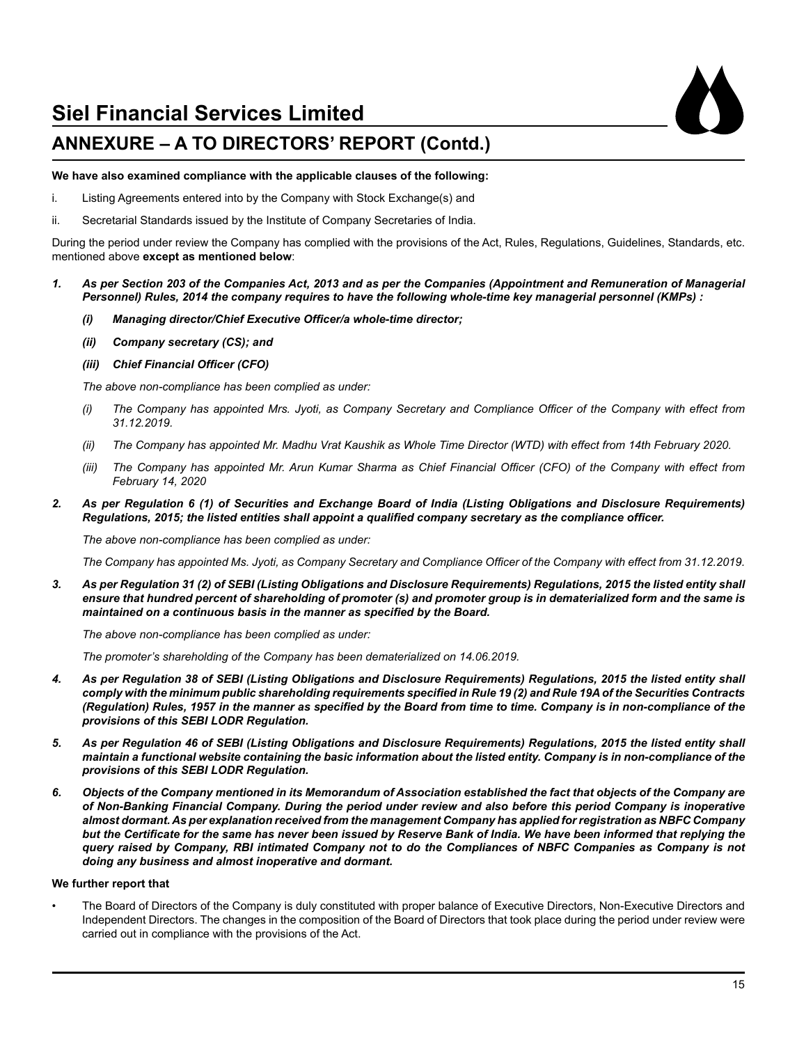# Siel Financial Services Limited

## ANNEXURE – A TO DIRECTORS' REPORT (Contd.)

**We have also examined compliance with the applicable clauses of the following:**

i. Listing Agreements entered into by the Company with Stock Exchange(s) and

ii. Secretarial Standards issued by the Institute of Company Secretaries of India.

During the period under review the Company has complied with the provisions of the Act, Rules, Regulations, Guidelines, Standards, etc. mentioned above **except as mentioned below**:

1. ***As per Section 203 of the Companies Act, 2013 and as per the Companies (Appointment and Remuneration of Managerial Personnel) Rules, 2014 the company requires to have the following whole-time key managerial personnel (KMPs) :***

   ***(i) Managing director/Chief Executive Officer/a whole-time director;***

   ***(ii) Company secretary (CS); and***

   ***(iii) Chief Financial Officer (CFO)***

   *The above non-compliance has been complied as under:*

   *(i) The Company has appointed Mrs. Jyoti, as Company Secretary and Compliance Officer of the Company with effect from 31.12.2019.*

   *(ii) The Company has appointed Mr. Madhu Vrat Kaushik as Whole Time Director (WTD) with effect from 14th February 2020.*

   *(iii) The Company has appointed Mr. Arun Kumar Sharma as Chief Financial Officer (CFO) of the Company with effect from February 14, 2020*

2. ***As per Regulation 6 (1) of Securities and Exchange Board of India (Listing Obligations and Disclosure Requirements) Regulations, 2015; the listed entities shall appoint a qualified company secretary as the compliance officer.***

   *The above non-compliance has been complied as under:*

   *The Company has appointed Ms. Jyoti, as Company Secretary and Compliance Officer of the Company with effect from 31.12.2019.*

3. ***As per Regulation 31 (2) of SEBI (Listing Obligations and Disclosure Requirements) Regulations, 2015 the listed entity shall ensure that hundred percent of shareholding of promoter (s) and promoter group is in dematerialized form and the same is maintained on a continuous basis in the manner as specified by the Board.***

   *The above non-compliance has been complied as under:*

   *The promoter's shareholding of the Company has been dematerialized on 14.06.2019.*

4. ***As per Regulation 38 of SEBI (Listing Obligations and Disclosure Requirements) Regulations, 2015 the listed entity shall comply with the minimum public shareholding requirements specified in Rule 19 (2) and Rule 19A of the Securities Contracts (Regulation) Rules, 1957 in the manner as specified by the Board from time to time. Company is in non-compliance of the provisions of this SEBI LODR Regulation.***

5. ***As per Regulation 46 of SEBI (Listing Obligations and Disclosure Requirements) Regulations, 2015 the listed entity shall maintain a functional website containing the basic information about the listed entity. Company is in non-compliance of the provisions of this SEBI LODR Regulation.***

6. ***Objects of the Company mentioned in its Memorandum of Association established the fact that objects of the Company are of Non-Banking Financial Company. During the period under review and also before this period Company is inoperative almost dormant. As per explanation received from the management Company has applied for registration as NBFC Company but the Certificate for the same has never been issued by Reserve Bank of India. We have been informed that replying the query raised by Company, RBI intimated Company not to do the Compliances of NBFC Companies as Company is not doing any business and almost inoperative and dormant.***

**We further report that**

- The Board of Directors of the Company is duly constituted with proper balance of Executive Directors, Non-Executive Directors and Independent Directors. The changes in the composition of the Board of Directors that took place during the period under review were carried out in compliance with the provisions of the Act.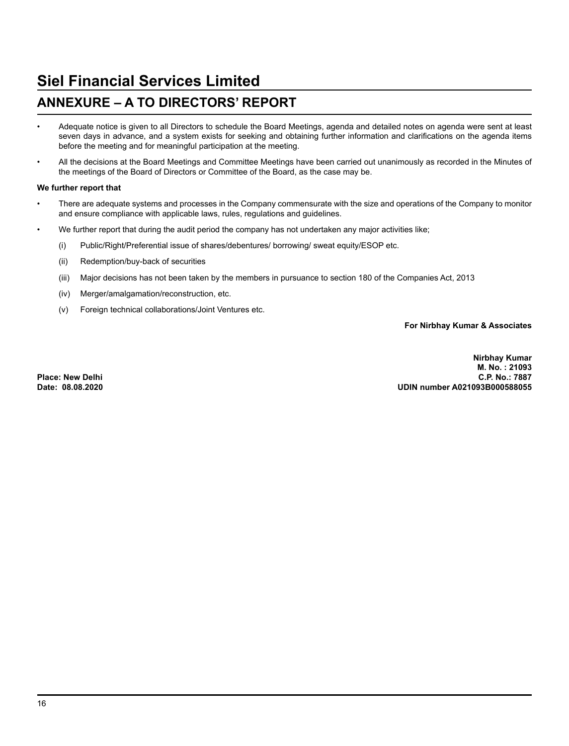# Siel Financial Services Limited

## ANNEXURE – A TO DIRECTORS' REPORT

- Adequate notice is given to all Directors to schedule the Board Meetings, agenda and detailed notes on agenda were sent at least seven days in advance, and a system exists for seeking and obtaining further information and clarifications on the agenda items before the meeting and for meaningful participation at the meeting.
- All the decisions at the Board Meetings and Committee Meetings have been carried out unanimously as recorded in the Minutes of the meetings of the Board of Directors or Committee of the Board, as the case may be.

**We further report that**

- There are adequate systems and processes in the Company commensurate with the size and operations of the Company to monitor and ensure compliance with applicable laws, rules, regulations and guidelines.
- We further report that during the audit period the company has not undertaken any major activities like;
  - (i) Public/Right/Preferential issue of shares/debentures/ borrowing/ sweat equity/ESOP etc.
  - (ii) Redemption/buy-back of securities
  - (iii) Major decisions has not been taken by the members in pursuance to section 180 of the Companies Act, 2013
  - (iv) Merger/amalgamation/reconstruction, etc.
  - (v) Foreign technical collaborations/Joint Ventures etc.

**For Nirbhay Kumar & Associates**

**Nirbhay Kumar**
**M. No. : 21093**
**C.P. No.: 7887**
**UDIN number A021093B000588055**

**Place: New Delhi**
**Date: 08.08.2020**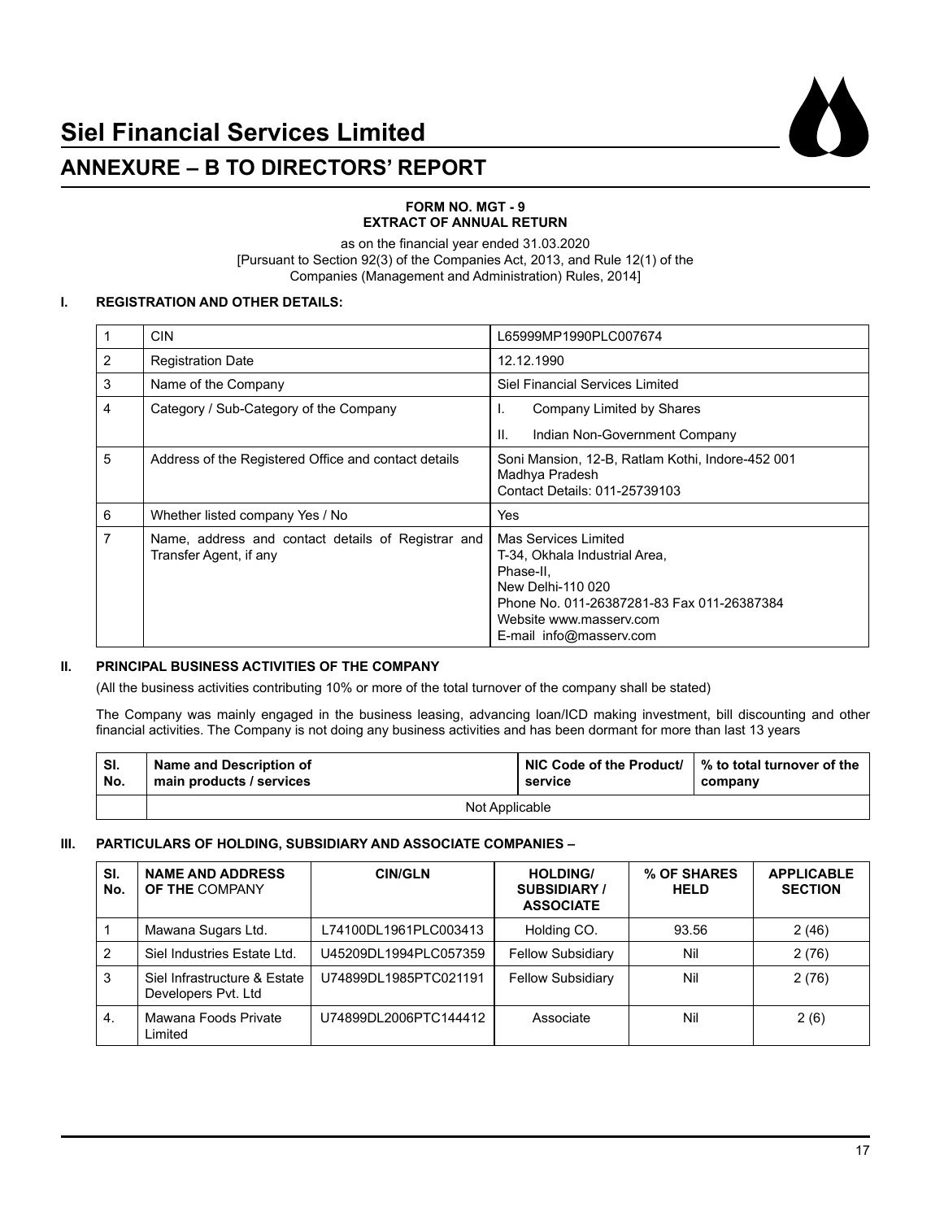# Siel Financial Services Limited

## ANNEXURE – B TO DIRECTORS' REPORT

**FORM NO. MGT - 9**
**EXTRACT OF ANNUAL RETURN**

as on the financial year ended 31.03.2020
[Pursuant to Section 92(3) of the Companies Act, 2013, and Rule 12(1) of the Companies (Management and Administration) Rules, 2014]

### I. REGISTRATION AND OTHER DETAILS:

| | | |
|---|---|---|
| 1 | CIN | L65999MP1990PLC007674 |
| 2 | Registration Date | 12.12.1990 |
| 3 | Name of the Company | Siel Financial Services Limited |
| 4 | Category / Sub-Category of the Company | I. Company Limited by Shares<br>II. Indian Non-Government Company |
| 5 | Address of the Registered Office and contact details | Soni Mansion, 12-B, Ratlam Kothi, Indore-452 001 Madhya Pradesh<br>Contact Details: 011-25739103 |
| 6 | Whether listed company Yes / No | Yes |
| 7 | Name, address and contact details of Registrar and Transfer Agent, if any | Mas Services Limited<br>T-34, Okhala Industrial Area,<br>Phase-II,<br>New Delhi-110 020<br>Phone No. 011-26387281-83 Fax 011-26387384<br>Website www.masserv.com<br>E-mail info@masserv.com |

### II. PRINCIPAL BUSINESS ACTIVITIES OF THE COMPANY

(All the business activities contributing 10% or more of the total turnover of the company shall be stated)

The Company was mainly engaged in the business leasing, advancing loan/ICD making investment, bill discounting and other financial activities. The Company is not doing any business activities and has been dormant for more than last 13 years

| Sl. No. | Name and Description of main products / services | NIC Code of the Product/ service | % to total turnover of the company |
|---|---|---|---|
| | Not Applicable | | |

### III. PARTICULARS OF HOLDING, SUBSIDIARY AND ASSOCIATE COMPANIES –

| Sl. No. | NAME AND ADDRESS OF THE COMPANY | CIN/GLN | HOLDING/ SUBSIDIARY / ASSOCIATE | % OF SHARES HELD | APPLICABLE SECTION |
|---|---|---|---|---|---|
| 1 | Mawana Sugars Ltd. | L74100DL1961PLC003413 | Holding CO. | 93.56 | 2 (46) |
| 2 | Siel Industries Estate Ltd. | U45209DL1994PLC057359 | Fellow Subsidiary | Nil | 2 (76) |
| 3 | Siel Infrastructure & Estate Developers Pvt. Ltd | U74899DL1985PTC021191 | Fellow Subsidiary | Nil | 2 (76) |
| 4. | Mawana Foods Private Limited | U74899DL2006PTC144412 | Associate | Nil | 2 (6) |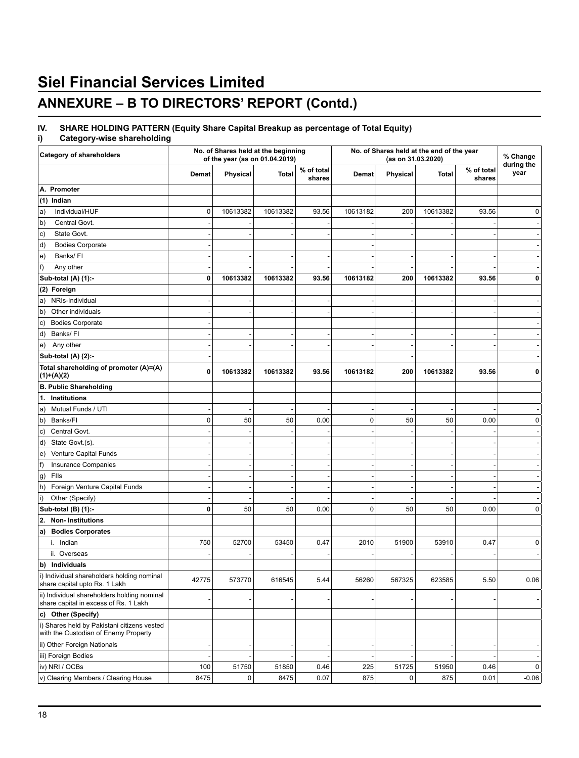# Siel Financial Services Limited

## ANNEXURE – B TO DIRECTORS' REPORT (Contd.)

### IV. SHARE HOLDING PATTERN (Equity Share Capital Breakup as percentage of Total Equity)

### i) Category-wise shareholding

| Category of shareholders | No. of Shares held at the beginning of the year (as on 01.04.2019) | | | | No. of Shares held at the end of the year (as on 31.03.2020) | | | | % Change during the year |
|---|---|---|---|---|---|---|---|---|---|
| | Demat | Physical | Total | % of total shares | Demat | Physical | Total | % of total shares | |
| **A. Promoter** | | | | | | | | | |
| **(1) Indian** | | | | | | | | | |
| a) Individual/HUF | 0 | 10613382 | 10613382 | 93.56 | 10613182 | 200 | 10613382 | 93.56 | 0 |
| b) Central Govt. | - | - | - | - | - | - | - | - | - |
| c) State Govt. | - | - | - | - | - | - | - | - | - |
| d) Bodies Corporate | - | | | | - | | | | - |
| e) Banks/ FI | - | - | - | - | - | - | - | - | - |
| f) Any other | - | - | - | - | - | - | - | - | - |
| **Sub-total (A) (1):-** | **0** | **10613382** | **10613382** | **93.56** | **10613182** | **200** | **10613382** | **93.56** | **0** |
| **(2) Foreign** | | | | | | | | | |
| a) NRIs-Individual | - | - | - | - | - | - | - | - | - |
| b) Other individuals | - | - | - | - | - | - | - | - | - |
| c) Bodies Corporate | - | | | | | | | | - |
| d) Banks/ FI | - | - | - | - | - | - | - | - | - |
| e) Any other | - | - | - | - | - | - | - | - | - |
| **Sub-total (A) (2):-** | **-** | | | | | **-** | | | **-** |
| **Total shareholding of promoter (A)=(A)(1)+(A)(2)** | **0** | **10613382** | **10613382** | **93.56** | **10613182** | **200** | **10613382** | **93.56** | **0** |
| **B. Public Shareholding** | | | | | | | | | |
| **1. Institutions** | | | | | | | | | |
| a) Mutual Funds / UTI | - | - | - | - | - | - | - | - | - |
| b) Banks/FI | 0 | 50 | 50 | 0.00 | 0 | 50 | 50 | 0.00 | 0 |
| c) Central Govt. | - | - | - | - | - | - | - | - | - |
| d) State Govt.(s). | - | - | - | - | - | - | - | - | - |
| e) Venture Capital Funds | - | - | - | - | - | - | - | - | - |
| f) Insurance Companies | - | - | - | - | - | - | - | - | - |
| g) FIIs | - | - | - | - | - | - | - | - | - |
| h) Foreign Venture Capital Funds | - | - | - | - | - | - | - | - | - |
| i) Other (Specify) | - | - | - | - | - | - | - | - | - |
| **Sub-total (B) (1):-** | **0** | 50 | 50 | 0.00 | 0 | 50 | 50 | 0.00 | 0 |
| **2. Non- Institutions** | | | | | | | | | |
| **a) Bodies Corporates** | | | | | | | | | |
| i. Indian | 750 | 52700 | 53450 | 0.47 | 2010 | 51900 | 53910 | 0.47 | 0 |
| ii. Overseas | - | - | - | - | - | - | - | - | - |
| **b) Individuals** | | | | | | | | | |
| i) Individual shareholders holding nominal share capital upto Rs. 1 Lakh | 42775 | 573770 | 616545 | 5.44 | 56260 | 567325 | 623585 | 5.50 | 0.06 |
| ii) Individual shareholders holding nominal share capital in excess of Rs. 1 Lakh | - | - | - | - | - | - | - | - | - |
| **c) Other (Specify)** | | | | | | | | | |
| i) Shares held by Pakistani citizens vested with the Custodian of Enemy Property | | | | | | | | | |
| ii) Other Foreign Nationals | - | - | - | - | - | - | - | - | - |
| iii) Foreign Bodies | - | - | - | - | - | - | - | - | - |
| iv) NRI / OCBs | 100 | 51750 | 51850 | 0.46 | 225 | 51725 | 51950 | 0.46 | 0 |
| v) Clearing Members / Clearing House | 8475 | 0 | 8475 | 0.07 | 875 | 0 | 875 | 0.01 | -0.06 |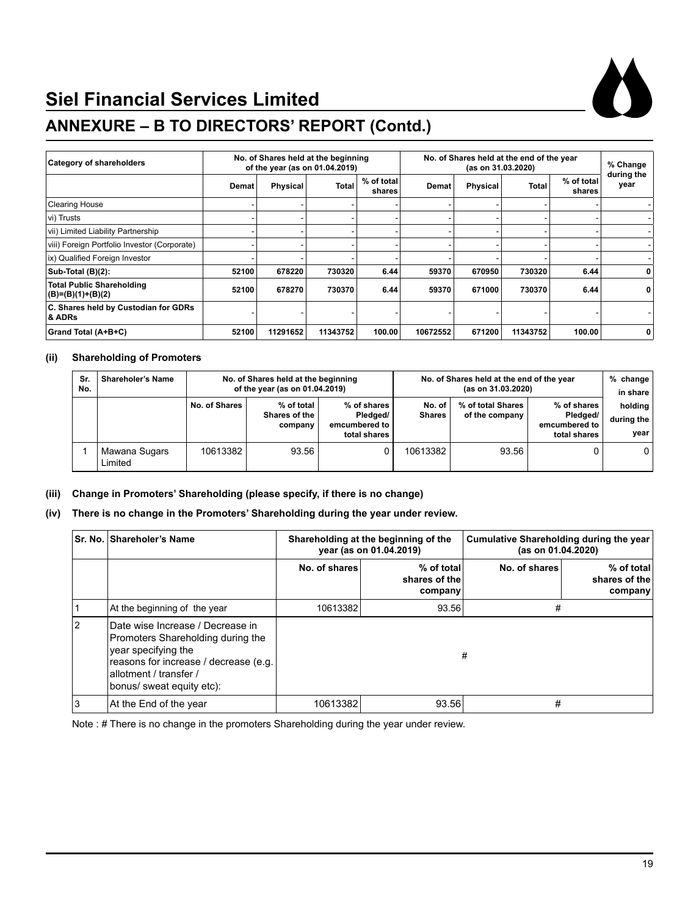# Siel Financial Services Limited

## ANNEXURE – B TO DIRECTORS' REPORT (Contd.)

| Category of shareholders | No. of Shares held at the beginning of the year (as on 01.04.2019) | | | | No. of Shares held at the end of the year (as on 31.03.2020) | | | | % Change during the year |
|---|---|---|---|---|---|---|---|---|---|
| | Demat | Physical | Total | % of total shares | Demat | Physical | Total | % of total shares | |
| Clearing House | - | - | - | - | - | - | - | - | - |
| vi) Trusts | - | - | - | - | - | - | - | - | - |
| vii) Limited Liability Partnership | - | - | - | - | - | - | - | - | - |
| viii) Foreign Portfolio Investor (Corporate) | - | - | - | - | - | - | - | - | - |
| ix) Qualified Foreign Investor | - | - | - | - | - | - | - | - | - |
| **Sub-Total (B)(2):** | **52100** | **678220** | **730320** | **6.44** | **59370** | **670950** | **730320** | **6.44** | **0** |
| **Total Public Shareholding (B)=(B)(1)+(B)(2)** | **52100** | **678270** | **730370** | **6.44** | **59370** | **671000** | **730370** | **6.44** | **0** |
| **C. Shares held by Custodian for GDRs & ADRs** | - | - | - | - | - | - | - | - | - |
| **Grand Total (A+B+C)** | **52100** | **11291652** | **11343752** | **100.00** | **10672552** | **671200** | **11343752** | **100.00** | **0** |

**(ii) Shareholding of Promoters**

| Sr. No. | Shareholer's Name | No. of Shares held at the beginning of the year (as on 01.04.2019) | | | No. of Shares held at the end of the year (as on 31.03.2020) | | | % change in share holding during the year |
|---|---|---|---|---|---|---|---|---|
| | | No. of Shares | % of total Shares of the company | % of shares Pledged/ emcumbered to total shares | No. of Shares | % of total Shares of the company | % of shares Pledged/ emcumbered to total shares | |
| 1 | Mawana Sugars Limited | 10613382 | 93.56 | 0 | 10613382 | 93.56 | 0 | 0 |

**(iii) Change in Promoters' Shareholding (please specify, if there is no change)**

**(iv) There is no change in the Promoters' Shareholding during the year under review.**

| Sr. No. | Shareholer's Name | Shareholding at the beginning of the year (as on 01.04.2019) | | Cumulative Shareholding during the year (as on 01.04.2020) | |
|---|---|---|---|---|---|
| | | No. of shares | % of total shares of the company | No. of shares | % of total shares of the company |
| 1 | At the beginning of the year | 10613382 | 93.56 | # | |
| 2 | Date wise Increase / Decrease in Promoters Shareholding during the year specifying the reasons for increase / decrease (e.g. allotment / transfer / bonus/ sweat equity etc): | # | | | |
| 3 | At the End of the year | 10613382 | 93.56 | # | |

Note : # There is no change in the promoters Shareholding during the year under review.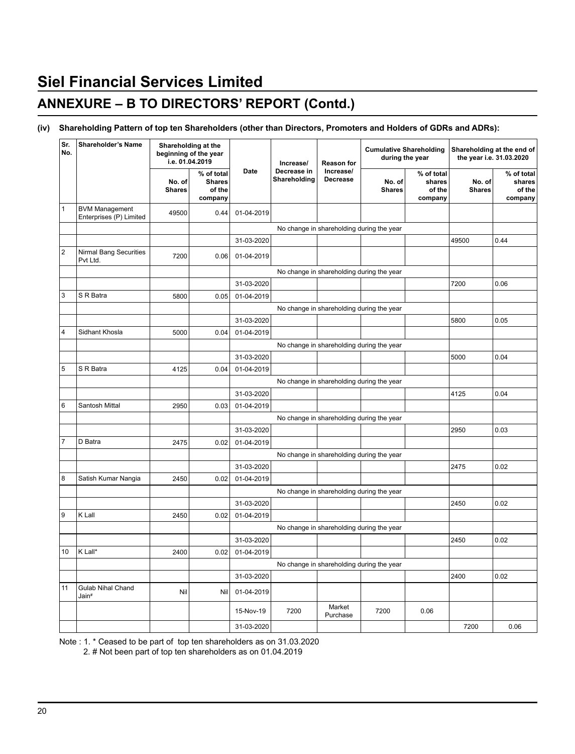# Siel Financial Services Limited

## ANNEXURE – B TO DIRECTORS' REPORT (Contd.)

**(iv) Shareholding Pattern of top ten Shareholders (other than Directors, Promoters and Holders of GDRs and ADRs):**

| Sr. No. | Shareholder's Name | Shareholding at the beginning of the year i.e. 01.04.2019 | | Date | Increase/ Decrease in Shareholding | Reason for Increase/ Decrease | Cumulative Shareholding during the year | | Shareholding at the end of the year i.e. 31.03.2020 | |
|---|---|---|---|---|---|---|---|---|---|---|
| | | No. of Shares | % of total Shares of the company | | | | No. of Shares | % of total shares of the company | No. of Shares | % of total shares of the company |
| 1 | BVM Management Enterprises (P) Limited | 49500 | 0.44 | 01-04-2019 | | | | | | |
| | | | | No change in shareholding during the year | | | | | | |
| | | | | 31-03-2020 | | | | | 49500 | 0.44 |
| 2 | Nirmal Bang Securities Pvt Ltd. | 7200 | 0.06 | 01-04-2019 | | | | | | |
| | | | | No change in shareholding during the year | | | | | | |
| | | | | 31-03-2020 | | | | | 7200 | 0.06 |
| 3 | S R Batra | 5800 | 0.05 | 01-04-2019 | | | | | | |
| | | | | No change in shareholding during the year | | | | | | |
| | | | | 31-03-2020 | | | | | 5800 | 0.05 |
| 4 | Sidhant Khosla | 5000 | 0.04 | 01-04-2019 | | | | | | |
| | | | | No change in shareholding during the year | | | | | | |
| | | | | 31-03-2020 | | | | | 5000 | 0.04 |
| 5 | S R Batra | 4125 | 0.04 | 01-04-2019 | | | | | | |
| | | | | No change in shareholding during the year | | | | | | |
| | | | | 31-03-2020 | | | | | 4125 | 0.04 |
| 6 | Santosh Mittal | 2950 | 0.03 | 01-04-2019 | | | | | | |
| | | | | No change in shareholding during the year | | | | | | |
| | | | | 31-03-2020 | | | | | 2950 | 0.03 |
| 7 | D Batra | 2475 | 0.02 | 01-04-2019 | | | | | | |
| | | | | No change in shareholding during the year | | | | | | |
| | | | | 31-03-2020 | | | | | 2475 | 0.02 |
| 8 | Satish Kumar Nangia | 2450 | 0.02 | 01-04-2019 | | | | | | |
| | | | | No change in shareholding during the year | | | | | | |
| | | | | 31-03-2020 | | | | | 2450 | 0.02 |
| 9 | K Lall | 2450 | 0.02 | 01-04-2019 | | | | | | |
| | | | | No change in shareholding during the year | | | | | | |
| | | | | 31-03-2020 | | | | | 2450 | 0.02 |
| 10 | K Lall* | 2400 | 0.02 | 01-04-2019 | | | | | | |
| | | | | No change in shareholding during the year | | | | | | |
| | | | | 31-03-2020 | | | | | 2400 | 0.02 |
| 11 | Gulab Nihal Chand Jain# | Nil | Nil | 01-04-2019 | | | | | | |
| | | | | 15-Nov-19 | 7200 | Market Purchase | 7200 | 0.06 | | |
| | | | | 31-03-2020 | | | | | 7200 | 0.06 |

Note : 1. * Ceased to be part of top ten shareholders as on 31.03.2020

2. # Not been part of top ten shareholders as on 01.04.2019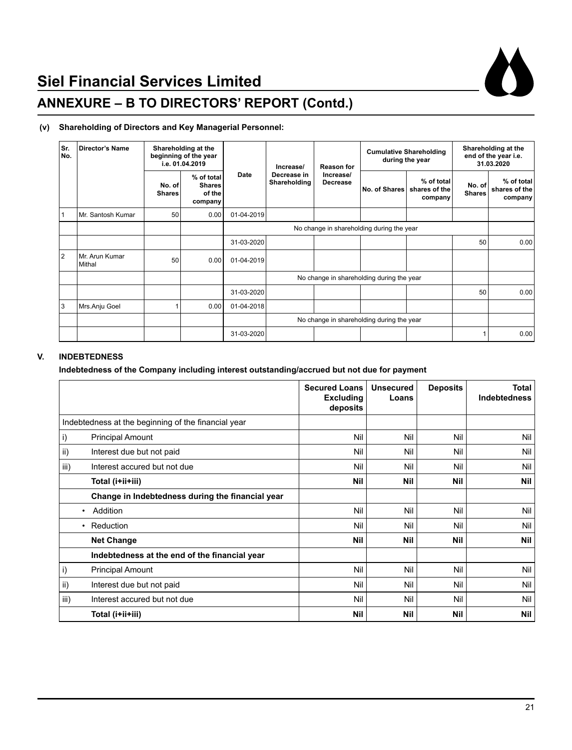# Siel Financial Services Limited

## ANNEXURE – B TO DIRECTORS' REPORT (Contd.)

**(v) Shareholding of Directors and Key Managerial Personnel:**

| Sr. No. | Director's Name | Shareholding at the beginning of the year i.e. 01.04.2019 | | Date | Increase/ Decrease in Shareholding | Reason for Increase/ Decrease | Cumulative Shareholding during the year | | Shareholding at the end of the year i.e. 31.03.2020 | |
|---|---|---|---|---|---|---|---|---|---|---|
| | | No. of Shares | % of total Shares of the company | | | | No. of Shares | % of total shares of the company | No. of Shares | % of total shares of the company |
| 1 | Mr. Santosh Kumar | 50 | 0.00 | 01-04-2019 | | | | | | |
| | | | | No change in shareholding during the year | | | | | | |
| | | | | 31-03-2020 | | | | | 50 | 0.00 |
| 2 | Mr. Arun Kumar Mithal | 50 | 0.00 | 01-04-2019 | | | | | | |
| | | | | No change in shareholding during the year | | | | | | |
| | | | | 31-03-2020 | | | | | 50 | 0.00 |
| 3 | Mrs.Anju Goel | 1 | 0.00 | 01-04-2018 | | | | | | |
| | | | | No change in shareholding during the year | | | | | | |
| | | | | 31-03-2020 | | | | | 1 | 0.00 |

## V. INDEBTEDNESS

**Indebtedness of the Company including interest outstanding/accrued but not due for payment**

| | | Secured Loans Excluding deposits | Unsecured Loans | Deposits | Total Indebtedness |
|---|---|---|---|---|---|
| Indebtedness at the beginning of the financial year | | | | | |
| i) | Principal Amount | Nil | Nil | Nil | Nil |
| ii) | Interest due but not paid | Nil | Nil | Nil | Nil |
| iii) | Interest accured but not due | Nil | Nil | Nil | Nil |
| | **Total (i+ii+iii)** | **Nil** | **Nil** | **Nil** | **Nil** |
| | **Change in Indebtedness during the financial year** | | | | |
| | • Addition | Nil | Nil | Nil | Nil |
| | • Reduction | Nil | Nil | Nil | Nil |
| | **Net Change** | **Nil** | **Nil** | **Nil** | **Nil** |
| | **Indebtedness at the end of the financial year** | | | | |
| i) | Principal Amount | Nil | Nil | Nil | Nil |
| ii) | Interest due but not paid | Nil | Nil | Nil | Nil |
| iii) | Interest accured but not due | Nil | Nil | Nil | Nil |
| | **Total (i+ii+iii)** | **Nil** | **Nil** | **Nil** | **Nil** |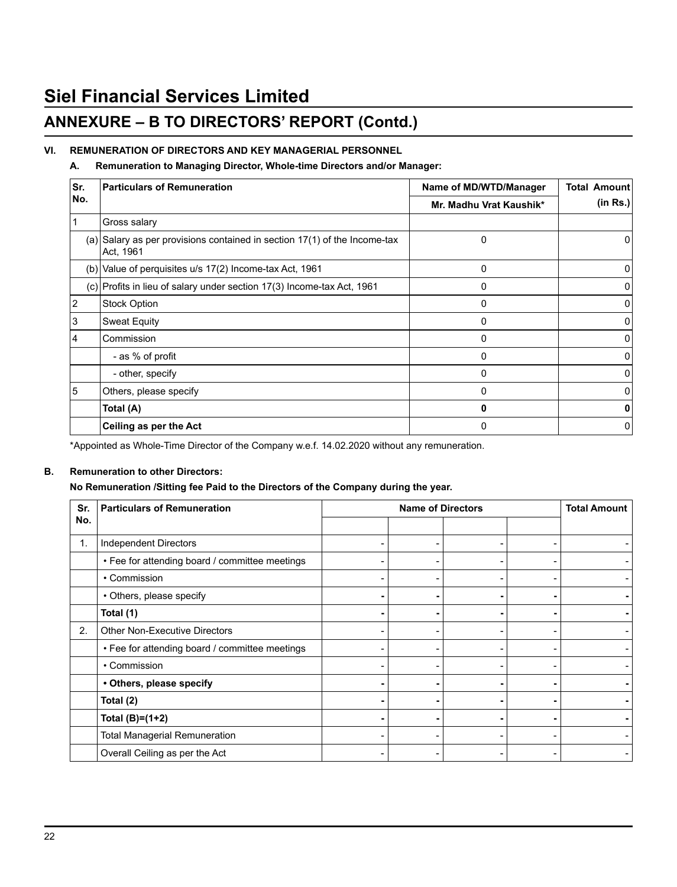# Siel Financial Services Limited

## ANNEXURE – B TO DIRECTORS' REPORT (Contd.)

### VI. REMUNERATION OF DIRECTORS AND KEY MANAGERIAL PERSONNEL

#### A. Remuneration to Managing Director, Whole-time Directors and/or Manager:

| Sr. No. | Particulars of Remuneration | Name of MD/WTD/Manager | Total Amount (in Rs.) |
|---|---|---|---|
| | | Mr. Madhu Vrat Kaushik* | |
| 1 | Gross salary | | |
| (a) | Salary as per provisions contained in section 17(1) of the Income-tax Act, 1961 | 0 | 0 |
| (b) | Value of perquisites u/s 17(2) Income-tax Act, 1961 | 0 | 0 |
| (c) | Profits in lieu of salary under section 17(3) Income-tax Act, 1961 | 0 | 0 |
| 2 | Stock Option | 0 | 0 |
| 3 | Sweat Equity | 0 | 0 |
| 4 | Commission | 0 | 0 |
| | - as % of profit | 0 | 0 |
| | - other, specify | 0 | 0 |
| 5 | Others, please specify | 0 | 0 |
| | **Total (A)** | **0** | **0** |
| | **Ceiling as per the Act** | 0 | 0 |

*Appointed as Whole-Time Director of the Company w.e.f. 14.02.2020 without any remuneration.

#### B. Remuneration to other Directors:

**No Remuneration /Sitting fee Paid to the Directors of the Company during the year.**

| Sr. No. | Particulars of Remuneration | Name of Directors | | | | Total Amount |
|---|---|---|---|---|---|---|
| | | | | | | |
| 1. | Independent Directors | - | - | - | - | - |
| | • Fee for attending board / committee meetings | - | - | - | - | - |
| | • Commission | - | - | - | - | - |
| | • Others, please specify | - | - | - | - | - |
| | **Total (1)** | - | - | - | - | - |
| 2. | Other Non-Executive Directors | - | - | - | - | - |
| | • Fee for attending board / committee meetings | - | - | - | - | - |
| | • Commission | - | - | - | - | - |
| | **• Others, please specify** | - | - | - | - | - |
| | **Total (2)** | - | - | - | - | - |
| | **Total (B)=(1+2)** | - | - | - | - | - |
| | Total Managerial Remuneration | - | - | - | - | - |
| | Overall Ceiling as per the Act | - | - | - | - | - |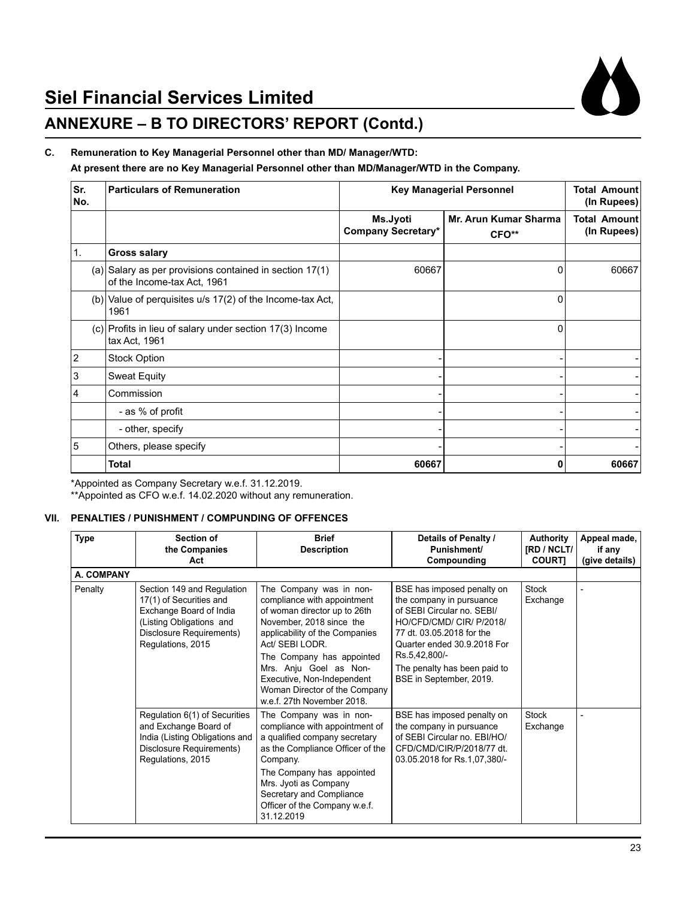# Siel Financial Services Limited

## ANNEXURE – B TO DIRECTORS' REPORT (Contd.)

**C. Remuneration to Key Managerial Personnel other than MD/ Manager/WTD:**

**At present there are no Key Managerial Personnel other than MD/Manager/WTD in the Company.**

| Sr. No. | Particulars of Remuneration | Key Managerial Personnel | | Total Amount (In Rupees) |
|---|---|---|---|---|
| | | Ms.Jyoti Company Secretary* | Mr. Arun Kumar Sharma CFO** | Total Amount (In Rupees) |
| 1. | **Gross salary** | | | |
| | (a) Salary as per provisions contained in section 17(1) of the Income-tax Act, 1961 | 60667 | 0 | 60667 |
| | (b) Value of perquisites u/s 17(2) of the Income-tax Act, 1961 | | 0 | |
| | (c) Profits in lieu of salary under section 17(3) Income tax Act, 1961 | | 0 | |
| 2 | Stock Option | - | - | - |
| 3 | Sweat Equity | - | - | - |
| 4 | Commission | - | - | - |
| | - as % of profit | - | - | - |
| | - other, specify | - | - | - |
| 5 | Others, please specify | - | - | - |
| | **Total** | **60667** | **0** | **60667** |

*Appointed as Company Secretary w.e.f. 31.12.2019.
**Appointed as CFO w.e.f. 14.02.2020 without any remuneration.

### VII. PENALTIES / PUNISHMENT / COMPUNDING OF OFFENCES

| Type | Section of the Companies Act | Brief Description | Details of Penalty / Punishment/ Compounding | Authority [RD / NCLT/ COURT] | Appeal made, if any (give details) |
|---|---|---|---|---|---|
| **A. COMPANY** | | | | | |
| Penalty | Section 149 and Regulation 17(1) of Securities and Exchange Board of India (Listing Obligations and Disclosure Requirements) Regulations, 2015 | The Company was in non-compliance with appointment of woman director up to 26th November, 2018 since the applicability of the Companies Act/ SEBI LODR. The Company has appointed Mrs. Anju Goel as Non-Executive, Non-Independent Woman Director of the Company w.e.f. 27th November 2018. | BSE has imposed penalty on the company in pursuance of SEBI Circular no. SEBI/ HO/CFD/CMD/ CIR/ P/2018/ 77 dt. 03.05.2018 for the Quarter ended 30.9.2018 For Rs.5,42,800/- The penalty has been paid to BSE in September, 2019. | Stock Exchange | - |
| | Regulation 6(1) of Securities and Exchange Board of India (Listing Obligations and Disclosure Requirements) Regulations, 2015 | The Company was in non-compliance with appointment of a qualified company secretary as the Compliance Officer of the Company. The Company has appointed Mrs. Jyoti as Company Secretary and Compliance Officer of the Company w.e.f. 31.12.2019 | BSE has imposed penalty on the company in pursuance of SEBI Circular no. EBI/HO/ CFD/CMD/CIR/P/2018/77 dt. 03.05.2018 for Rs.1,07,380/- | Stock Exchange | - |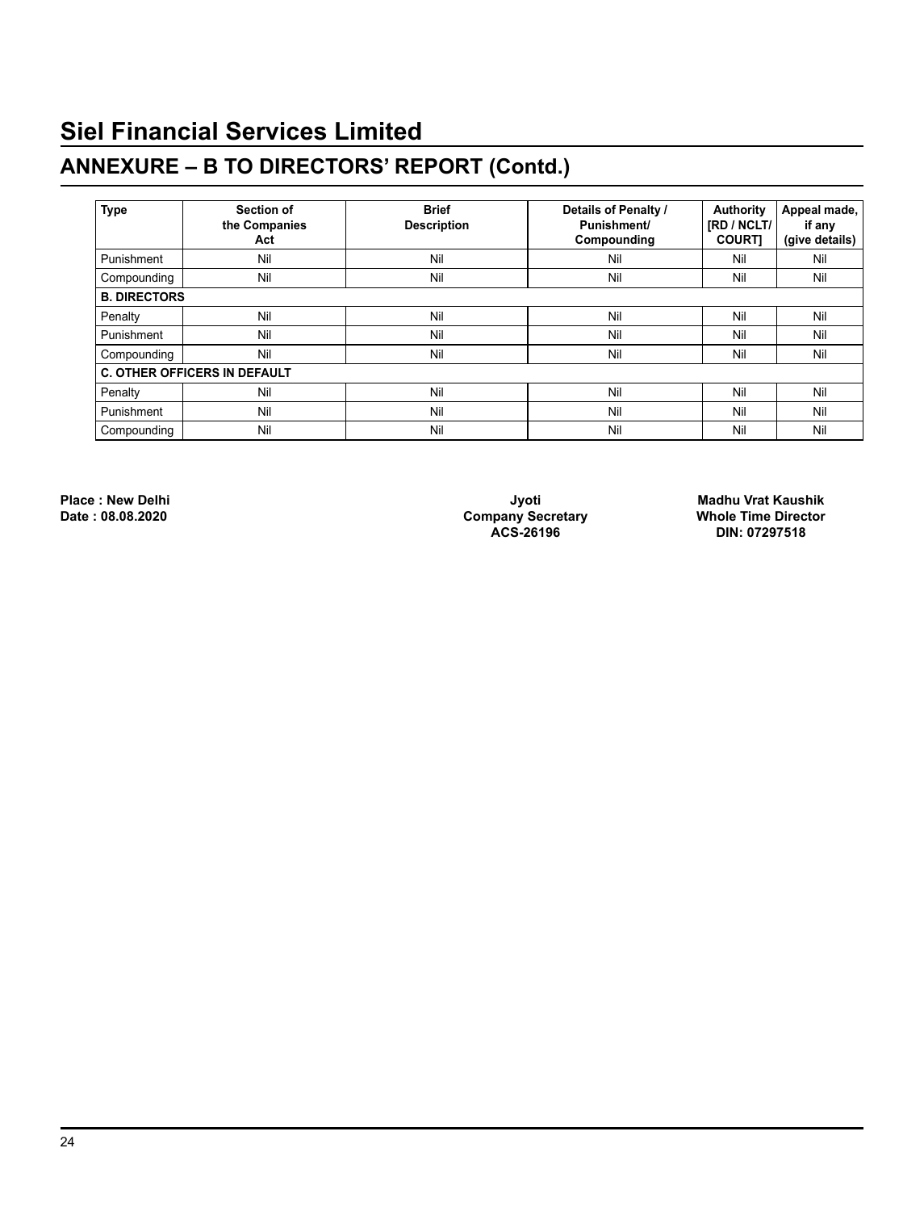# Siel Financial Services Limited

## ANNEXURE – B TO DIRECTORS' REPORT (Contd.)

| Type | Section of the Companies Act | Brief Description | Details of Penalty / Punishment/ Compounding | Authority [RD / NCLT/ COURT] | Appeal made, if any (give details) |
|---|---|---|---|---|---|
| Punishment | Nil | Nil | Nil | Nil | Nil |
| Compounding | Nil | Nil | Nil | Nil | Nil |
| **B. DIRECTORS** | | | | | |
| Penalty | Nil | Nil | Nil | Nil | Nil |
| Punishment | Nil | Nil | Nil | Nil | Nil |
| Compounding | Nil | Nil | Nil | Nil | Nil |
| **C. OTHER OFFICERS IN DEFAULT** | | | | | |
| Penalty | Nil | Nil | Nil | Nil | Nil |
| Punishment | Nil | Nil | Nil | Nil | Nil |
| Compounding | Nil | Nil | Nil | Nil | Nil |

**Place : New Delhi**
**Date : 08.08.2020**

**Jyoti**
**Company Secretary**
**ACS-26196**

**Madhu Vrat Kaushik**
**Whole Time Director**
**DIN: 07297518**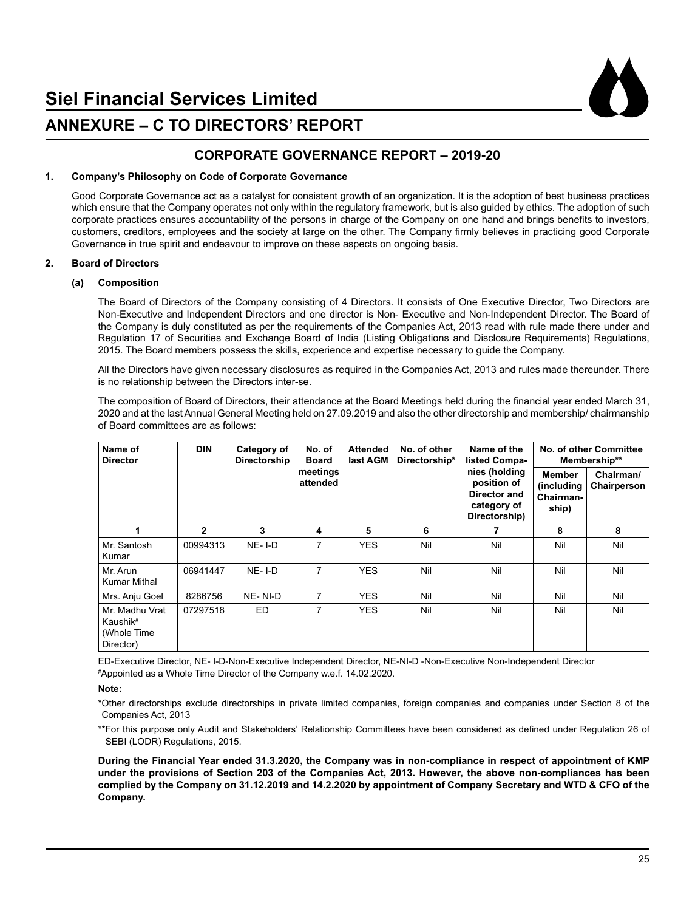# Siel Financial Services Limited

## ANNEXURE – C TO DIRECTORS' REPORT

### CORPORATE GOVERNANCE REPORT – 2019-20

**1. Company's Philosophy on Code of Corporate Governance**

Good Corporate Governance act as a catalyst for consistent growth of an organization. It is the adoption of best business practices which ensure that the Company operates not only within the regulatory framework, but is also guided by ethics. The adoption of such corporate practices ensures accountability of the persons in charge of the Company on one hand and brings benefits to investors, customers, creditors, employees and the society at large on the other. The Company firmly believes in practicing good Corporate Governance in true spirit and endeavour to improve on these aspects on ongoing basis.

**2. Board of Directors**

**(a) Composition**

The Board of Directors of the Company consisting of 4 Directors. It consists of One Executive Director, Two Directors are Non-Executive and Independent Directors and one director is Non- Executive and Non-Independent Director. The Board of the Company is duly constituted as per the requirements of the Companies Act, 2013 read with rule made there under and Regulation 17 of Securities and Exchange Board of India (Listing Obligations and Disclosure Requirements) Regulations, 2015. The Board members possess the skills, experience and expertise necessary to guide the Company.

All the Directors have given necessary disclosures as required in the Companies Act, 2013 and rules made thereunder. There is no relationship between the Directors inter-se.

The composition of Board of Directors, their attendance at the Board Meetings held during the financial year ended March 31, 2020 and at the last Annual General Meeting held on 27.09.2019 and also the other directorship and membership/ chairmanship of Board committees are as follows:

| Name of Director | DIN | Category of Directorship | No. of Board meetings attended | Attended last AGM | No. of other Directorship* | Name of the listed Companies (holding position of Director and category of Directorship) | No. of other Committee Membership** | |
|---|---|---|---|---|---|---|---|---|
| | | | | | | | Member (including Chairmanship) | Chairman/ Chairperson |
| 1 | 2 | 3 | 4 | 5 | 6 | 7 | 8 | 8 |
| Mr. Santosh Kumar | 00994313 | NE- I-D | 7 | YES | Nil | Nil | Nil | Nil |
| Mr. Arun Kumar Mithal | 06941447 | NE- I-D | 7 | YES | Nil | Nil | Nil | Nil |
| Mrs. Anju Goel | 8286756 | NE- NI-D | 7 | YES | Nil | Nil | Nil | Nil |
| Mr. Madhu Vrat Kaushik# (Whole Time Director) | 07297518 | ED | 7 | YES | Nil | Nil | Nil | Nil |

ED-Executive Director, NE- I-D-Non-Executive Independent Director, NE-NI-D -Non-Executive Non-Independent Director
#Appointed as a Whole Time Director of the Company w.e.f. 14.02.2020.

**Note:**

*Other directorships exclude directorships in private limited companies, foreign companies and companies under Section 8 of the Companies Act, 2013

**For this purpose only Audit and Stakeholders' Relationship Committees have been considered as defined under Regulation 26 of SEBI (LODR) Regulations, 2015.

**During the Financial Year ended 31.3.2020, the Company was in non-compliance in respect of appointment of KMP under the provisions of Section 203 of the Companies Act, 2013. However, the above non-compliances has been complied by the Company on 31.12.2019 and 14.2.2020 by appointment of Company Secretary and WTD & CFO of the Company.**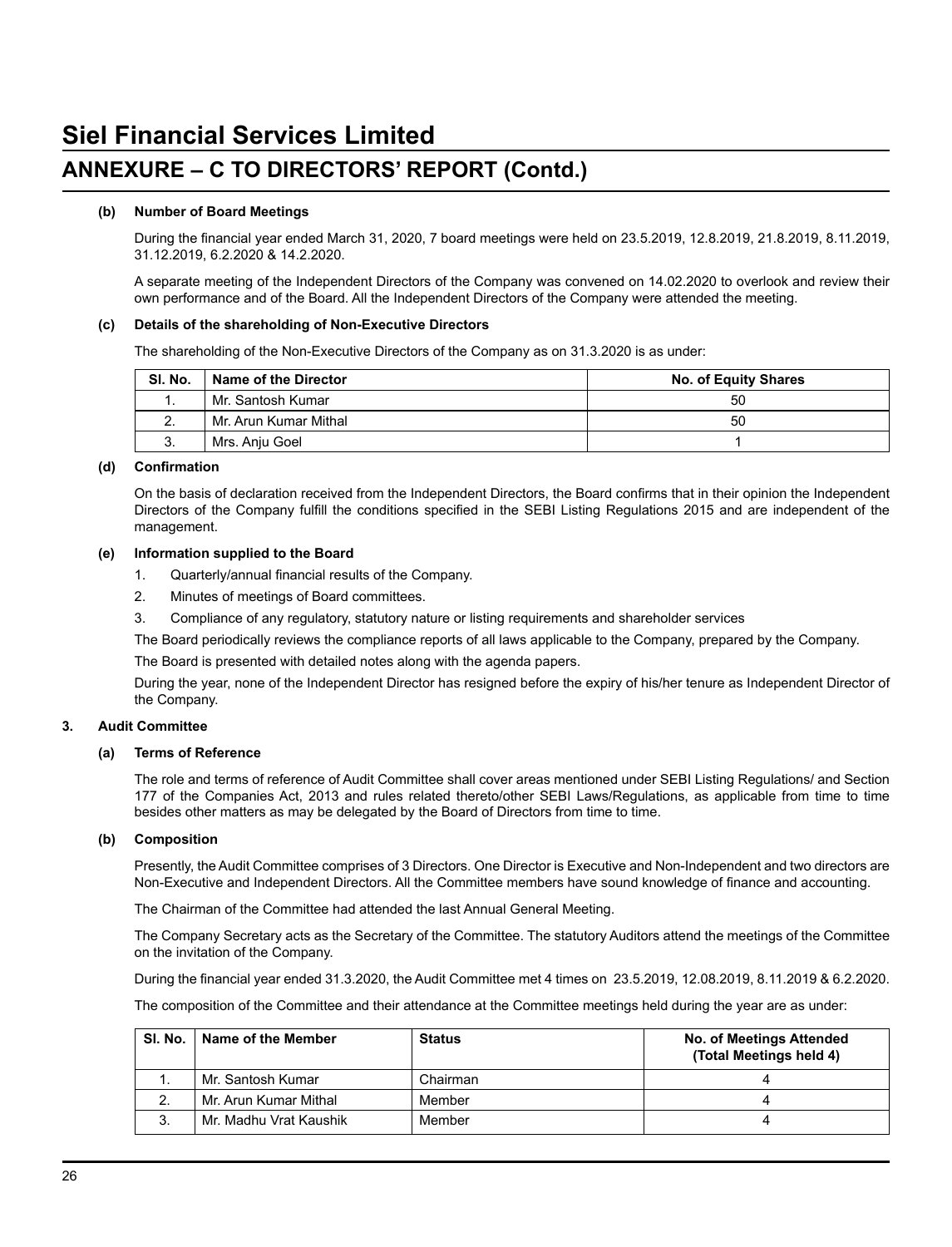# Siel Financial Services Limited

## ANNEXURE – C TO DIRECTORS' REPORT (Contd.)

**(b) Number of Board Meetings**

During the financial year ended March 31, 2020, 7 board meetings were held on 23.5.2019, 12.8.2019, 21.8.2019, 8.11.2019, 31.12.2019, 6.2.2020 & 14.2.2020.

A separate meeting of the Independent Directors of the Company was convened on 14.02.2020 to overlook and review their own performance and of the Board. All the Independent Directors of the Company were attended the meeting.

**(c) Details of the shareholding of Non-Executive Directors**

The shareholding of the Non-Executive Directors of the Company as on 31.3.2020 is as under:

| Sl. No. | Name of the Director | No. of Equity Shares |
|---|---|---|
| 1. | Mr. Santosh Kumar | 50 |
| 2. | Mr. Arun Kumar Mithal | 50 |
| 3. | Mrs. Anju Goel | 1 |

**(d) Confirmation**

On the basis of declaration received from the Independent Directors, the Board confirms that in their opinion the Independent Directors of the Company fulfill the conditions specified in the SEBI Listing Regulations 2015 and are independent of the management.

**(e) Information supplied to the Board**

1. Quarterly/annual financial results of the Company.
2. Minutes of meetings of Board committees.
3. Compliance of any regulatory, statutory nature or listing requirements and shareholder services

The Board periodically reviews the compliance reports of all laws applicable to the Company, prepared by the Company.

The Board is presented with detailed notes along with the agenda papers.

During the year, none of the Independent Director has resigned before the expiry of his/her tenure as Independent Director of the Company.

**3. Audit Committee**

**(a) Terms of Reference**

The role and terms of reference of Audit Committee shall cover areas mentioned under SEBI Listing Regulations/ and Section 177 of the Companies Act, 2013 and rules related thereto/other SEBI Laws/Regulations, as applicable from time to time besides other matters as may be delegated by the Board of Directors from time to time.

**(b) Composition**

Presently, the Audit Committee comprises of 3 Directors. One Director is Executive and Non-Independent and two directors are Non-Executive and Independent Directors. All the Committee members have sound knowledge of finance and accounting.

The Chairman of the Committee had attended the last Annual General Meeting.

The Company Secretary acts as the Secretary of the Committee. The statutory Auditors attend the meetings of the Committee on the invitation of the Company.

During the financial year ended 31.3.2020, the Audit Committee met 4 times on 23.5.2019, 12.08.2019, 8.11.2019 & 6.2.2020.

The composition of the Committee and their attendance at the Committee meetings held during the year are as under:

| Sl. No. | Name of the Member | Status | No. of Meetings Attended (Total Meetings held 4) |
|---|---|---|---|
| 1. | Mr. Santosh Kumar | Chairman | 4 |
| 2. | Mr. Arun Kumar Mithal | Member | 4 |
| 3. | Mr. Madhu Vrat Kaushik | Member | 4 |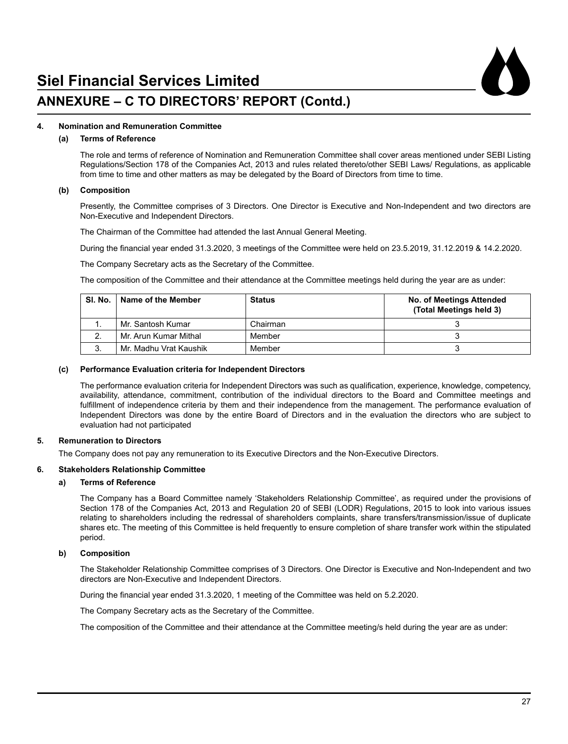# Siel Financial Services Limited

## ANNEXURE – C TO DIRECTORS' REPORT (Contd.)

**4. Nomination and Remuneration Committee**

**(a) Terms of Reference**

The role and terms of reference of Nomination and Remuneration Committee shall cover areas mentioned under SEBI Listing Regulations/Section 178 of the Companies Act, 2013 and rules related thereto/other SEBI Laws/ Regulations, as applicable from time to time and other matters as may be delegated by the Board of Directors from time to time.

**(b) Composition**

Presently, the Committee comprises of 3 Directors. One Director is Executive and Non-Independent and two directors are Non-Executive and Independent Directors.

The Chairman of the Committee had attended the last Annual General Meeting.

During the financial year ended 31.3.2020, 3 meetings of the Committee were held on 23.5.2019, 31.12.2019 & 14.2.2020.

The Company Secretary acts as the Secretary of the Committee.

The composition of the Committee and their attendance at the Committee meetings held during the year are as under:

| Sl. No. | Name of the Member | Status | No. of Meetings Attended (Total Meetings held 3) |
|---|---|---|---|
| 1. | Mr. Santosh Kumar | Chairman | 3 |
| 2. | Mr. Arun Kumar Mithal | Member | 3 |
| 3. | Mr. Madhu Vrat Kaushik | Member | 3 |

**(c) Performance Evaluation criteria for Independent Directors**

The performance evaluation criteria for Independent Directors was such as qualification, experience, knowledge, competency, availability, attendance, commitment, contribution of the individual directors to the Board and Committee meetings and fulfillment of independence criteria by them and their independence from the management. The performance evaluation of Independent Directors was done by the entire Board of Directors and in the evaluation the directors who are subject to evaluation had not participated

**5. Remuneration to Directors**

The Company does not pay any remuneration to its Executive Directors and the Non-Executive Directors.

**6. Stakeholders Relationship Committee**

**a) Terms of Reference**

The Company has a Board Committee namely 'Stakeholders Relationship Committee', as required under the provisions of Section 178 of the Companies Act, 2013 and Regulation 20 of SEBI (LODR) Regulations, 2015 to look into various issues relating to shareholders including the redressal of shareholders complaints, share transfers/transmission/issue of duplicate shares etc. The meeting of this Committee is held frequently to ensure completion of share transfer work within the stipulated period.

**b) Composition**

The Stakeholder Relationship Committee comprises of 3 Directors. One Director is Executive and Non-Independent and two directors are Non-Executive and Independent Directors.

During the financial year ended 31.3.2020, 1 meeting of the Committee was held on 5.2.2020.

The Company Secretary acts as the Secretary of the Committee.

The composition of the Committee and their attendance at the Committee meeting/s held during the year are as under: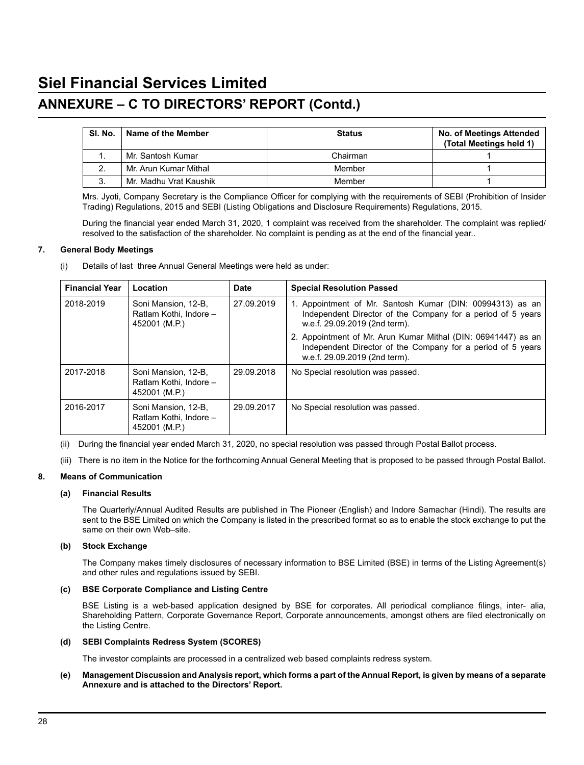# Siel Financial Services Limited

## ANNEXURE – C TO DIRECTORS' REPORT (Contd.)

| Sl. No. | Name of the Member | Status | No. of Meetings Attended (Total Meetings held 1) |
|---|---|---|---|
| 1. | Mr. Santosh Kumar | Chairman | 1 |
| 2. | Mr. Arun Kumar Mithal | Member | 1 |
| 3. | Mr. Madhu Vrat Kaushik | Member | 1 |

Mrs. Jyoti, Company Secretary is the Compliance Officer for complying with the requirements of SEBI (Prohibition of Insider Trading) Regulations, 2015 and SEBI (Listing Obligations and Disclosure Requirements) Regulations, 2015.

During the financial year ended March 31, 2020, 1 complaint was received from the shareholder. The complaint was replied/ resolved to the satisfaction of the shareholder. No complaint is pending as at the end of the financial year..

**7. General Body Meetings**

(i) Details of last three Annual General Meetings were held as under:

| Financial Year | Location | Date | Special Resolution Passed |
|---|---|---|---|
| 2018-2019 | Soni Mansion, 12-B, Ratlam Kothi, Indore – 452001 (M.P.) | 27.09.2019 | 1. Appointment of Mr. Santosh Kumar (DIN: 00994313) as an Independent Director of the Company for a period of 5 years w.e.f. 29.09.2019 (2nd term).<br>2. Appointment of Mr. Arun Kumar Mithal (DIN: 06941447) as an Independent Director of the Company for a period of 5 years w.e.f. 29.09.2019 (2nd term). |
| 2017-2018 | Soni Mansion, 12-B, Ratlam Kothi, Indore – 452001 (M.P.) | 29.09.2018 | No Special resolution was passed. |
| 2016-2017 | Soni Mansion, 12-B, Ratlam Kothi, Indore – 452001 (M.P.) | 29.09.2017 | No Special resolution was passed. |

(ii) During the financial year ended March 31, 2020, no special resolution was passed through Postal Ballot process.

(iii) There is no item in the Notice for the forthcoming Annual General Meeting that is proposed to be passed through Postal Ballot.

**8. Means of Communication**

**(a) Financial Results**

The Quarterly/Annual Audited Results are published in The Pioneer (English) and Indore Samachar (Hindi). The results are sent to the BSE Limited on which the Company is listed in the prescribed format so as to enable the stock exchange to put the same on their own Web–site.

**(b) Stock Exchange**

The Company makes timely disclosures of necessary information to BSE Limited (BSE) in terms of the Listing Agreement(s) and other rules and regulations issued by SEBI.

**(c) BSE Corporate Compliance and Listing Centre**

BSE Listing is a web-based application designed by BSE for corporates. All periodical compliance filings, inter- alia, Shareholding Pattern, Corporate Governance Report, Corporate announcements, amongst others are filed electronically on the Listing Centre.

**(d) SEBI Complaints Redress System (SCORES)**

The investor complaints are processed in a centralized web based complaints redress system.

**(e) Management Discussion and Analysis report, which forms a part of the Annual Report, is given by means of a separate Annexure and is attached to the Directors' Report.**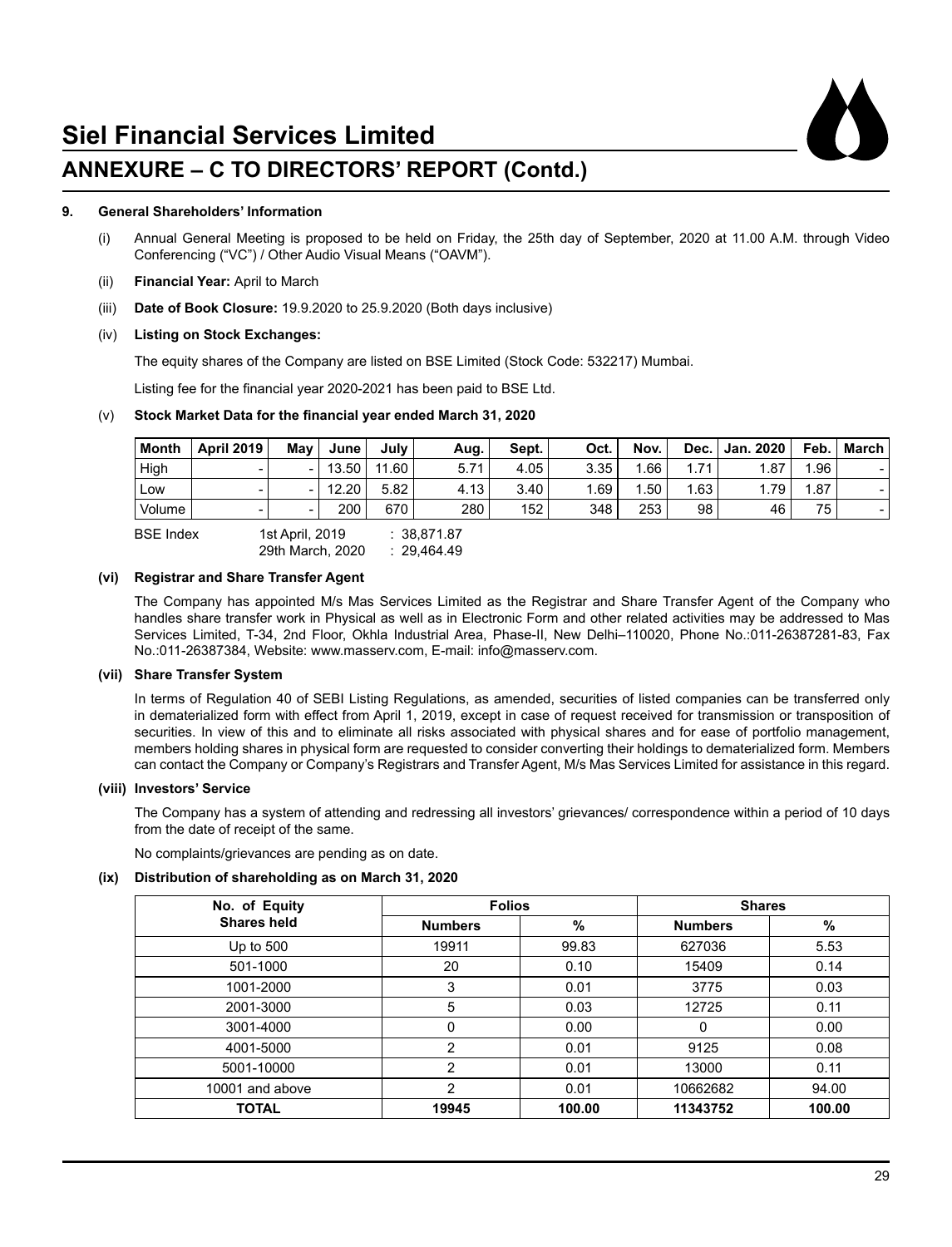# Siel Financial Services Limited

## ANNEXURE – C TO DIRECTORS' REPORT (Contd.)

**9. General Shareholders' Information**

(i) Annual General Meeting is proposed to be held on Friday, the 25th day of September, 2020 at 11.00 A.M. through Video Conferencing ("VC") / Other Audio Visual Means ("OAVM").

(ii) **Financial Year:** April to March

(iii) **Date of Book Closure:** 19.9.2020 to 25.9.2020 (Both days inclusive)

(iv) **Listing on Stock Exchanges:**

The equity shares of the Company are listed on BSE Limited (Stock Code: 532217) Mumbai.

Listing fee for the financial year 2020-2021 has been paid to BSE Ltd.

(v) **Stock Market Data for the financial year ended March 31, 2020**

| Month | April 2019 | May | June | July | Aug. | Sept. | Oct. | Nov. | Dec. | Jan. 2020 | Feb. | March |
|---|---|---|---|---|---|---|---|---|---|---|---|---|
| High | - | - | 13.50 | 11.60 | 5.71 | 4.05 | 3.35 | 1.66 | 1.71 | 1.87 | 1.96 | - |
| Low | - | - | 12.20 | 5.82 | 4.13 | 3.40 | 1.69 | 1.50 | 1.63 | 1.79 | 1.87 | - |
| Volume | - | - | 200 | 670 | 280 | 152 | 348 | 253 | 98 | 46 | 75 | - |

BSE Index 1st April, 2019 : 38,871.87
29th March, 2020 : 29,464.49

**(vi) Registrar and Share Transfer Agent**

The Company has appointed M/s Mas Services Limited as the Registrar and Share Transfer Agent of the Company who handles share transfer work in Physical as well as in Electronic Form and other related activities may be addressed to Mas Services Limited, T-34, 2nd Floor, Okhla Industrial Area, Phase-II, New Delhi–110020, Phone No.:011-26387281-83, Fax No.:011-26387384, Website: www.masserv.com, E-mail: info@masserv.com.

**(vii) Share Transfer System**

In terms of Regulation 40 of SEBI Listing Regulations, as amended, securities of listed companies can be transferred only in dematerialized form with effect from April 1, 2019, except in case of request received for transmission or transposition of securities. In view of this and to eliminate all risks associated with physical shares and for ease of portfolio management, members holding shares in physical form are requested to consider converting their holdings to dematerialized form. Members can contact the Company or Company's Registrars and Transfer Agent, M/s Mas Services Limited for assistance in this regard.

**(viii) Investors' Service**

The Company has a system of attending and redressing all investors' grievances/ correspondence within a period of 10 days from the date of receipt of the same.

No complaints/grievances are pending as on date.

**(ix) Distribution of shareholding as on March 31, 2020**

| No. of Equity Shares held | Folios | | Shares | |
|---|---|---|---|---|
| | Numbers | % | Numbers | % |
| Up to 500 | 19911 | 99.83 | 627036 | 5.53 |
| 501-1000 | 20 | 0.10 | 15409 | 0.14 |
| 1001-2000 | 3 | 0.01 | 3775 | 0.03 |
| 2001-3000 | 5 | 0.03 | 12725 | 0.11 |
| 3001-4000 | 0 | 0.00 | 0 | 0.00 |
| 4001-5000 | 2 | 0.01 | 9125 | 0.08 |
| 5001-10000 | 2 | 0.01 | 13000 | 0.11 |
| 10001 and above | 2 | 0.01 | 10662682 | 94.00 |
| **TOTAL** | **19945** | **100.00** | **11343752** | **100.00** |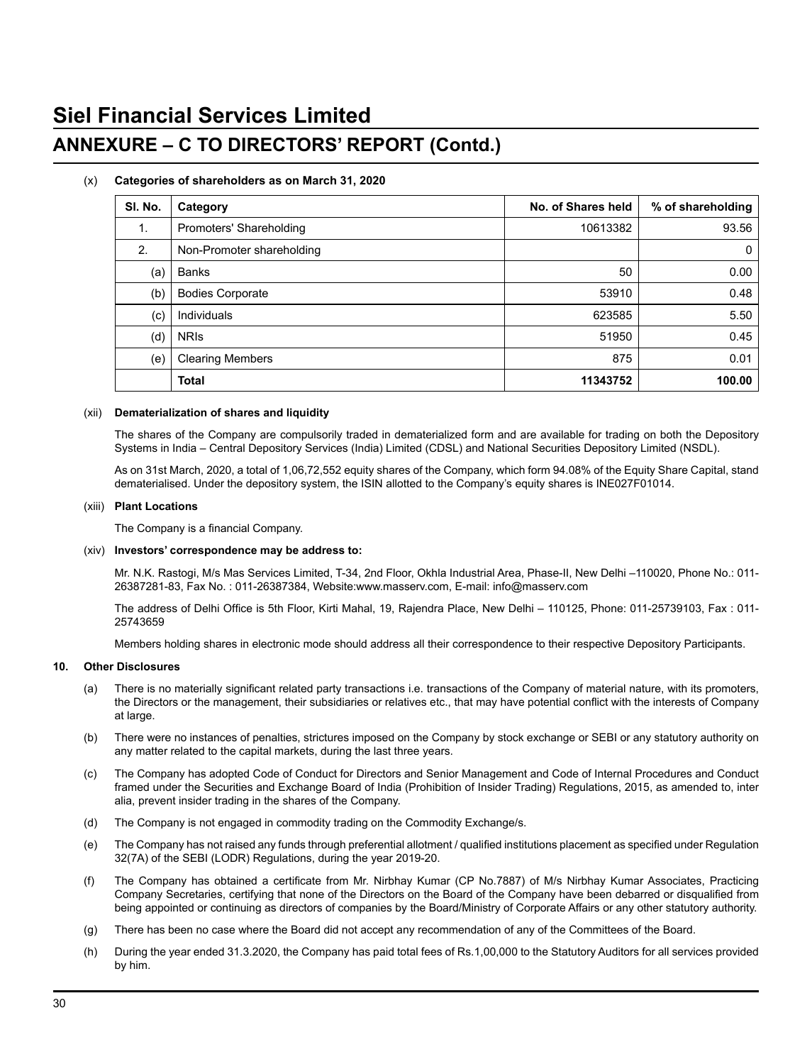# Siel Financial Services Limited

## ANNEXURE – C TO DIRECTORS' REPORT (Contd.)

(x) **Categories of shareholders as on March 31, 2020**

| Sl. No. | Category | No. of Shares held | % of shareholding |
|---|---|---|---|
| 1. | Promoters' Shareholding | 10613382 | 93.56 |
| 2. | Non-Promoter shareholding | | 0 |
| (a) | Banks | 50 | 0.00 |
| (b) | Bodies Corporate | 53910 | 0.48 |
| (c) | Individuals | 623585 | 5.50 |
| (d) | NRIs | 51950 | 0.45 |
| (e) | Clearing Members | 875 | 0.01 |
| | **Total** | **11343752** | **100.00** |

(xii) **Dematerialization of shares and liquidity**

The shares of the Company are compulsorily traded in dematerialized form and are available for trading on both the Depository Systems in India – Central Depository Services (India) Limited (CDSL) and National Securities Depository Limited (NSDL).

As on 31st March, 2020, a total of 1,06,72,552 equity shares of the Company, which form 94.08% of the Equity Share Capital, stand dematerialised. Under the depository system, the ISIN allotted to the Company's equity shares is INE027F01014.

(xiii) **Plant Locations**

The Company is a financial Company.

(xiv) **Investors' correspondence may be address to:**

Mr. N.K. Rastogi, M/s Mas Services Limited, T-34, 2nd Floor, Okhla Industrial Area, Phase-II, New Delhi –110020, Phone No.: 011-26387281-83, Fax No. : 011-26387384, Website:www.masserv.com, E-mail: info@masserv.com

The address of Delhi Office is 5th Floor, Kirti Mahal, 19, Rajendra Place, New Delhi – 110125, Phone: 011-25739103, Fax : 011-25743659

Members holding shares in electronic mode should address all their correspondence to their respective Depository Participants.

**10. Other Disclosures**

(a) There is no materially significant related party transactions i.e. transactions of the Company of material nature, with its promoters, the Directors or the management, their subsidiaries or relatives etc., that may have potential conflict with the interests of Company at large.

(b) There were no instances of penalties, strictures imposed on the Company by stock exchange or SEBI or any statutory authority on any matter related to the capital markets, during the last three years.

(c) The Company has adopted Code of Conduct for Directors and Senior Management and Code of Internal Procedures and Conduct framed under the Securities and Exchange Board of India (Prohibition of Insider Trading) Regulations, 2015, as amended to, inter alia, prevent insider trading in the shares of the Company.

(d) The Company is not engaged in commodity trading on the Commodity Exchange/s.

(e) The Company has not raised any funds through preferential allotment / qualified institutions placement as specified under Regulation 32(7A) of the SEBI (LODR) Regulations, during the year 2019-20.

(f) The Company has obtained a certificate from Mr. Nirbhay Kumar (CP No.7887) of M/s Nirbhay Kumar Associates, Practicing Company Secretaries, certifying that none of the Directors on the Board of the Company have been debarred or disqualified from being appointed or continuing as directors of companies by the Board/Ministry of Corporate Affairs or any other statutory authority.

(g) There has been no case where the Board did not accept any recommendation of any of the Committees of the Board.

(h) During the year ended 31.3.2020, the Company has paid total fees of Rs.1,00,000 to the Statutory Auditors for all services provided by him.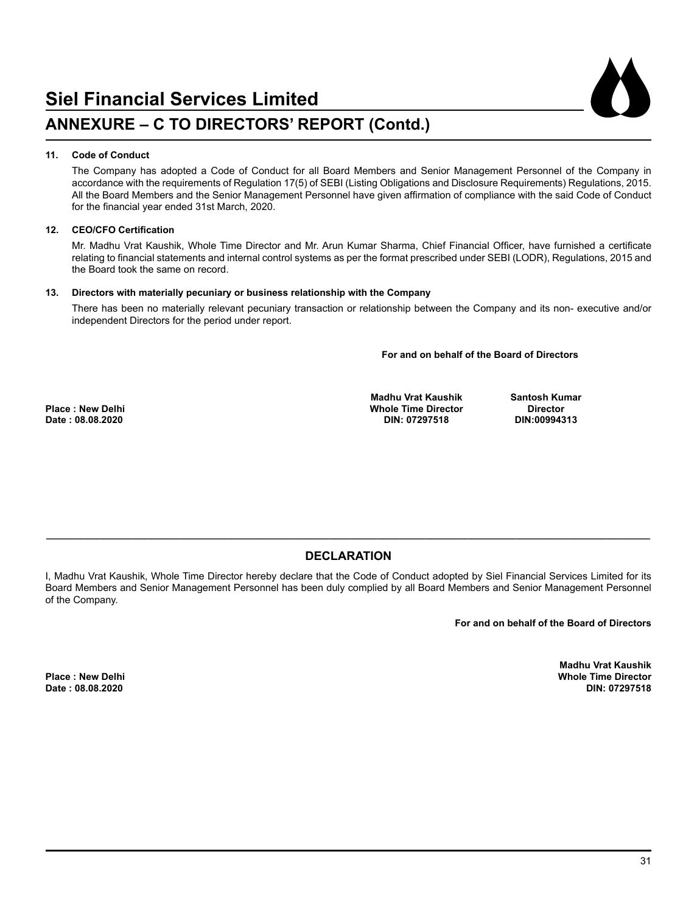# Siel Financial Services Limited

## ANNEXURE – C TO DIRECTORS' REPORT (Contd.)

**11. Code of Conduct**

The Company has adopted a Code of Conduct for all Board Members and Senior Management Personnel of the Company in accordance with the requirements of Regulation 17(5) of SEBI (Listing Obligations and Disclosure Requirements) Regulations, 2015. All the Board Members and the Senior Management Personnel have given affirmation of compliance with the said Code of Conduct for the financial year ended 31st March, 2020.

**12. CEO/CFO Certification**

Mr. Madhu Vrat Kaushik, Whole Time Director and Mr. Arun Kumar Sharma, Chief Financial Officer, have furnished a certificate relating to financial statements and internal control systems as per the format prescribed under SEBI (LODR), Regulations, 2015 and the Board took the same on record.

**13. Directors with materially pecuniary or business relationship with the Company**

There has been no materially relevant pecuniary transaction or relationship between the Company and its non- executive and/or independent Directors for the period under report.

**For and on behalf of the Board of Directors**

**Place : New Delhi**
**Date : 08.08.2020**

**Madhu Vrat Kaushik**
**Whole Time Director**
**DIN: 07297518**

**Santosh Kumar**
**Director**
**DIN:00994313**

---

## DECLARATION

I, Madhu Vrat Kaushik, Whole Time Director hereby declare that the Code of Conduct adopted by Siel Financial Services Limited for its Board Members and Senior Management Personnel has been duly complied by all Board Members and Senior Management Personnel of the Company.

**For and on behalf of the Board of Directors**

**Place : New Delhi**
**Date : 08.08.2020**

**Madhu Vrat Kaushik**
**Whole Time Director**
**DIN: 07297518**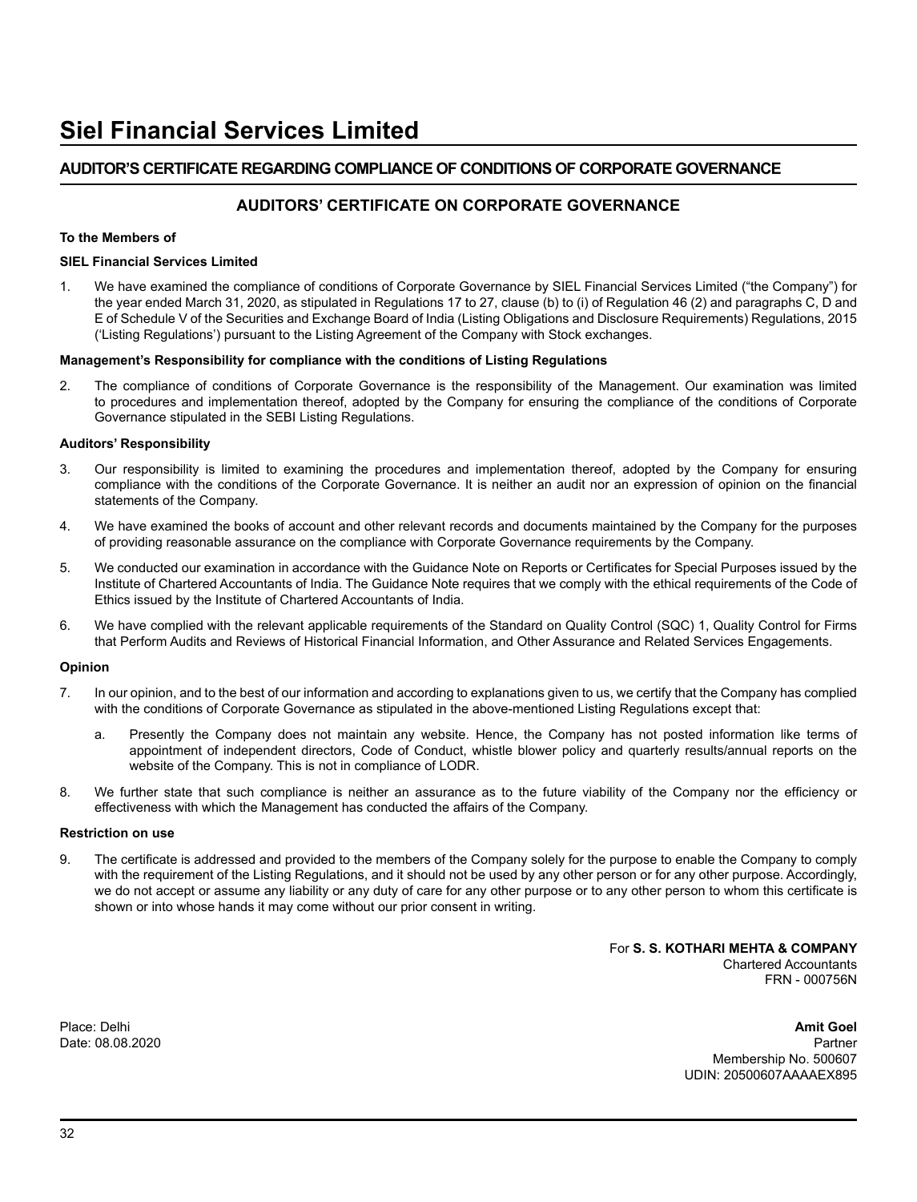# Siel Financial Services Limited

## AUDITOR'S CERTIFICATE REGARDING COMPLIANCE OF CONDITIONS OF CORPORATE GOVERNANCE

### AUDITORS' CERTIFICATE ON CORPORATE GOVERNANCE

**To the Members of**

**SIEL Financial Services Limited**

1. We have examined the compliance of conditions of Corporate Governance by SIEL Financial Services Limited ("the Company") for the year ended March 31, 2020, as stipulated in Regulations 17 to 27, clause (b) to (i) of Regulation 46 (2) and paragraphs C, D and E of Schedule V of the Securities and Exchange Board of India (Listing Obligations and Disclosure Requirements) Regulations, 2015 ('Listing Regulations') pursuant to the Listing Agreement of the Company with Stock exchanges.

**Management's Responsibility for compliance with the conditions of Listing Regulations**

2. The compliance of conditions of Corporate Governance is the responsibility of the Management. Our examination was limited to procedures and implementation thereof, adopted by the Company for ensuring the compliance of the conditions of Corporate Governance stipulated in the SEBI Listing Regulations.

**Auditors' Responsibility**

3. Our responsibility is limited to examining the procedures and implementation thereof, adopted by the Company for ensuring compliance with the conditions of the Corporate Governance. It is neither an audit nor an expression of opinion on the financial statements of the Company.

4. We have examined the books of account and other relevant records and documents maintained by the Company for the purposes of providing reasonable assurance on the compliance with Corporate Governance requirements by the Company.

5. We conducted our examination in accordance with the Guidance Note on Reports or Certificates for Special Purposes issued by the Institute of Chartered Accountants of India. The Guidance Note requires that we comply with the ethical requirements of the Code of Ethics issued by the Institute of Chartered Accountants of India.

6. We have complied with the relevant applicable requirements of the Standard on Quality Control (SQC) 1, Quality Control for Firms that Perform Audits and Reviews of Historical Financial Information, and Other Assurance and Related Services Engagements.

**Opinion**

7. In our opinion, and to the best of our information and according to explanations given to us, we certify that the Company has complied with the conditions of Corporate Governance as stipulated in the above-mentioned Listing Regulations except that:

   a. Presently the Company does not maintain any website. Hence, the Company has not posted information like terms of appointment of independent directors, Code of Conduct, whistle blower policy and quarterly results/annual reports on the website of the Company. This is not in compliance of LODR.

8. We further state that such compliance is neither an assurance as to the future viability of the Company nor the efficiency or effectiveness with which the Management has conducted the affairs of the Company.

**Restriction on use**

9. The certificate is addressed and provided to the members of the Company solely for the purpose to enable the Company to comply with the requirement of the Listing Regulations, and it should not be used by any other person or for any other purpose. Accordingly, we do not accept or assume any liability or any duty of care for any other purpose or to any other person to whom this certificate is shown or into whose hands it may come without our prior consent in writing.

For **S. S. KOTHARI MEHTA & COMPANY**
Chartered Accountants
FRN - 000756N

Place: Delhi
Date: 08.08.2020

**Amit Goel**
Partner
Membership No. 500607
UDIN: 20500607AAAAEX895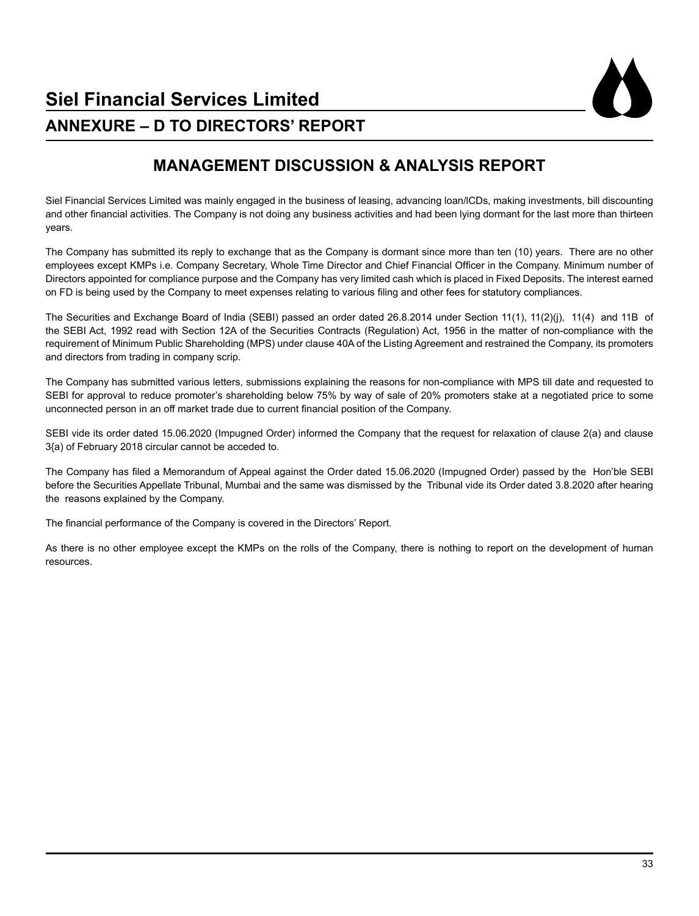# Siel Financial Services Limited

## ANNEXURE – D TO DIRECTORS' REPORT

## MANAGEMENT DISCUSSION & ANALYSIS REPORT

Siel Financial Services Limited was mainly engaged in the business of leasing, advancing loan/ICDs, making investments, bill discounting and other financial activities. The Company is not doing any business activities and had been lying dormant for the last more than thirteen years.

The Company has submitted its reply to exchange that as the Company is dormant since more than ten (10) years. There are no other employees except KMPs i.e. Company Secretary, Whole Time Director and Chief Financial Officer in the Company. Minimum number of Directors appointed for compliance purpose and the Company has very limited cash which is placed in Fixed Deposits. The interest earned on FD is being used by the Company to meet expenses relating to various filing and other fees for statutory compliances.

The Securities and Exchange Board of India (SEBI) passed an order dated 26.8.2014 under Section 11(1), 11(2)(j), 11(4) and 11B of the SEBI Act, 1992 read with Section 12A of the Securities Contracts (Regulation) Act, 1956 in the matter of non-compliance with the requirement of Minimum Public Shareholding (MPS) under clause 40A of the Listing Agreement and restrained the Company, its promoters and directors from trading in company scrip.

The Company has submitted various letters, submissions explaining the reasons for non-compliance with MPS till date and requested to SEBI for approval to reduce promoter's shareholding below 75% by way of sale of 20% promoters stake at a negotiated price to some unconnected person in an off market trade due to current financial position of the Company.

SEBI vide its order dated 15.06.2020 (Impugned Order) informed the Company that the request for relaxation of clause 2(a) and clause 3{a) of February 2018 circular cannot be acceded to.

The Company has filed a Memorandum of Appeal against the Order dated 15.06.2020 (Impugned Order) passed by the Hon'ble SEBI before the Securities Appellate Tribunal, Mumbai and the same was dismissed by the Tribunal vide its Order dated 3.8.2020 after hearing the reasons explained by the Company.

The financial performance of the Company is covered in the Directors' Report.

As there is no other employee except the KMPs on the rolls of the Company, there is nothing to report on the development of human resources.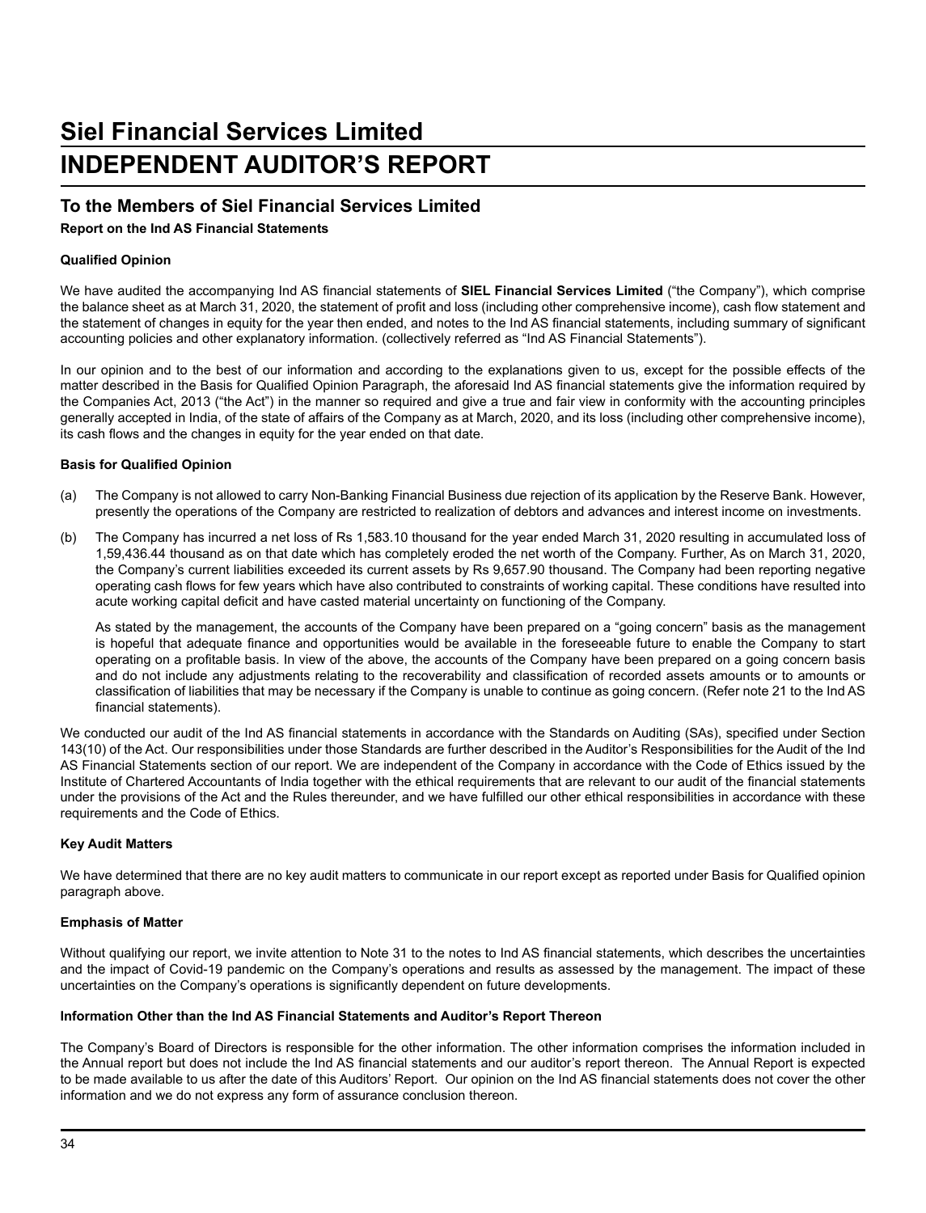# Siel Financial Services Limited

# INDEPENDENT AUDITOR'S REPORT

## To the Members of Siel Financial Services Limited

**Report on the Ind AS Financial Statements**

**Qualified Opinion**

We have audited the accompanying Ind AS financial statements of **SIEL Financial Services Limited** ("the Company"), which comprise the balance sheet as at March 31, 2020, the statement of profit and loss (including other comprehensive income), cash flow statement and the statement of changes in equity for the year then ended, and notes to the Ind AS financial statements, including summary of significant accounting policies and other explanatory information. (collectively referred as "Ind AS Financial Statements").

In our opinion and to the best of our information and according to the explanations given to us, except for the possible effects of the matter described in the Basis for Qualified Opinion Paragraph, the aforesaid Ind AS financial statements give the information required by the Companies Act, 2013 ("the Act") in the manner so required and give a true and fair view in conformity with the accounting principles generally accepted in India, of the state of affairs of the Company as at March, 2020, and its loss (including other comprehensive income), its cash flows and the changes in equity for the year ended on that date.

**Basis for Qualified Opinion**

(a) The Company is not allowed to carry Non-Banking Financial Business due rejection of its application by the Reserve Bank. However, presently the operations of the Company are restricted to realization of debtors and advances and interest income on investments.

(b) The Company has incurred a net loss of Rs 1,583.10 thousand for the year ended March 31, 2020 resulting in accumulated loss of 1,59,436.44 thousand as on that date which has completely eroded the net worth of the Company. Further, As on March 31, 2020, the Company's current liabilities exceeded its current assets by Rs 9,657.90 thousand. The Company had been reporting negative operating cash flows for few years which have also contributed to constraints of working capital. These conditions have resulted into acute working capital deficit and have casted material uncertainty on functioning of the Company.

As stated by the management, the accounts of the Company have been prepared on a "going concern" basis as the management is hopeful that adequate finance and opportunities would be available in the foreseeable future to enable the Company to start operating on a profitable basis. In view of the above, the accounts of the Company have been prepared on a going concern basis and do not include any adjustments relating to the recoverability and classification of recorded assets amounts or to amounts or classification of liabilities that may be necessary if the Company is unable to continue as going concern. (Refer note 21 to the Ind AS financial statements).

We conducted our audit of the Ind AS financial statements in accordance with the Standards on Auditing (SAs), specified under Section 143(10) of the Act. Our responsibilities under those Standards are further described in the Auditor's Responsibilities for the Audit of the Ind AS Financial Statements section of our report. We are independent of the Company in accordance with the Code of Ethics issued by the Institute of Chartered Accountants of India together with the ethical requirements that are relevant to our audit of the financial statements under the provisions of the Act and the Rules thereunder, and we have fulfilled our other ethical responsibilities in accordance with these requirements and the Code of Ethics.

**Key Audit Matters**

We have determined that there are no key audit matters to communicate in our report except as reported under Basis for Qualified opinion paragraph above.

**Emphasis of Matter**

Without qualifying our report, we invite attention to Note 31 to the notes to Ind AS financial statements, which describes the uncertainties and the impact of Covid-19 pandemic on the Company's operations and results as assessed by the management. The impact of these uncertainties on the Company's operations is significantly dependent on future developments.

**Information Other than the Ind AS Financial Statements and Auditor's Report Thereon**

The Company's Board of Directors is responsible for the other information. The other information comprises the information included in the Annual report but does not include the Ind AS financial statements and our auditor's report thereon. The Annual Report is expected to be made available to us after the date of this Auditors' Report. Our opinion on the Ind AS financial statements does not cover the other information and we do not express any form of assurance conclusion thereon.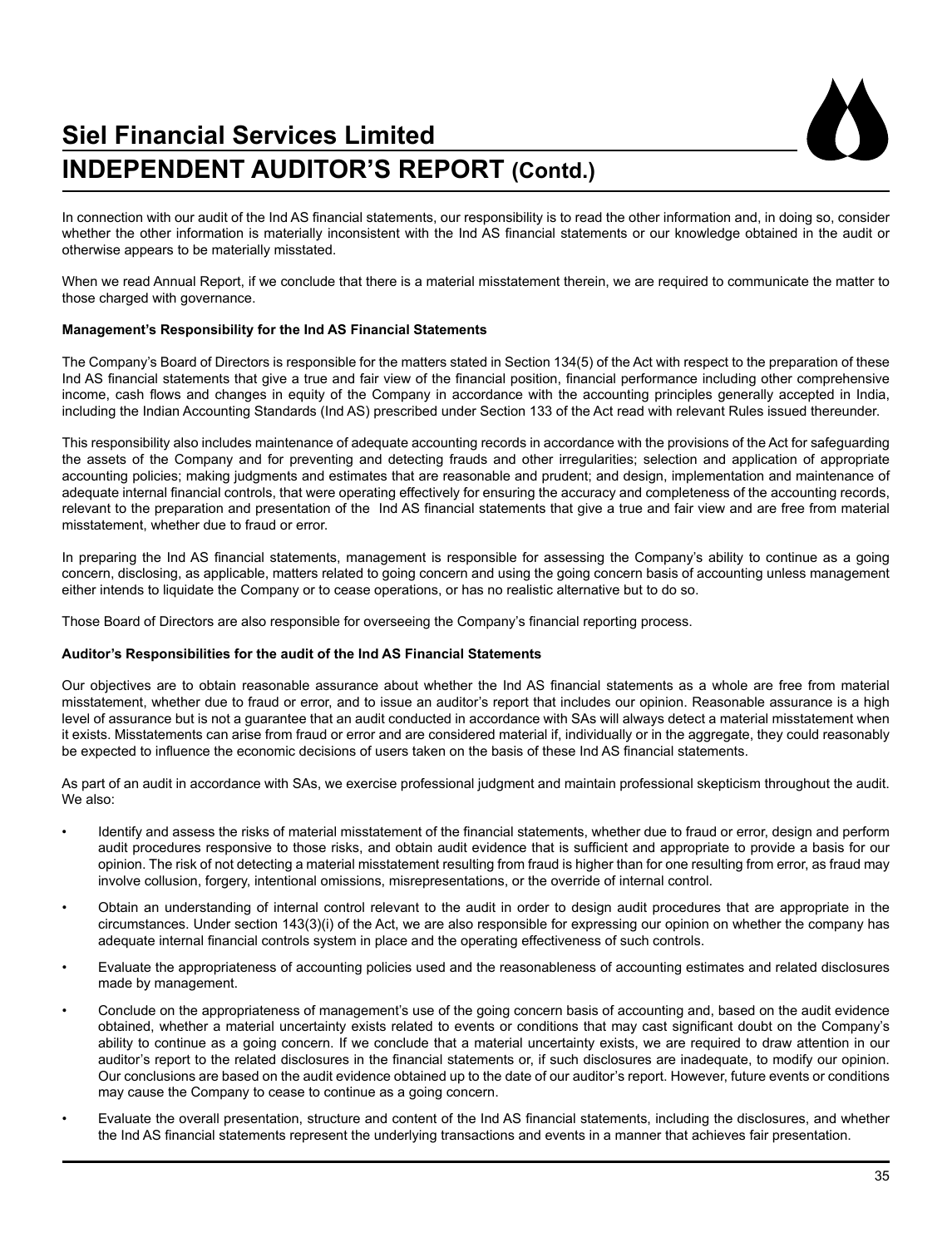In connection with our audit of the Ind AS financial statements, our responsibility is to read the other information and, in doing so, consider whether the other information is materially inconsistent with the Ind AS financial statements or our knowledge obtained in the audit or otherwise appears to be materially misstated.

When we read Annual Report, if we conclude that there is a material misstatement therein, we are required to communicate the matter to those charged with governance.

**Management's Responsibility for the Ind AS Financial Statements**

The Company's Board of Directors is responsible for the matters stated in Section 134(5) of the Act with respect to the preparation of these Ind AS financial statements that give a true and fair view of the financial position, financial performance including other comprehensive income, cash flows and changes in equity of the Company in accordance with the accounting principles generally accepted in India, including the Indian Accounting Standards (Ind AS) prescribed under Section 133 of the Act read with relevant Rules issued thereunder.

This responsibility also includes maintenance of adequate accounting records in accordance with the provisions of the Act for safeguarding the assets of the Company and for preventing and detecting frauds and other irregularities; selection and application of appropriate accounting policies; making judgments and estimates that are reasonable and prudent; and design, implementation and maintenance of adequate internal financial controls, that were operating effectively for ensuring the accuracy and completeness of the accounting records, relevant to the preparation and presentation of the Ind AS financial statements that give a true and fair view and are free from material misstatement, whether due to fraud or error.

In preparing the Ind AS financial statements, management is responsible for assessing the Company's ability to continue as a going concern, disclosing, as applicable, matters related to going concern and using the going concern basis of accounting unless management either intends to liquidate the Company or to cease operations, or has no realistic alternative but to do so.

Those Board of Directors are also responsible for overseeing the Company's financial reporting process.

**Auditor's Responsibilities for the audit of the Ind AS Financial Statements**

Our objectives are to obtain reasonable assurance about whether the Ind AS financial statements as a whole are free from material misstatement, whether due to fraud or error, and to issue an auditor's report that includes our opinion. Reasonable assurance is a high level of assurance but is not a guarantee that an audit conducted in accordance with SAs will always detect a material misstatement when it exists. Misstatements can arise from fraud or error and are considered material if, individually or in the aggregate, they could reasonably be expected to influence the economic decisions of users taken on the basis of these Ind AS financial statements.

As part of an audit in accordance with SAs, we exercise professional judgment and maintain professional skepticism throughout the audit. We also:

- Identify and assess the risks of material misstatement of the financial statements, whether due to fraud or error, design and perform audit procedures responsive to those risks, and obtain audit evidence that is sufficient and appropriate to provide a basis for our opinion. The risk of not detecting a material misstatement resulting from fraud is higher than for one resulting from error, as fraud may involve collusion, forgery, intentional omissions, misrepresentations, or the override of internal control.
- Obtain an understanding of internal control relevant to the audit in order to design audit procedures that are appropriate in the circumstances. Under section 143(3)(i) of the Act, we are also responsible for expressing our opinion on whether the company has adequate internal financial controls system in place and the operating effectiveness of such controls.
- Evaluate the appropriateness of accounting policies used and the reasonableness of accounting estimates and related disclosures made by management.
- Conclude on the appropriateness of management's use of the going concern basis of accounting and, based on the audit evidence obtained, whether a material uncertainty exists related to events or conditions that may cast significant doubt on the Company's ability to continue as a going concern. If we conclude that a material uncertainty exists, we are required to draw attention in our auditor's report to the related disclosures in the financial statements or, if such disclosures are inadequate, to modify our opinion. Our conclusions are based on the audit evidence obtained up to the date of our auditor's report. However, future events or conditions may cause the Company to cease to continue as a going concern.
- Evaluate the overall presentation, structure and content of the Ind AS financial statements, including the disclosures, and whether the Ind AS financial statements represent the underlying transactions and events in a manner that achieves fair presentation.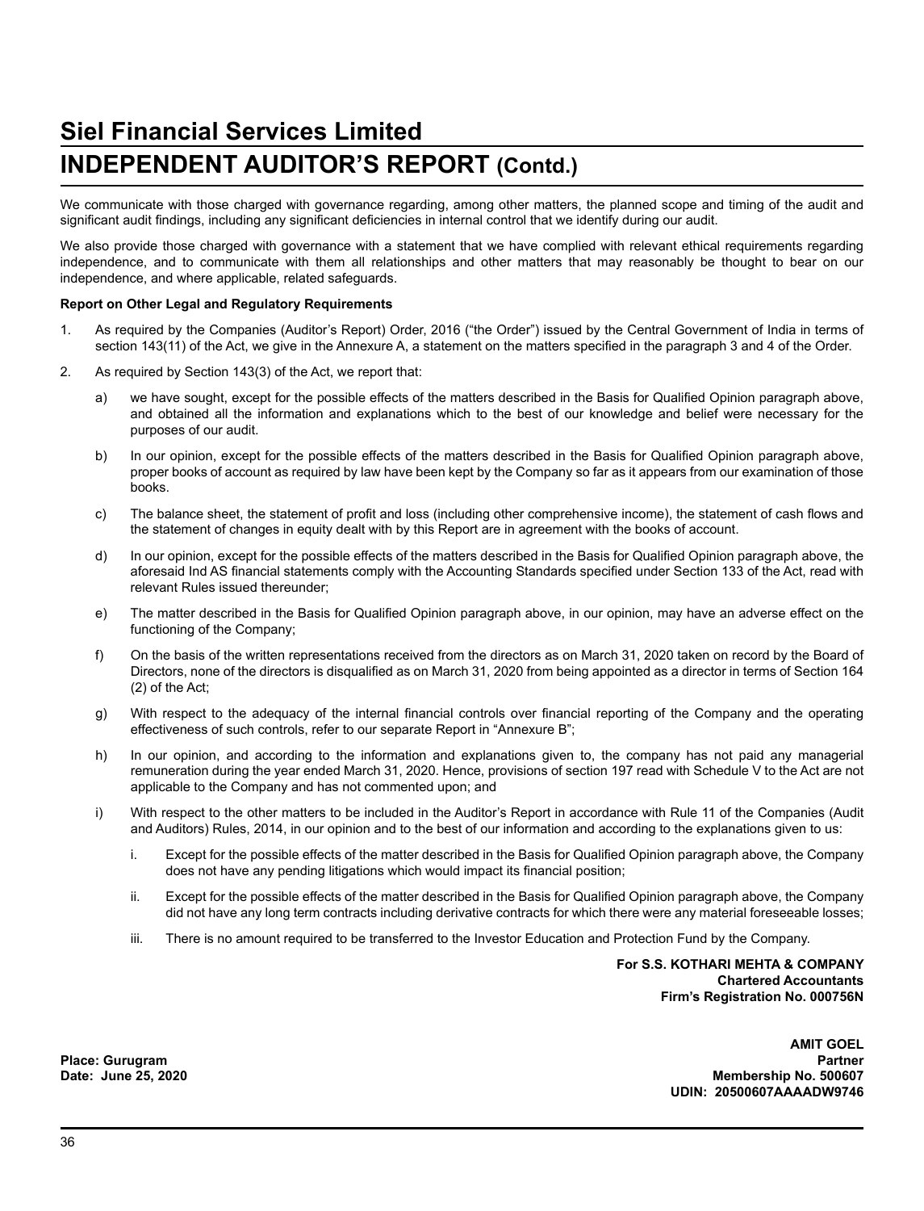# Siel Financial Services Limited

# INDEPENDENT AUDITOR'S REPORT (Contd.)

We communicate with those charged with governance regarding, among other matters, the planned scope and timing of the audit and significant audit findings, including any significant deficiencies in internal control that we identify during our audit.

We also provide those charged with governance with a statement that we have complied with relevant ethical requirements regarding independence, and to communicate with them all relationships and other matters that may reasonably be thought to bear on our independence, and where applicable, related safeguards.

**Report on Other Legal and Regulatory Requirements**

1. As required by the Companies (Auditor's Report) Order, 2016 ("the Order") issued by the Central Government of India in terms of section 143(11) of the Act, we give in the Annexure A, a statement on the matters specified in the paragraph 3 and 4 of the Order.

2. As required by Section 143(3) of the Act, we report that:

   a) we have sought, except for the possible effects of the matters described in the Basis for Qualified Opinion paragraph above, and obtained all the information and explanations which to the best of our knowledge and belief were necessary for the purposes of our audit.

   b) In our opinion, except for the possible effects of the matters described in the Basis for Qualified Opinion paragraph above, proper books of account as required by law have been kept by the Company so far as it appears from our examination of those books.

   c) The balance sheet, the statement of profit and loss (including other comprehensive income), the statement of cash flows and the statement of changes in equity dealt with by this Report are in agreement with the books of account.

   d) In our opinion, except for the possible effects of the matters described in the Basis for Qualified Opinion paragraph above, the aforesaid Ind AS financial statements comply with the Accounting Standards specified under Section 133 of the Act, read with relevant Rules issued thereunder;

   e) The matter described in the Basis for Qualified Opinion paragraph above, in our opinion, may have an adverse effect on the functioning of the Company;

   f) On the basis of the written representations received from the directors as on March 31, 2020 taken on record by the Board of Directors, none of the directors is disqualified as on March 31, 2020 from being appointed as a director in terms of Section 164 (2) of the Act;

   g) With respect to the adequacy of the internal financial controls over financial reporting of the Company and the operating effectiveness of such controls, refer to our separate Report in "Annexure B";

   h) In our opinion, and according to the information and explanations given to, the company has not paid any managerial remuneration during the year ended March 31, 2020. Hence, provisions of section 197 read with Schedule V to the Act are not applicable to the Company and has not commented upon; and

   i) With respect to the other matters to be included in the Auditor's Report in accordance with Rule 11 of the Companies (Audit and Auditors) Rules, 2014, in our opinion and to the best of our information and according to the explanations given to us:

      i. Except for the possible effects of the matter described in the Basis for Qualified Opinion paragraph above, the Company does not have any pending litigations which would impact its financial position;

      ii. Except for the possible effects of the matter described in the Basis for Qualified Opinion paragraph above, the Company did not have any long term contracts including derivative contracts for which there were any material foreseeable losses;

      iii. There is no amount required to be transferred to the Investor Education and Protection Fund by the Company.

**For S.S. KOTHARI MEHTA & COMPANY**
**Chartered Accountants**
**Firm's Registration No. 000756N**

**AMIT GOEL**
**Partner**
**Membership No. 500607**
**UDIN: 20500607AAAADW9746**

**Place: Gurugram**
**Date: June 25, 2020**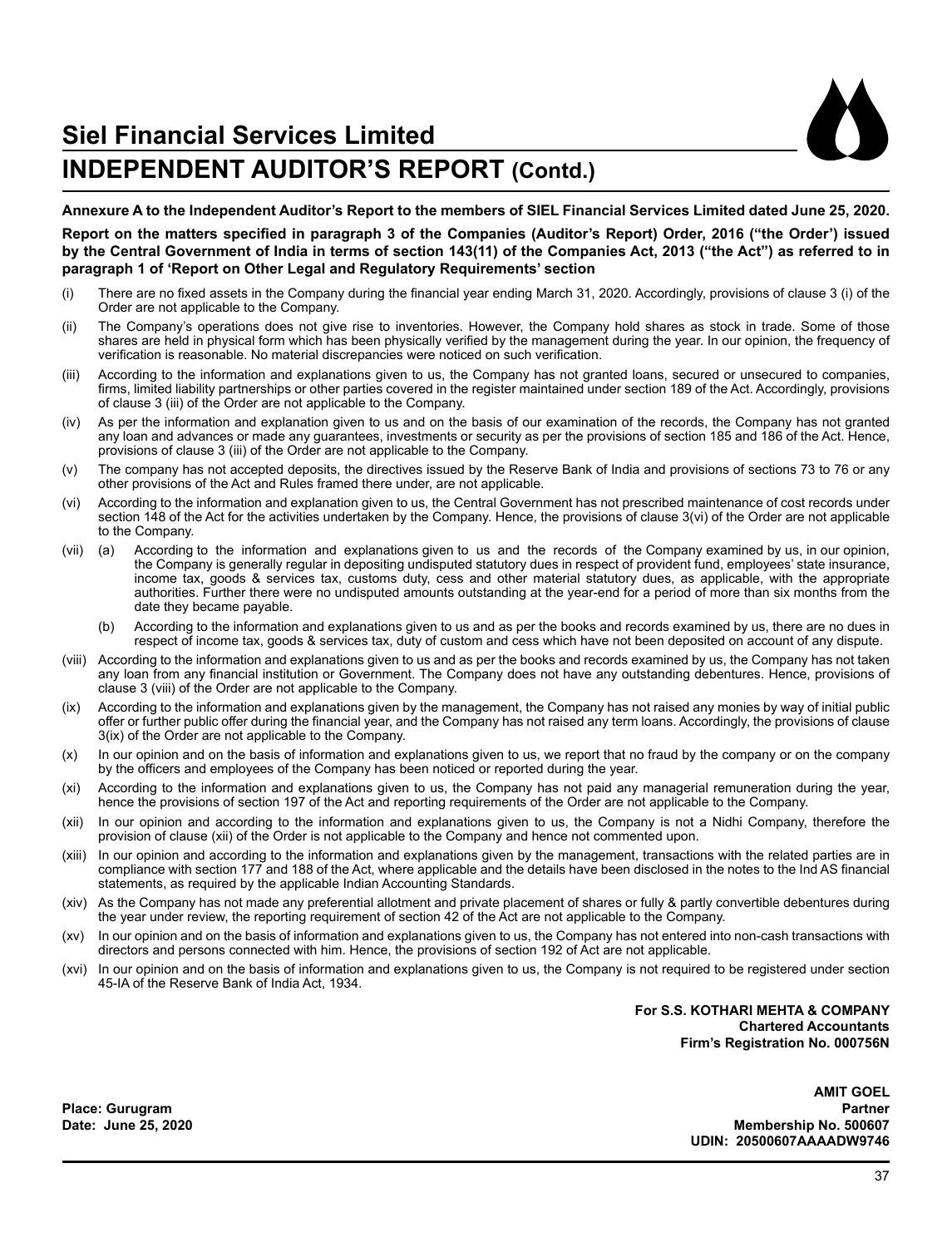# Siel Financial Services Limited

## INDEPENDENT AUDITOR'S REPORT (Contd.)

**Annexure A to the Independent Auditor's Report to the members of SIEL Financial Services Limited dated June 25, 2020.**

**Report on the matters specified in paragraph 3 of the Companies (Auditor's Report) Order, 2016 ("the Order') issued by the Central Government of India in terms of section 143(11) of the Companies Act, 2013 ("the Act") as referred to in paragraph 1 of 'Report on Other Legal and Regulatory Requirements' section**

(i) There are no fixed assets in the Company during the financial year ending March 31, 2020. Accordingly, provisions of clause 3 (i) of the Order are not applicable to the Company.

(ii) The Company's operations does not give rise to inventories. However, the Company hold shares as stock in trade. Some of those shares are held in physical form which has been physically verified by the management during the year. In our opinion, the frequency of verification is reasonable. No material discrepancies were noticed on such verification.

(iii) According to the information and explanations given to us, the Company has not granted loans, secured or unsecured to companies, firms, limited liability partnerships or other parties covered in the register maintained under section 189 of the Act. Accordingly, provisions of clause 3 (iii) of the Order are not applicable to the Company.

(iv) As per the information and explanation given to us and on the basis of our examination of the records, the Company has not granted any loan and advances or made any guarantees, investments or security as per the provisions of section 185 and 186 of the Act. Hence, provisions of clause 3 (iii) of the Order are not applicable to the Company.

(v) The company has not accepted deposits, the directives issued by the Reserve Bank of India and provisions of sections 73 to 76 or any other provisions of the Act and Rules framed there under, are not applicable.

(vi) According to the information and explanation given to us, the Central Government has not prescribed maintenance of cost records under section 148 of the Act for the activities undertaken by the Company. Hence, the provisions of clause 3(vi) of the Order are not applicable to the Company.

(vii) (a) According to the information and explanations given to us and the records of the Company examined by us, in our opinion, the Company is generally regular in depositing undisputed statutory dues in respect of provident fund, employees' state insurance, income tax, goods & services tax, customs duty, cess and other material statutory dues, as applicable, with the appropriate authorities. Further there were no undisputed amounts outstanding at the year-end for a period of more than six months from the date they became payable.

(b) According to the information and explanations given to us and as per the books and records examined by us, there are no dues in respect of income tax, goods & services tax, duty of custom and cess which have not been deposited on account of any dispute.

(viii) According to the information and explanations given to us and as per the books and records examined by us, the Company has not taken any loan from any financial institution or Government. The Company does not have any outstanding debentures. Hence, provisions of clause 3 (viii) of the Order are not applicable to the Company.

(ix) According to the information and explanations given by the management, the Company has not raised any monies by way of initial public offer or further public offer during the financial year, and the Company has not raised any term loans. Accordingly, the provisions of clause 3(ix) of the Order are not applicable to the Company.

(x) In our opinion and on the basis of information and explanations given to us, we report that no fraud by the company or on the company by the officers and employees of the Company has been noticed or reported during the year.

(xi) According to the information and explanations given to us, the Company has not paid any managerial remuneration during the year, hence the provisions of section 197 of the Act and reporting requirements of the Order are not applicable to the Company.

(xii) In our opinion and according to the information and explanations given to us, the Company is not a Nidhi Company, therefore the provision of clause (xii) of the Order is not applicable to the Company and hence not commented upon.

(xiii) In our opinion and according to the information and explanations given by the management, transactions with the related parties are in compliance with section 177 and 188 of the Act, where applicable and the details have been disclosed in the notes to the Ind AS financial statements, as required by the applicable Indian Accounting Standards.

(xiv) As the Company has not made any preferential allotment and private placement of shares or fully & partly convertible debentures during the year under review, the reporting requirement of section 42 of the Act are not applicable to the Company.

(xv) In our opinion and on the basis of information and explanations given to us, the Company has not entered into non-cash transactions with directors and persons connected with him. Hence, the provisions of section 192 of Act are not applicable.

(xvi) In our opinion and on the basis of information and explanations given to us, the Company is not required to be registered under section 45-IA of the Reserve Bank of India Act, 1934.

**For S.S. KOTHARI MEHTA & COMPANY**
**Chartered Accountants**
**Firm's Registration No. 000756N**

**AMIT GOEL**
**Partner**
**Membership No. 500607**
**UDIN: 20500607AAAADW9746**

**Place: Gurugram**
**Date: June 25, 2020**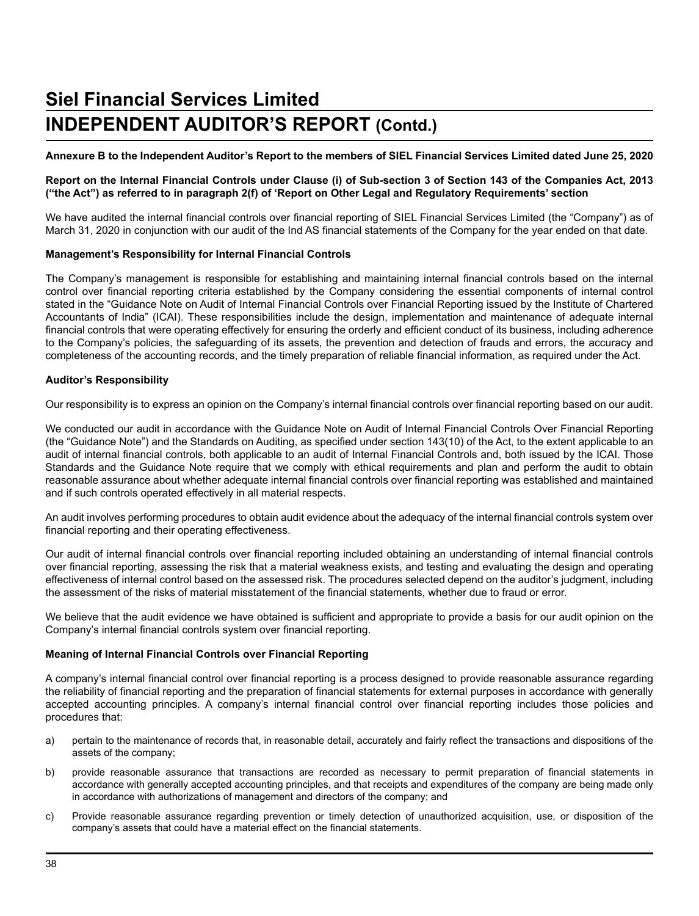# Siel Financial Services Limited

# INDEPENDENT AUDITOR'S REPORT (Contd.)

**Annexure B to the Independent Auditor's Report to the members of SIEL Financial Services Limited dated June 25, 2020**

**Report on the Internal Financial Controls under Clause (i) of Sub-section 3 of Section 143 of the Companies Act, 2013 ("the Act") as referred to in paragraph 2(f) of 'Report on Other Legal and Regulatory Requirements' section**

We have audited the internal financial controls over financial reporting of SIEL Financial Services Limited (the "Company") as of March 31, 2020 in conjunction with our audit of the Ind AS financial statements of the Company for the year ended on that date.

**Management's Responsibility for Internal Financial Controls**

The Company's management is responsible for establishing and maintaining internal financial controls based on the internal control over financial reporting criteria established by the Company considering the essential components of internal control stated in the "Guidance Note on Audit of Internal Financial Controls over Financial Reporting issued by the Institute of Chartered Accountants of India" (ICAI). These responsibilities include the design, implementation and maintenance of adequate internal financial controls that were operating effectively for ensuring the orderly and efficient conduct of its business, including adherence to the Company's policies, the safeguarding of its assets, the prevention and detection of frauds and errors, the accuracy and completeness of the accounting records, and the timely preparation of reliable financial information, as required under the Act.

**Auditor's Responsibility**

Our responsibility is to express an opinion on the Company's internal financial controls over financial reporting based on our audit.

We conducted our audit in accordance with the Guidance Note on Audit of Internal Financial Controls Over Financial Reporting (the "Guidance Note") and the Standards on Auditing, as specified under section 143(10) of the Act, to the extent applicable to an audit of internal financial controls, both applicable to an audit of Internal Financial Controls and, both issued by the ICAI. Those Standards and the Guidance Note require that we comply with ethical requirements and plan and perform the audit to obtain reasonable assurance about whether adequate internal financial controls over financial reporting was established and maintained and if such controls operated effectively in all material respects.

An audit involves performing procedures to obtain audit evidence about the adequacy of the internal financial controls system over financial reporting and their operating effectiveness.

Our audit of internal financial controls over financial reporting included obtaining an understanding of internal financial controls over financial reporting, assessing the risk that a material weakness exists, and testing and evaluating the design and operating effectiveness of internal control based on the assessed risk. The procedures selected depend on the auditor's judgment, including the assessment of the risks of material misstatement of the financial statements, whether due to fraud or error.

We believe that the audit evidence we have obtained is sufficient and appropriate to provide a basis for our audit opinion on the Company's internal financial controls system over financial reporting.

**Meaning of Internal Financial Controls over Financial Reporting**

A company's internal financial control over financial reporting is a process designed to provide reasonable assurance regarding the reliability of financial reporting and the preparation of financial statements for external purposes in accordance with generally accepted accounting principles. A company's internal financial control over financial reporting includes those policies and procedures that:

a) pertain to the maintenance of records that, in reasonable detail, accurately and fairly reflect the transactions and dispositions of the assets of the company;

b) provide reasonable assurance that transactions are recorded as necessary to permit preparation of financial statements in accordance with generally accepted accounting principles, and that receipts and expenditures of the company are being made only in accordance with authorizations of management and directors of the company; and

c) Provide reasonable assurance regarding prevention or timely detection of unauthorized acquisition, use, or disposition of the company's assets that could have a material effect on the financial statements.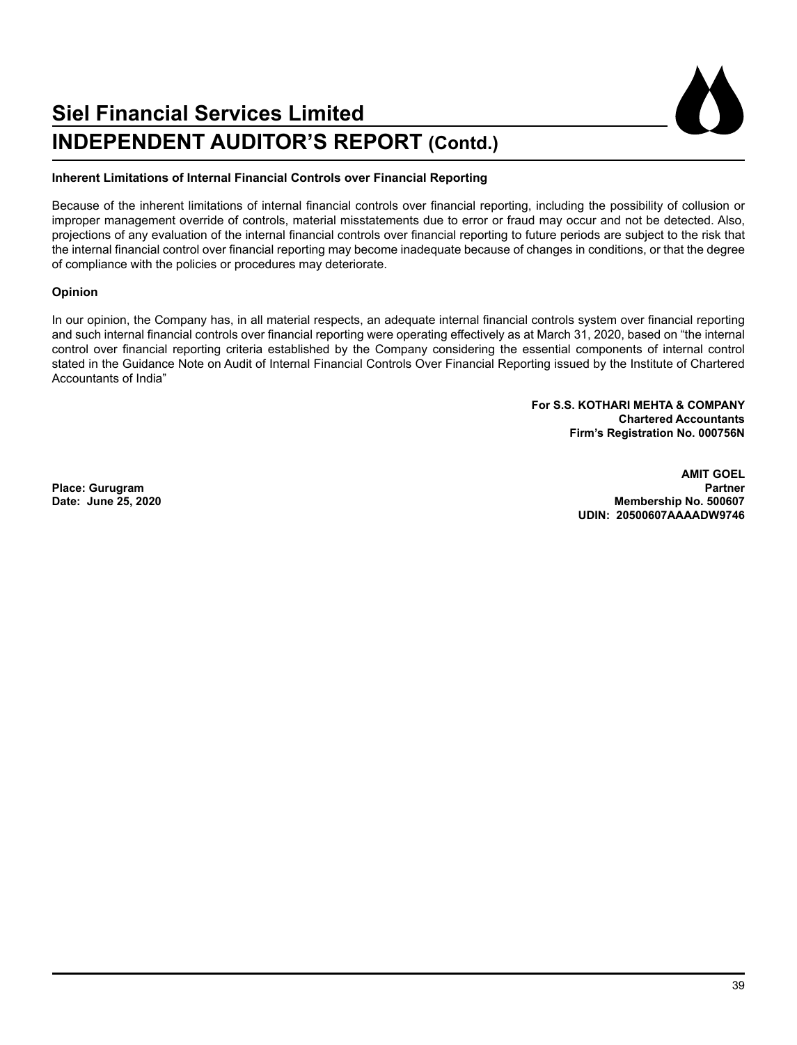### Inherent Limitations of Internal Financial Controls over Financial Reporting

Because of the inherent limitations of internal financial controls over financial reporting, including the possibility of collusion or improper management override of controls, material misstatements due to error or fraud may occur and not be detected. Also, projections of any evaluation of the internal financial controls over financial reporting to future periods are subject to the risk that the internal financial control over financial reporting may become inadequate because of changes in conditions, or that the degree of compliance with the policies or procedures may deteriorate.

### Opinion

In our opinion, the Company has, in all material respects, an adequate internal financial controls system over financial reporting and such internal financial controls over financial reporting were operating effectively as at March 31, 2020, based on "the internal control over financial reporting criteria established by the Company considering the essential components of internal control stated in the Guidance Note on Audit of Internal Financial Controls Over Financial Reporting issued by the Institute of Chartered Accountants of India"

**For S.S. KOTHARI MEHTA & COMPANY**
**Chartered Accountants**
**Firm's Registration No. 000756N**

**AMIT GOEL**
**Partner**
**Membership No. 500607**
**UDIN: 20500607AAAADW9746**

**Place: Gurugram**
**Date: June 25, 2020**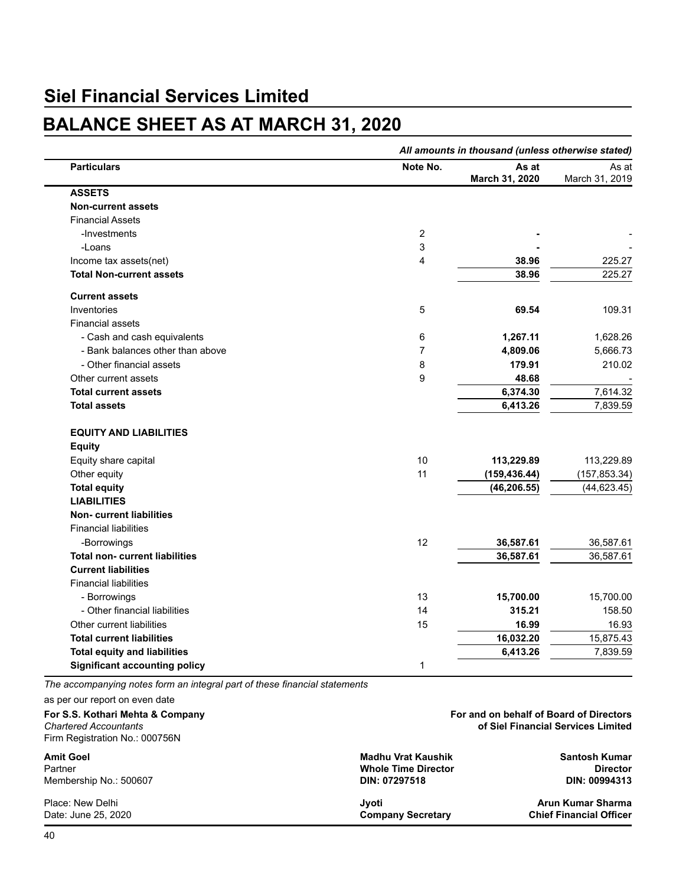# Siel Financial Services Limited

## BALANCE SHEET AS AT MARCH 31, 2020

*All amounts in thousand (unless otherwise stated)*

| Particulars | Note No. | As at March 31, 2020 | As at March 31, 2019 |
|---|---|---|---|
| **ASSETS** | | | |
| **Non-current assets** | | | |
| Financial Assets | | | |
| -Investments | 2 | **-** | - |
| -Loans | 3 | **-** | - |
| Income tax assets(net) | 4 | **38.96** | 225.27 |
| **Total Non-current assets** | | **38.96** | 225.27 |
| **Current assets** | | | |
| Inventories | 5 | **69.54** | 109.31 |
| Financial assets | | | |
| - Cash and cash equivalents | 6 | **1,267.11** | 1,628.26 |
| - Bank balances other than above | 7 | **4,809.06** | 5,666.73 |
| - Other financial assets | 8 | **179.91** | 210.02 |
| Other current assets | 9 | **48.68** | - |
| **Total current assets** | | **6,374.30** | 7,614.32 |
| **Total assets** | | **6,413.26** | 7,839.59 |
| **EQUITY AND LIABILITIES** | | | |
| **Equity** | | | |
| Equity share capital | 10 | **113,229.89** | 113,229.89 |
| Other equity | 11 | **(159,436.44)** | (157,853.34) |
| **Total equity** | | **(46,206.55)** | (44,623.45) |
| **LIABILITIES** | | | |
| **Non- current liabilities** | | | |
| Financial liabilities | | | |
| -Borrowings | 12 | **36,587.61** | 36,587.61 |
| **Total non- current liabilities** | | **36,587.61** | 36,587.61 |
| **Current liabilities** | | | |
| Financial liabilities | | | |
| - Borrowings | 13 | **15,700.00** | 15,700.00 |
| - Other financial liabilities | 14 | **315.21** | 158.50 |
| Other current liabilities | 15 | **16.99** | 16.93 |
| **Total current liabilities** | | **16,032.20** | 15,875.43 |
| **Total equity and liabilities** | | **6,413.26** | 7,839.59 |
| **Significant accounting policy** | 1 | | |

*The accompanying notes form an integral part of these financial statements*

as per our report on even date

**For S.S. Kothari Mehta & Company**
*Chartered Accountants*
Firm Registration No.: 000756N

**Amit Goel**
Partner
Membership No.: 500607

Place: New Delhi
Date: June 25, 2020

**For and on behalf of Board of Directors of Siel Financial Services Limited**

**Madhu Vrat Kaushik**
**Whole Time Director**
**DIN: 07297518**

**Santosh Kumar**
**Director**
**DIN: 00994313**

**Jyoti**
**Company Secretary**

**Arun Kumar Sharma**
**Chief Financial Officer**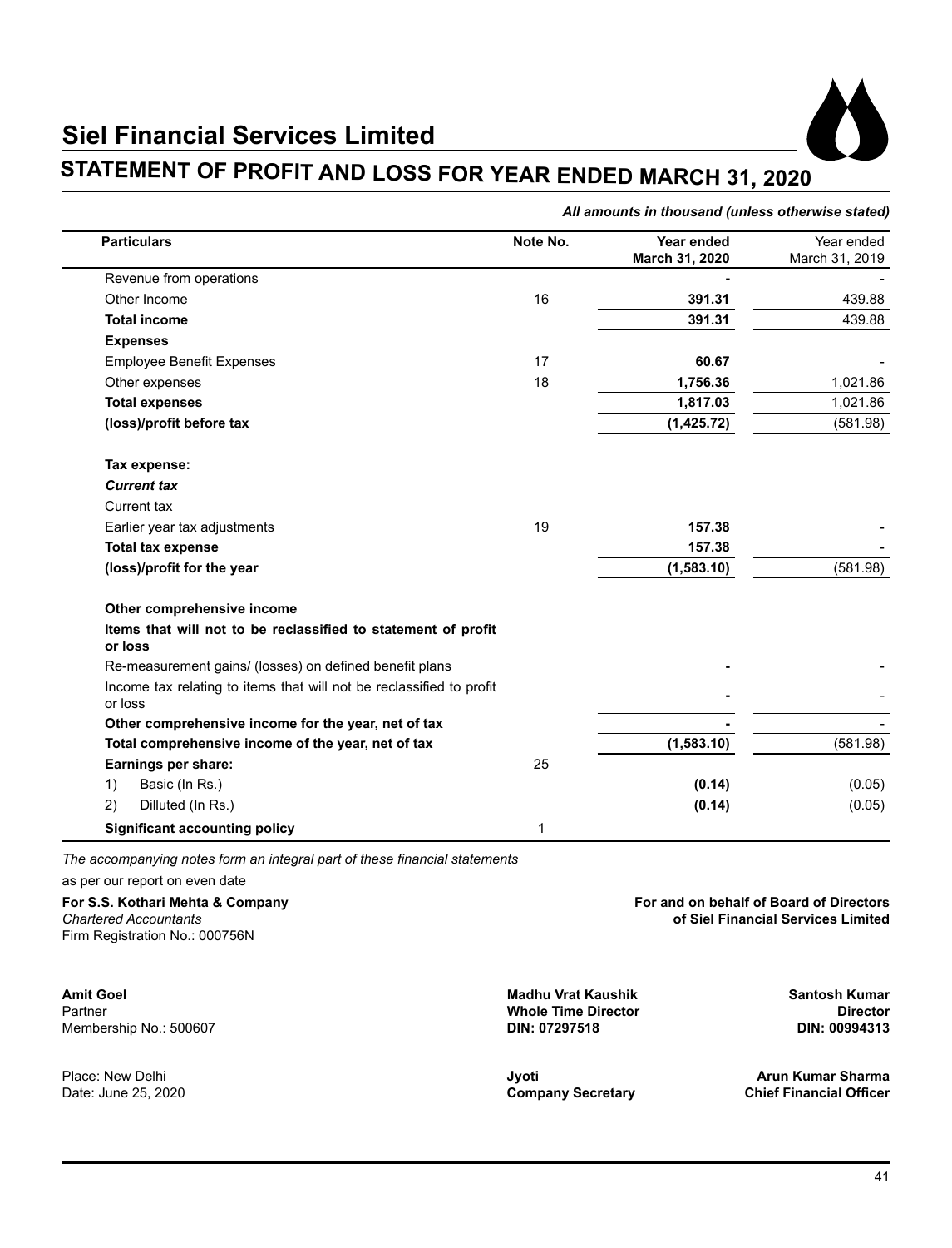# Siel Financial Services Limited

## STATEMENT OF PROFIT AND LOSS FOR YEAR ENDED MARCH 31, 2020

***All amounts in thousand (unless otherwise stated)***

| Particulars | Note No. | Year ended March 31, 2020 | Year ended March 31, 2019 |
|---|---|---|---|
| Revenue from operations | | **-** | - |
| Other Income | 16 | **391.31** | 439.88 |
| **Total income** | | **391.31** | 439.88 |
| **Expenses** | | | |
| Employee Benefit Expenses | 17 | **60.67** | - |
| Other expenses | 18 | **1,756.36** | 1,021.86 |
| **Total expenses** | | **1,817.03** | 1,021.86 |
| **(loss)/profit before tax** | | **(1,425.72)** | (581.98) |
| **Tax expense:** | | | |
| ***Current tax*** | | | |
| Current tax | | | |
| Earlier year tax adjustments | 19 | **157.38** | - |
| **Total tax expense** | | **157.38** | - |
| **(loss)/profit for the year** | | **(1,583.10)** | (581.98) |
| **Other comprehensive income** | | | |
| **Items that will not to be reclassified to statement of profit or loss** | | | |
| Re-measurement gains/ (losses) on defined benefit plans | | **-** | - |
| Income tax relating to items that will not be reclassified to profit or loss | | **-** | - |
| **Other comprehensive income for the year, net of tax** | | **-** | - |
| **Total comprehensive income of the year, net of tax** | | **(1,583.10)** | (581.98) |
| **Earnings per share:** | 25 | | |
| 1) Basic (In Rs.) | | **(0.14)** | (0.05) |
| 2) Dilluted (In Rs.) | | **(0.14)** | (0.05) |
| **Significant accounting policy** | 1 | | |

*The accompanying notes form an integral part of these financial statements*

as per our report on even date

**For S.S. Kothari Mehta & Company**
*Chartered Accountants*
Firm Registration No.: 000756N

**For and on behalf of Board of Directors of Siel Financial Services Limited**

**Amit Goel**
Partner
Membership No.: 500607

**Madhu Vrat Kaushik**
**Whole Time Director**
**DIN: 07297518**

**Santosh Kumar**
**Director**
**DIN: 00994313**

Place: New Delhi
Date: June 25, 2020

**Jyoti**
**Company Secretary**

**Arun Kumar Sharma**
**Chief Financial Officer**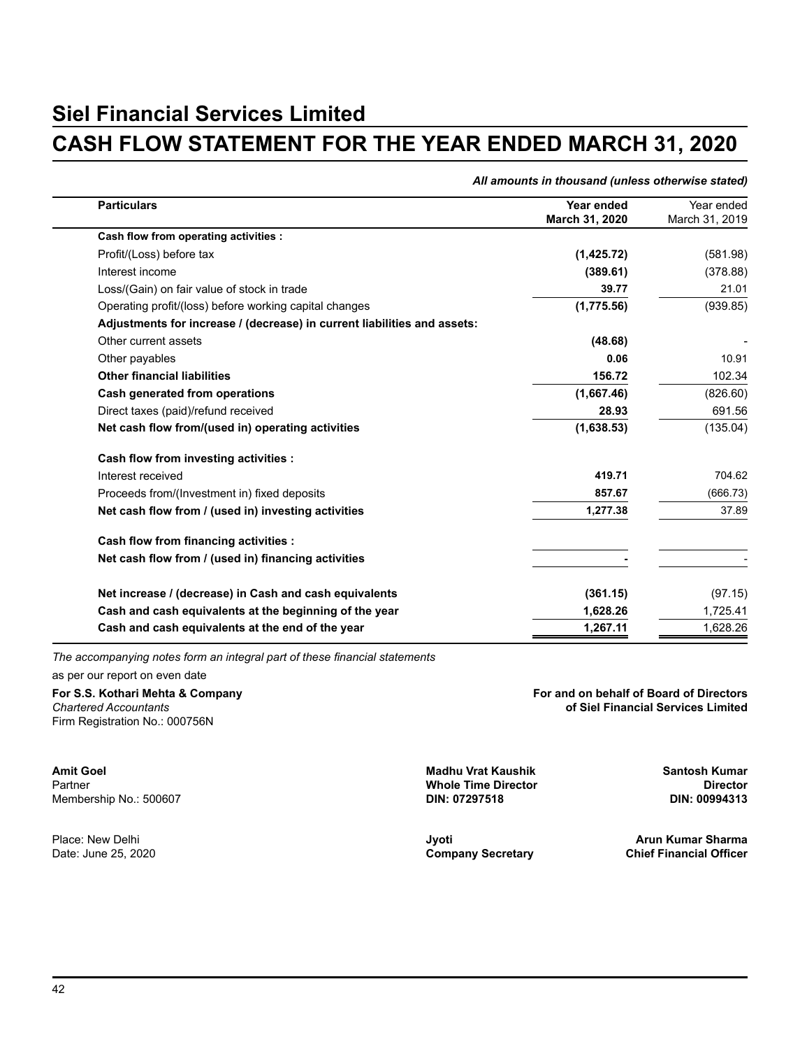# Siel Financial Services Limited

# CASH FLOW STATEMENT FOR THE YEAR ENDED MARCH 31, 2020

*All amounts in thousand (unless otherwise stated)*

| Particulars | Year ended March 31, 2020 | Year ended March 31, 2019 |
|---|---|---|
| **Cash flow from operating activities :** | | |
| Profit/(Loss) before tax | **(1,425.72)** | (581.98) |
| Interest income | **(389.61)** | (378.88) |
| Loss/(Gain) on fair value of stock in trade | **39.77** | 21.01 |
| Operating profit/(loss) before working capital changes | **(1,775.56)** | (939.85) |
| **Adjustments for increase / (decrease) in current liabilities and assets:** | | |
| Other current assets | **(48.68)** | - |
| Other payables | **0.06** | 10.91 |
| **Other financial liabilities** | **156.72** | 102.34 |
| **Cash generated from operations** | **(1,667.46)** | (826.60) |
| Direct taxes (paid)/refund received | **28.93** | 691.56 |
| **Net cash flow from/(used in) operating activities** | **(1,638.53)** | (135.04) |
| **Cash flow from investing activities :** | | |
| Interest received | **419.71** | 704.62 |
| Proceeds from/(Investment in) fixed deposits | **857.67** | (666.73) |
| **Net cash flow from / (used in) investing activities** | **1,277.38** | 37.89 |
| **Cash flow from financing activities :** | | |
| **Net cash flow from / (used in) financing activities** | **-** | - |
| **Net increase / (decrease) in Cash and cash equivalents** | **(361.15)** | (97.15) |
| **Cash and cash equivalents at the beginning of the year** | **1,628.26** | 1,725.41 |
| **Cash and cash equivalents at the end of the year** | **1,267.11** | 1,628.26 |

*The accompanying notes form an integral part of these financial statements*

as per our report on even date

**For S.S. Kothari Mehta & Company**
*Chartered Accountants*
Firm Registration No.: 000756N

**For and on behalf of Board of Directors of Siel Financial Services Limited**

**Amit Goel**
Partner
Membership No.: 500607

**Madhu Vrat Kaushik**
**Whole Time Director**
**DIN: 07297518**

**Santosh Kumar**
**Director**
**DIN: 00994313**

Place: New Delhi
Date: June 25, 2020

**Jyoti**
**Company Secretary**

**Arun Kumar Sharma**
**Chief Financial Officer**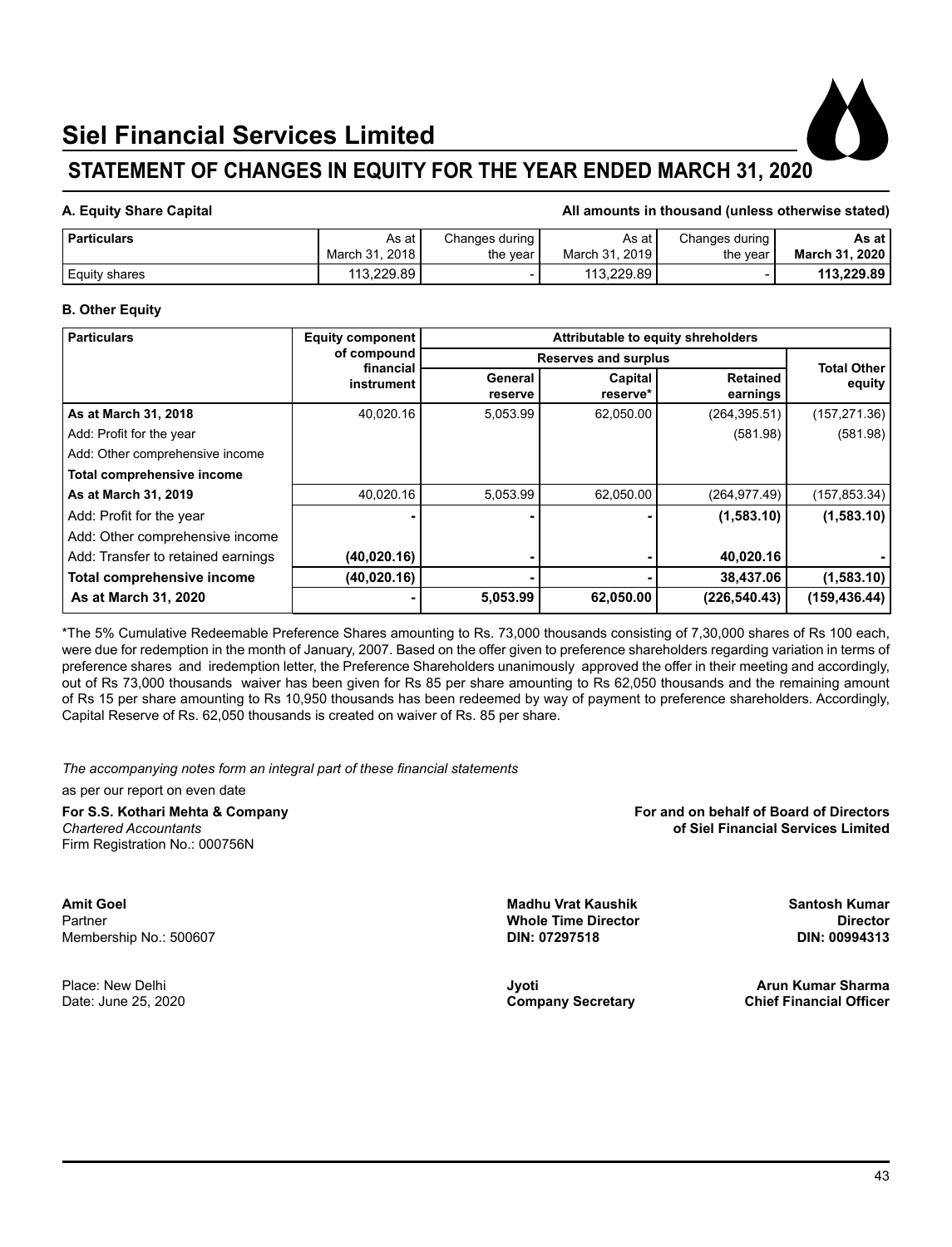# Siel Financial Services Limited

## STATEMENT OF CHANGES IN EQUITY FOR THE YEAR ENDED MARCH 31, 2020

**A. Equity Share Capital** **All amounts in thousand (unless otherwise stated)**

| Particulars | As at March 31, 2018 | Changes during the year | As at March 31, 2019 | Changes during the year | As at March 31, 2020 |
|---|---|---|---|---|---|
| Equity shares | 113,229.89 | - | 113,229.89 | - | **113,229.89** |

**B. Other Equity**

| Particulars | Equity component of compound financial instrument | Attributable to equity shreholders | | | Total Other equity |
|---|---|---|---|---|---|
| | | Reserves and surplus | | | |
| | | General reserve | Capital reserve* | Retained earnings | |
| **As at March 31, 2018** | 40,020.16 | 5,053.99 | 62,050.00 | (264,395.51) | (157,271.36) |
| Add: Profit for the year | | | | (581.98) | (581.98) |
| Add: Other comprehensive income | | | | | |
| **Total comprehensive income** | | | | | |
| **As at March 31, 2019** | 40,020.16 | 5,053.99 | 62,050.00 | (264,977.49) | (157,853.34) |
| Add: Profit for the year | **-** | **-** | **-** | **(1,583.10)** | **(1,583.10)** |
| Add: Other comprehensive income | | | | | |
| Add: Transfer to retained earnings | **(40,020.16)** | **-** | **-** | **40,020.16** | **-** |
| **Total comprehensive income** | **(40,020.16)** | **-** | **-** | **38,437.06** | **(1,583.10)** |
| **As at March 31, 2020** | **-** | **5,053.99** | **62,050.00** | **(226,540.43)** | **(159,436.44)** |

*The 5% Cumulative Redeemable Preference Shares amounting to Rs. 73,000 thousands consisting of 7,30,000 shares of Rs 100 each, were due for redemption in the month of January, 2007. Based on the offer given to preference shareholders regarding variation in terms of preference shares and iredemption letter, the Preference Shareholders unanimously approved the offer in their meeting and accordingly, out of Rs 73,000 thousands waiver has been given for Rs 85 per share amounting to Rs 62,050 thousands and the remaining amount of Rs 15 per share amounting to Rs 10,950 thousands has been redeemed by way of payment to preference shareholders. Accordingly, Capital Reserve of Rs. 62,050 thousands is created on waiver of Rs. 85 per share.

*The accompanying notes form an integral part of these financial statements*

as per our report on even date

**For S.S. Kothari Mehta & Company**
*Chartered Accountants*
Firm Registration No.: 000756N

**For and on behalf of Board of Directors of Siel Financial Services Limited**

**Amit Goel**
Partner
Membership No.: 500607

**Madhu Vrat Kaushik**
**Whole Time Director**
**DIN: 07297518**

**Santosh Kumar**
**Director**
**DIN: 00994313**

Place: New Delhi
Date: June 25, 2020

**Jyoti**
**Company Secretary**

**Arun Kumar Sharma**
**Chief Financial Officer**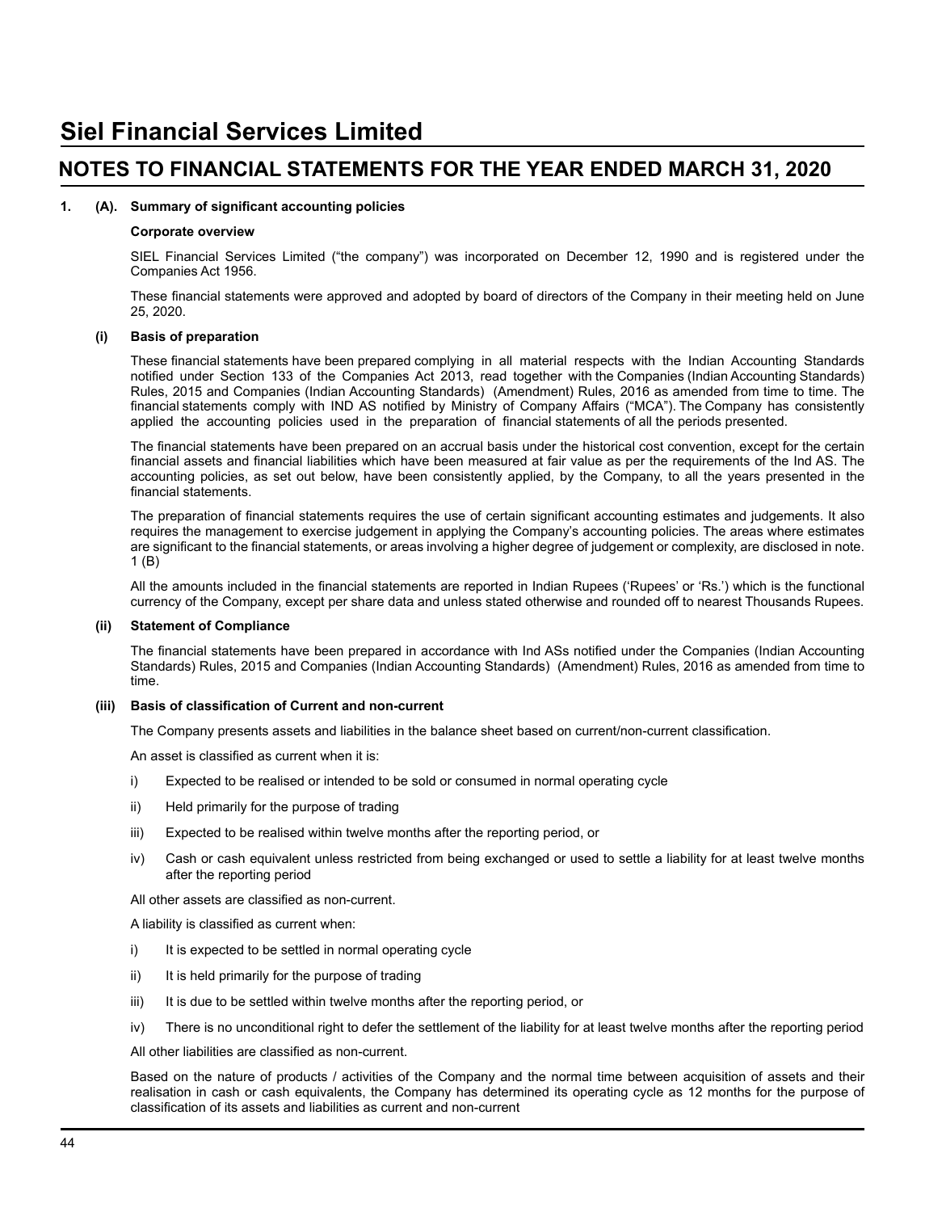# Siel Financial Services Limited

## NOTES TO FINANCIAL STATEMENTS FOR THE YEAR ENDED MARCH 31, 2020

**1. (A). Summary of significant accounting policies**

**Corporate overview**

SIEL Financial Services Limited ("the company") was incorporated on December 12, 1990 and is registered under the Companies Act 1956.

These financial statements were approved and adopted by board of directors of the Company in their meeting held on June 25, 2020.

**(i) Basis of preparation**

These financial statements have been prepared complying in all material respects with the Indian Accounting Standards notified under Section 133 of the Companies Act 2013, read together with the Companies (Indian Accounting Standards) Rules, 2015 and Companies (Indian Accounting Standards) (Amendment) Rules, 2016 as amended from time to time. The financial statements comply with IND AS notified by Ministry of Company Affairs ("MCA"). The Company has consistently applied the accounting policies used in the preparation of financial statements of all the periods presented.

The financial statements have been prepared on an accrual basis under the historical cost convention, except for the certain financial assets and financial liabilities which have been measured at fair value as per the requirements of the Ind AS. The accounting policies, as set out below, have been consistently applied, by the Company, to all the years presented in the financial statements.

The preparation of financial statements requires the use of certain significant accounting estimates and judgements. It also requires the management to exercise judgement in applying the Company's accounting policies. The areas where estimates are significant to the financial statements, or areas involving a higher degree of judgement or complexity, are disclosed in note. 1 (B)

All the amounts included in the financial statements are reported in Indian Rupees ('Rupees' or 'Rs.') which is the functional currency of the Company, except per share data and unless stated otherwise and rounded off to nearest Thousands Rupees.

**(ii) Statement of Compliance**

The financial statements have been prepared in accordance with Ind ASs notified under the Companies (Indian Accounting Standards) Rules, 2015 and Companies (Indian Accounting Standards) (Amendment) Rules, 2016 as amended from time to time.

**(iii) Basis of classification of Current and non-current**

The Company presents assets and liabilities in the balance sheet based on current/non-current classification.

An asset is classified as current when it is:

i) Expected to be realised or intended to be sold or consumed in normal operating cycle

ii) Held primarily for the purpose of trading

iii) Expected to be realised within twelve months after the reporting period, or

iv) Cash or cash equivalent unless restricted from being exchanged or used to settle a liability for at least twelve months after the reporting period

All other assets are classified as non-current.

A liability is classified as current when:

i) It is expected to be settled in normal operating cycle

ii) It is held primarily for the purpose of trading

iii) It is due to be settled within twelve months after the reporting period, or

iv) There is no unconditional right to defer the settlement of the liability for at least twelve months after the reporting period

All other liabilities are classified as non-current.

Based on the nature of products / activities of the Company and the normal time between acquisition of assets and their realisation in cash or cash equivalents, the Company has determined its operating cycle as 12 months for the purpose of classification of its assets and liabilities as current and non-current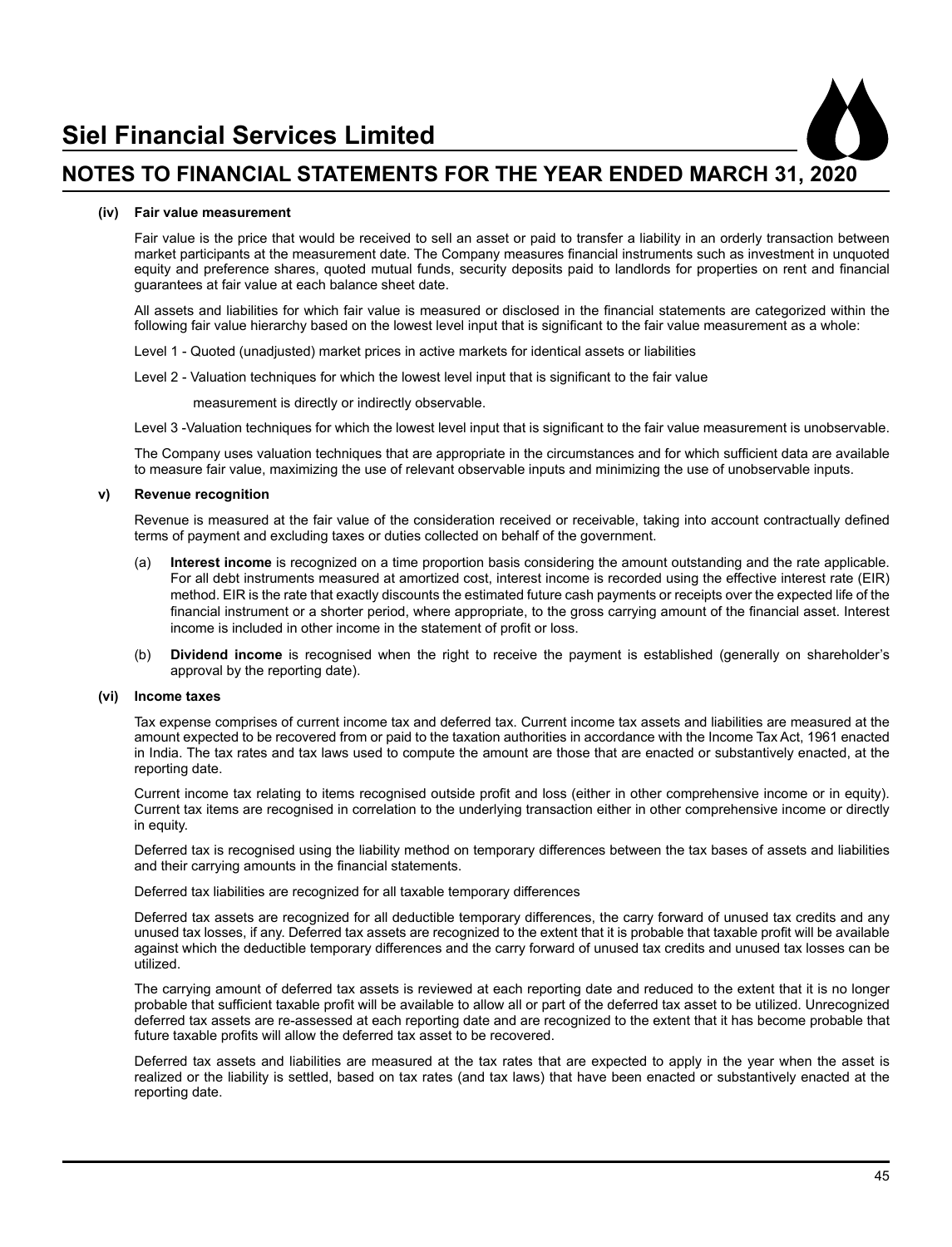#### (iv) Fair value measurement

Fair value is the price that would be received to sell an asset or paid to transfer a liability in an orderly transaction between market participants at the measurement date. The Company measures financial instruments such as investment in unquoted equity and preference shares, quoted mutual funds, security deposits paid to landlords for properties on rent and financial guarantees at fair value at each balance sheet date.

All assets and liabilities for which fair value is measured or disclosed in the financial statements are categorized within the following fair value hierarchy based on the lowest level input that is significant to the fair value measurement as a whole:

Level 1 - Quoted (unadjusted) market prices in active markets for identical assets or liabilities

Level 2 - Valuation techniques for which the lowest level input that is significant to the fair value measurement is directly or indirectly observable.

Level 3 -Valuation techniques for which the lowest level input that is significant to the fair value measurement is unobservable.

The Company uses valuation techniques that are appropriate in the circumstances and for which sufficient data are available to measure fair value, maximizing the use of relevant observable inputs and minimizing the use of unobservable inputs.

#### v) Revenue recognition

Revenue is measured at the fair value of the consideration received or receivable, taking into account contractually defined terms of payment and excluding taxes or duties collected on behalf of the government.

(a) **Interest income** is recognized on a time proportion basis considering the amount outstanding and the rate applicable. For all debt instruments measured at amortized cost, interest income is recorded using the effective interest rate (EIR) method. EIR is the rate that exactly discounts the estimated future cash payments or receipts over the expected life of the financial instrument or a shorter period, where appropriate, to the gross carrying amount of the financial asset. Interest income is included in other income in the statement of profit or loss.

(b) **Dividend income** is recognised when the right to receive the payment is established (generally on shareholder's approval by the reporting date).

#### (vi) Income taxes

Tax expense comprises of current income tax and deferred tax. Current income tax assets and liabilities are measured at the amount expected to be recovered from or paid to the taxation authorities in accordance with the Income Tax Act, 1961 enacted in India. The tax rates and tax laws used to compute the amount are those that are enacted or substantively enacted, at the reporting date.

Current income tax relating to items recognised outside profit and loss (either in other comprehensive income or in equity). Current tax items are recognised in correlation to the underlying transaction either in other comprehensive income or directly in equity.

Deferred tax is recognised using the liability method on temporary differences between the tax bases of assets and liabilities and their carrying amounts in the financial statements.

Deferred tax liabilities are recognized for all taxable temporary differences

Deferred tax assets are recognized for all deductible temporary differences, the carry forward of unused tax credits and any unused tax losses, if any. Deferred tax assets are recognized to the extent that it is probable that taxable profit will be available against which the deductible temporary differences and the carry forward of unused tax credits and unused tax losses can be utilized.

The carrying amount of deferred tax assets is reviewed at each reporting date and reduced to the extent that it is no longer probable that sufficient taxable profit will be available to allow all or part of the deferred tax asset to be utilized. Unrecognized deferred tax assets are re-assessed at each reporting date and are recognized to the extent that it has become probable that future taxable profits will allow the deferred tax asset to be recovered.

Deferred tax assets and liabilities are measured at the tax rates that are expected to apply in the year when the asset is realized or the liability is settled, based on tax rates (and tax laws) that have been enacted or substantively enacted at the reporting date.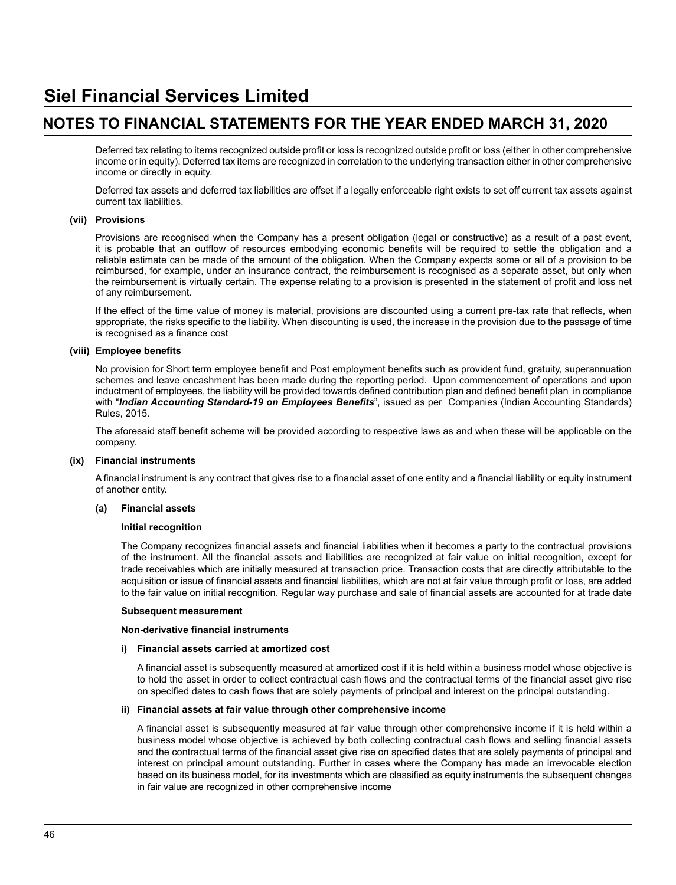Deferred tax relating to items recognized outside profit or loss is recognized outside profit or loss (either in other comprehensive income or in equity). Deferred tax items are recognized in correlation to the underlying transaction either in other comprehensive income or directly in equity.

Deferred tax assets and deferred tax liabilities are offset if a legally enforceable right exists to set off current tax assets against current tax liabilities.

**(vii) Provisions**

Provisions are recognised when the Company has a present obligation (legal or constructive) as a result of a past event, it is probable that an outflow of resources embodying economic benefits will be required to settle the obligation and a reliable estimate can be made of the amount of the obligation. When the Company expects some or all of a provision to be reimbursed, for example, under an insurance contract, the reimbursement is recognised as a separate asset, but only when the reimbursement is virtually certain. The expense relating to a provision is presented in the statement of profit and loss net of any reimbursement.

If the effect of the time value of money is material, provisions are discounted using a current pre-tax rate that reflects, when appropriate, the risks specific to the liability. When discounting is used, the increase in the provision due to the passage of time is recognised as a finance cost

**(viii) Employee benefits**

No provision for Short term employee benefit and Post employment benefits such as provident fund, gratuity, superannuation schemes and leave encashment has been made during the reporting period. Upon commencement of operations and upon inductment of employees, the liability will be provided towards defined contribution plan and defined benefit plan in compliance with "***Indian Accounting Standard-19 on Employees Benefits***", issued as per Companies (Indian Accounting Standards) Rules, 2015.

The aforesaid staff benefit scheme will be provided according to respective laws as and when these will be applicable on the company.

**(ix) Financial instruments**

A financial instrument is any contract that gives rise to a financial asset of one entity and a financial liability or equity instrument of another entity.

**(a) Financial assets**

**Initial recognition**

The Company recognizes financial assets and financial liabilities when it becomes a party to the contractual provisions of the instrument. All the financial assets and liabilities are recognized at fair value on initial recognition, except for trade receivables which are initially measured at transaction price. Transaction costs that are directly attributable to the acquisition or issue of financial assets and financial liabilities, which are not at fair value through profit or loss, are added to the fair value on initial recognition. Regular way purchase and sale of financial assets are accounted for at trade date

**Subsequent measurement**

**Non-derivative financial instruments**

**i) Financial assets carried at amortized cost**

A financial asset is subsequently measured at amortized cost if it is held within a business model whose objective is to hold the asset in order to collect contractual cash flows and the contractual terms of the financial asset give rise on specified dates to cash flows that are solely payments of principal and interest on the principal outstanding.

**ii) Financial assets at fair value through other comprehensive income**

A financial asset is subsequently measured at fair value through other comprehensive income if it is held within a business model whose objective is achieved by both collecting contractual cash flows and selling financial assets and the contractual terms of the financial asset give rise on specified dates that are solely payments of principal and interest on principal amount outstanding. Further in cases where the Company has made an irrevocable election based on its business model, for its investments which are classified as equity instruments the subsequent changes in fair value are recognized in other comprehensive income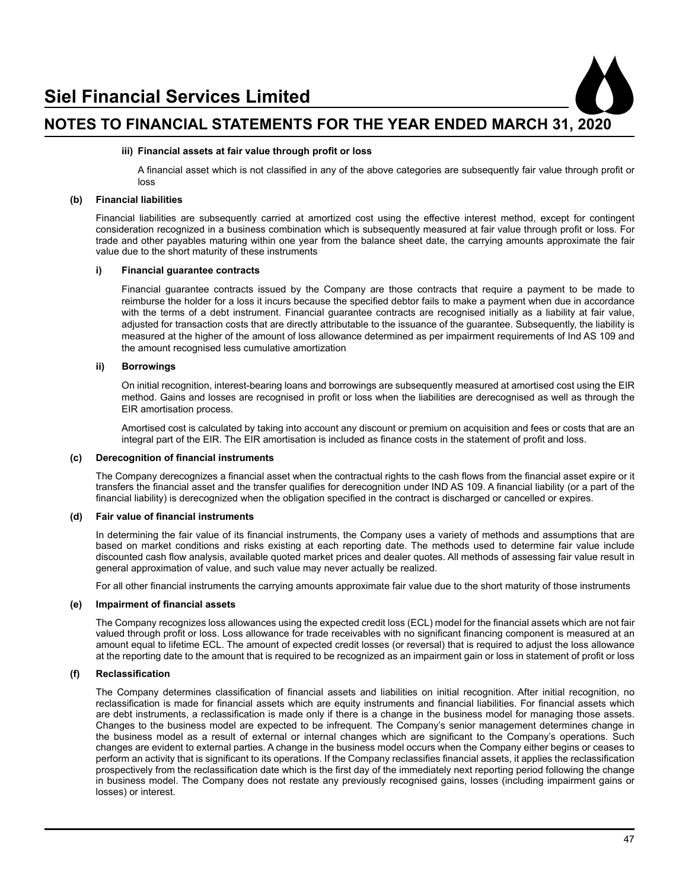#### iii) Financial assets at fair value through profit or loss

A financial asset which is not classified in any of the above categories are subsequently fair value through profit or loss

### (b) Financial liabilities

Financial liabilities are subsequently carried at amortized cost using the effective interest method, except for contingent consideration recognized in a business combination which is subsequently measured at fair value through profit or loss. For trade and other payables maturing within one year from the balance sheet date, the carrying amounts approximate the fair value due to the short maturity of these instruments

#### i) Financial guarantee contracts

Financial guarantee contracts issued by the Company are those contracts that require a payment to be made to reimburse the holder for a loss it incurs because the specified debtor fails to make a payment when due in accordance with the terms of a debt instrument. Financial guarantee contracts are recognised initially as a liability at fair value, adjusted for transaction costs that are directly attributable to the issuance of the guarantee. Subsequently, the liability is measured at the higher of the amount of loss allowance determined as per impairment requirements of Ind AS 109 and the amount recognised less cumulative amortization

#### ii) Borrowings

On initial recognition, interest-bearing loans and borrowings are subsequently measured at amortised cost using the EIR method. Gains and losses are recognised in profit or loss when the liabilities are derecognised as well as through the EIR amortisation process.

Amortised cost is calculated by taking into account any discount or premium on acquisition and fees or costs that are an integral part of the EIR. The EIR amortisation is included as finance costs in the statement of profit and loss.

### (c) Derecognition of financial instruments

The Company derecognizes a financial asset when the contractual rights to the cash flows from the financial asset expire or it transfers the financial asset and the transfer qualifies for derecognition under IND AS 109. A financial liability (or a part of the financial liability) is derecognized when the obligation specified in the contract is discharged or cancelled or expires.

### (d) Fair value of financial instruments

In determining the fair value of its financial instruments, the Company uses a variety of methods and assumptions that are based on market conditions and risks existing at each reporting date. The methods used to determine fair value include discounted cash flow analysis, available quoted market prices and dealer quotes. All methods of assessing fair value result in general approximation of value, and such value may never actually be realized.

For all other financial instruments the carrying amounts approximate fair value due to the short maturity of those instruments

### (e) Impairment of financial assets

The Company recognizes loss allowances using the expected credit loss (ECL) model for the financial assets which are not fair valued through profit or loss. Loss allowance for trade receivables with no significant financing component is measured at an amount equal to lifetime ECL. The amount of expected credit losses (or reversal) that is required to adjust the loss allowance at the reporting date to the amount that is required to be recognized as an impairment gain or loss in statement of profit or loss

### (f) Reclassification

The Company determines classification of financial assets and liabilities on initial recognition. After initial recognition, no reclassification is made for financial assets which are equity instruments and financial liabilities. For financial assets which are debt instruments, a reclassification is made only if there is a change in the business model for managing those assets. Changes to the business model are expected to be infrequent. The Company's senior management determines change in the business model as a result of external or internal changes which are significant to the Company's operations. Such changes are evident to external parties. A change in the business model occurs when the Company either begins or ceases to perform an activity that is significant to its operations. If the Company reclassifies financial assets, it applies the reclassification prospectively from the reclassification date which is the first day of the immediately next reporting period following the change in business model. The Company does not restate any previously recognised gains, losses (including impairment gains or losses) or interest.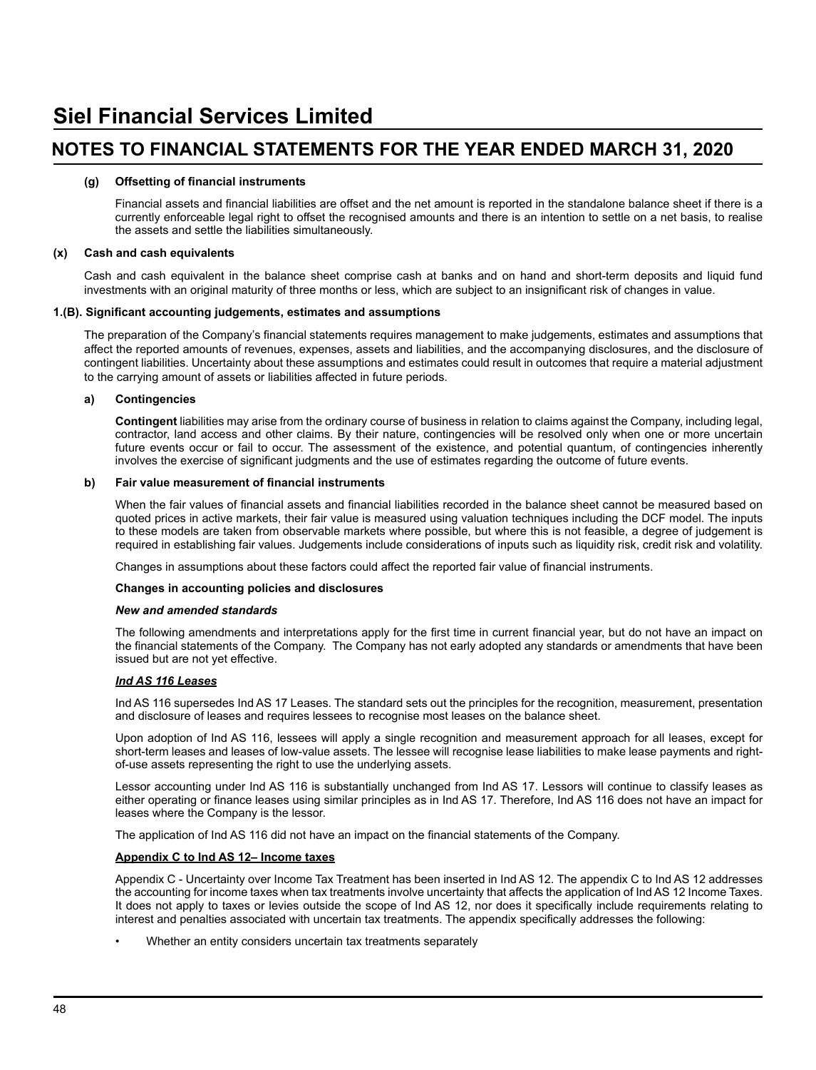#### (g) Offsetting of financial instruments

Financial assets and financial liabilities are offset and the net amount is reported in the standalone balance sheet if there is a currently enforceable legal right to offset the recognised amounts and there is an intention to settle on a net basis, to realise the assets and settle the liabilities simultaneously.

#### (x) Cash and cash equivalents

Cash and cash equivalent in the balance sheet comprise cash at banks and on hand and short-term deposits and liquid fund investments with an original maturity of three months or less, which are subject to an insignificant risk of changes in value.

### 1.(B). Significant accounting judgements, estimates and assumptions

The preparation of the Company's financial statements requires management to make judgements, estimates and assumptions that affect the reported amounts of revenues, expenses, assets and liabilities, and the accompanying disclosures, and the disclosure of contingent liabilities. Uncertainty about these assumptions and estimates could result in outcomes that require a material adjustment to the carrying amount of assets or liabilities affected in future periods.

#### a) Contingencies

**Contingent** liabilities may arise from the ordinary course of business in relation to claims against the Company, including legal, contractor, land access and other claims. By their nature, contingencies will be resolved only when one or more uncertain future events occur or fail to occur. The assessment of the existence, and potential quantum, of contingencies inherently involves the exercise of significant judgments and the use of estimates regarding the outcome of future events.

#### b) Fair value measurement of financial instruments

When the fair values of financial assets and financial liabilities recorded in the balance sheet cannot be measured based on quoted prices in active markets, their fair value is measured using valuation techniques including the DCF model. The inputs to these models are taken from observable markets where possible, but where this is not feasible, a degree of judgement is required in establishing fair values. Judgements include considerations of inputs such as liquidity risk, credit risk and volatility.

Changes in assumptions about these factors could affect the reported fair value of financial instruments.

**Changes in accounting policies and disclosures**

***New and amended standards***

The following amendments and interpretations apply for the first time in current financial year, but do not have an impact on the financial statements of the Company. The Company has not early adopted any standards or amendments that have been issued but are not yet effective.

***<u>Ind AS 116 Leases</u>***

Ind AS 116 supersedes Ind AS 17 Leases. The standard sets out the principles for the recognition, measurement, presentation and disclosure of leases and requires lessees to recognise most leases on the balance sheet.

Upon adoption of Ind AS 116, lessees will apply a single recognition and measurement approach for all leases, except for short-term leases and leases of low-value assets. The lessee will recognise lease liabilities to make lease payments and right-of-use assets representing the right to use the underlying assets.

Lessor accounting under Ind AS 116 is substantially unchanged from Ind AS 17. Lessors will continue to classify leases as either operating or finance leases using similar principles as in Ind AS 17. Therefore, Ind AS 116 does not have an impact for leases where the Company is the lessor.

The application of Ind AS 116 did not have an impact on the financial statements of the Company.

**<u>Appendix C to Ind AS 12– Income taxes</u>**

Appendix C - Uncertainty over Income Tax Treatment has been inserted in Ind AS 12. The appendix C to Ind AS 12 addresses the accounting for income taxes when tax treatments involve uncertainty that affects the application of Ind AS 12 Income Taxes. It does not apply to taxes or levies outside the scope of Ind AS 12, nor does it specifically include requirements relating to interest and penalties associated with uncertain tax treatments. The appendix specifically addresses the following:

- Whether an entity considers uncertain tax treatments separately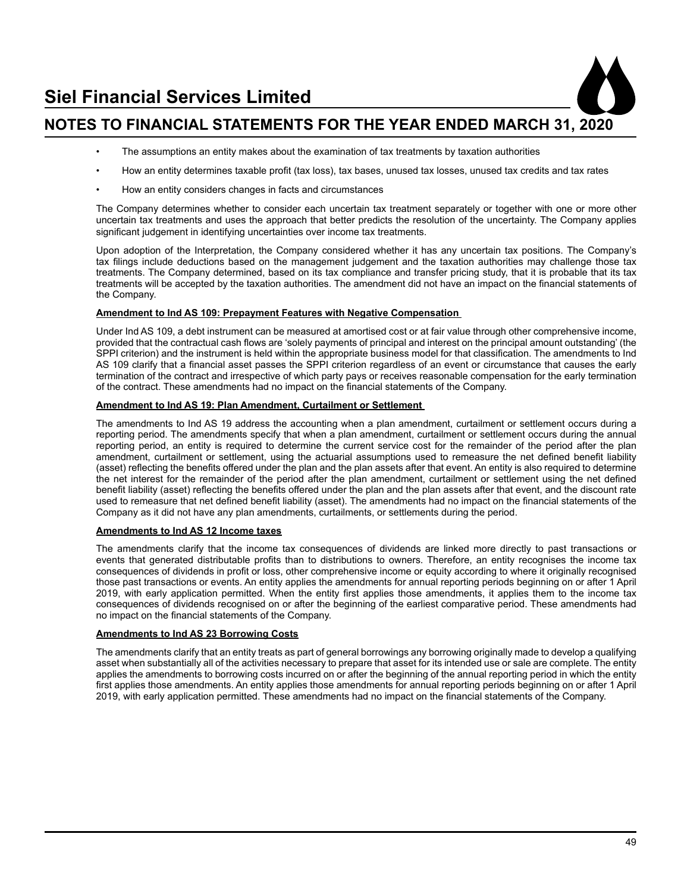- The assumptions an entity makes about the examination of tax treatments by taxation authorities
- How an entity determines taxable profit (tax loss), tax bases, unused tax losses, unused tax credits and tax rates
- How an entity considers changes in facts and circumstances

The Company determines whether to consider each uncertain tax treatment separately or together with one or more other uncertain tax treatments and uses the approach that better predicts the resolution of the uncertainty. The Company applies significant judgement in identifying uncertainties over income tax treatments.

Upon adoption of the Interpretation, the Company considered whether it has any uncertain tax positions. The Company's tax filings include deductions based on the management judgement and the taxation authorities may challenge those tax treatments. The Company determined, based on its tax compliance and transfer pricing study, that it is probable that its tax treatments will be accepted by the taxation authorities. The amendment did not have an impact on the financial statements of the Company.

**Amendment to Ind AS 109: Prepayment Features with Negative Compensation**

Under Ind AS 109, a debt instrument can be measured at amortised cost or at fair value through other comprehensive income, provided that the contractual cash flows are 'solely payments of principal and interest on the principal amount outstanding' (the SPPI criterion) and the instrument is held within the appropriate business model for that classification. The amendments to Ind AS 109 clarify that a financial asset passes the SPPI criterion regardless of an event or circumstance that causes the early termination of the contract and irrespective of which party pays or receives reasonable compensation for the early termination of the contract. These amendments had no impact on the financial statements of the Company.

**Amendment to Ind AS 19: Plan Amendment, Curtailment or Settlement**

The amendments to Ind AS 19 address the accounting when a plan amendment, curtailment or settlement occurs during a reporting period. The amendments specify that when a plan amendment, curtailment or settlement occurs during the annual reporting period, an entity is required to determine the current service cost for the remainder of the period after the plan amendment, curtailment or settlement, using the actuarial assumptions used to remeasure the net defined benefit liability (asset) reflecting the benefits offered under the plan and the plan assets after that event. An entity is also required to determine the net interest for the remainder of the period after the plan amendment, curtailment or settlement using the net defined benefit liability (asset) reflecting the benefits offered under the plan and the plan assets after that event, and the discount rate used to remeasure that net defined benefit liability (asset). The amendments had no impact on the financial statements of the Company as it did not have any plan amendments, curtailments, or settlements during the period.

**Amendments to Ind AS 12 Income taxes**

The amendments clarify that the income tax consequences of dividends are linked more directly to past transactions or events that generated distributable profits than to distributions to owners. Therefore, an entity recognises the income tax consequences of dividends in profit or loss, other comprehensive income or equity according to where it originally recognised those past transactions or events. An entity applies the amendments for annual reporting periods beginning on or after 1 April 2019, with early application permitted. When the entity first applies those amendments, it applies them to the income tax consequences of dividends recognised on or after the beginning of the earliest comparative period. These amendments had no impact on the financial statements of the Company.

**Amendments to Ind AS 23 Borrowing Costs**

The amendments clarify that an entity treats as part of general borrowings any borrowing originally made to develop a qualifying asset when substantially all of the activities necessary to prepare that asset for its intended use or sale are complete. The entity applies the amendments to borrowing costs incurred on or after the beginning of the annual reporting period in which the entity first applies those amendments. An entity applies those amendments for annual reporting periods beginning on or after 1 April 2019, with early application permitted. These amendments had no impact on the financial statements of the Company.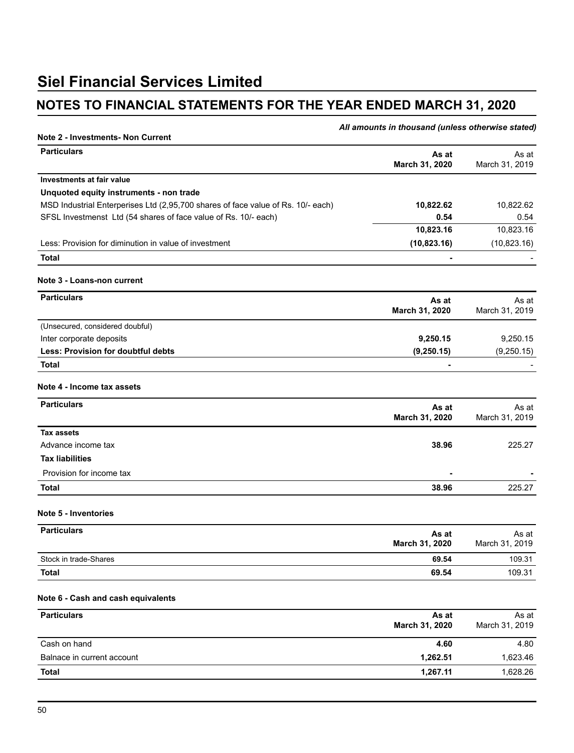# Siel Financial Services Limited

## NOTES TO FINANCIAL STATEMENTS FOR THE YEAR ENDED MARCH 31, 2020

***All amounts in thousand (unless otherwise stated)***

**Note 2 - Investments- Non Current**

| Particulars | As at March 31, 2020 | As at March 31, 2019 |
|---|---|---|
| **Investments at fair value** | | |
| **Unquoted equity instruments - non trade** | | |
| MSD Industrial Enterperises Ltd (2,95,700 shares of face value of Rs. 10/- each) | **10,822.62** | 10,822.62 |
| SFSL Investmenst Ltd (54 shares of face value of Rs. 10/- each) | **0.54** | 0.54 |
| | **10,823.16** | 10,823.16 |
| Less: Provision for diminution in value of investment | **(10,823.16)** | (10,823.16) |
| **Total** | **-** | - |

**Note 3 - Loans-non current**

| Particulars | As at March 31, 2020 | As at March 31, 2019 |
|---|---|---|
| (Unsecured, considered doubful) | | |
| Inter corporate deposits | **9,250.15** | 9,250.15 |
| **Less: Provision for doubtful debts** | **(9,250.15)** | (9,250.15) |
| **Total** | **-** | - |

**Note 4 - Income tax assets**

| Particulars | As at March 31, 2020 | As at March 31, 2019 |
|---|---|---|
| **Tax assets** | | |
| Advance income tax | **38.96** | 225.27 |
| **Tax liabilities** | | |
| Provision for income tax | **-** | **-** |
| **Total** | **38.96** | 225.27 |

**Note 5 - Inventories**

| Particulars | As at March 31, 2020 | As at March 31, 2019 |
|---|---|---|
| Stock in trade-Shares | **69.54** | 109.31 |
| **Total** | **69.54** | 109.31 |

**Note 6 - Cash and cash equivalents**

| Particulars | As at March 31, 2020 | As at March 31, 2019 |
|---|---|---|
| Cash on hand | **4.60** | 4.80 |
| Balnace in current account | **1,262.51** | 1,623.46 |
| **Total** | **1,267.11** | 1,628.26 |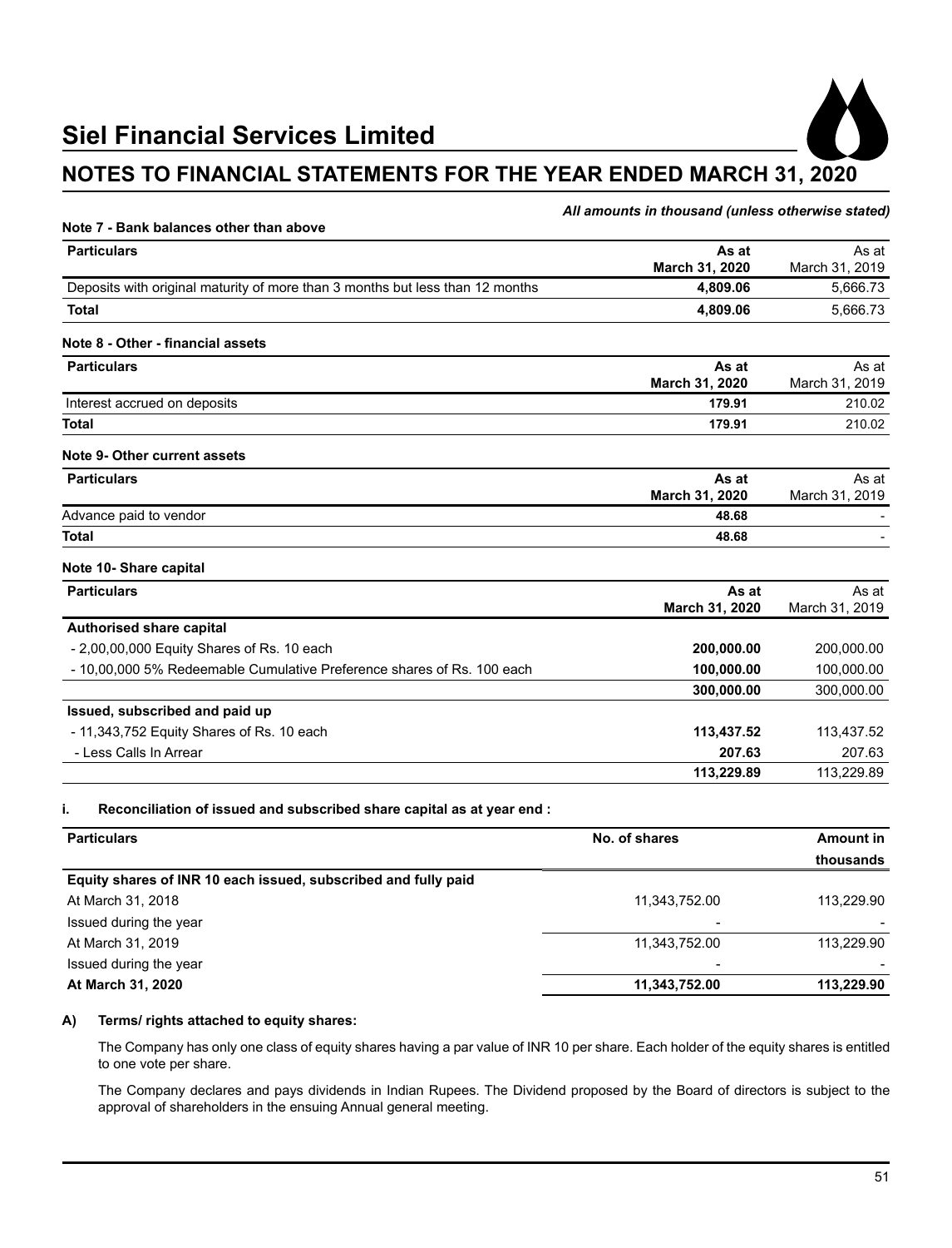# Siel Financial Services Limited

## NOTES TO FINANCIAL STATEMENTS FOR THE YEAR ENDED MARCH 31, 2020

*All amounts in thousand (unless otherwise stated)*

**Note 7 - Bank balances other than above**

| Particulars | As at March 31, 2020 | As at March 31, 2019 |
|---|---|---|
| Deposits with original maturity of more than 3 months but less than 12 months | **4,809.06** | 5,666.73 |
| **Total** | **4,809.06** | 5,666.73 |

**Note 8 - Other - financial assets**

| Particulars | As at March 31, 2020 | As at March 31, 2019 |
|---|---|---|
| Interest accrued on deposits | **179.91** | 210.02 |
| **Total** | **179.91** | 210.02 |

**Note 9- Other current assets**

| Particulars | As at March 31, 2020 | As at March 31, 2019 |
|---|---|---|
| Advance paid to vendor | **48.68** | - |
| **Total** | **48.68** | - |

**Note 10- Share capital**

| Particulars | As at March 31, 2020 | As at March 31, 2019 |
|---|---|---|
| **Authorised share capital** | | |
| - 2,00,00,000 Equity Shares of Rs. 10 each | **200,000.00** | 200,000.00 |
| - 10,00,000 5% Redeemable Cumulative Preference shares of Rs. 100 each | **100,000.00** | 100,000.00 |
| | **300,000.00** | 300,000.00 |
| **Issued, subscribed and paid up** | | |
| - 11,343,752 Equity Shares of Rs. 10 each | **113,437.52** | 113,437.52 |
| - Less Calls In Arrear | **207.63** | 207.63 |
| | **113,229.89** | 113,229.89 |

**i. Reconciliation of issued and subscribed share capital as at year end :**

| Particulars | No. of shares | Amount in thousands |
|---|---|---|
| **Equity shares of INR 10 each issued, subscribed and fully paid** | | |
| At March 31, 2018 | 11,343,752.00 | 113,229.90 |
| Issued during the year | - | - |
| At March 31, 2019 | 11,343,752.00 | 113,229.90 |
| Issued during the year | - | - |
| **At March 31, 2020** | **11,343,752.00** | **113,229.90** |

**A) Terms/ rights attached to equity shares:**

The Company has only one class of equity shares having a par value of INR 10 per share. Each holder of the equity shares is entitled to one vote per share.

The Company declares and pays dividends in Indian Rupees. The Dividend proposed by the Board of directors is subject to the approval of shareholders in the ensuing Annual general meeting.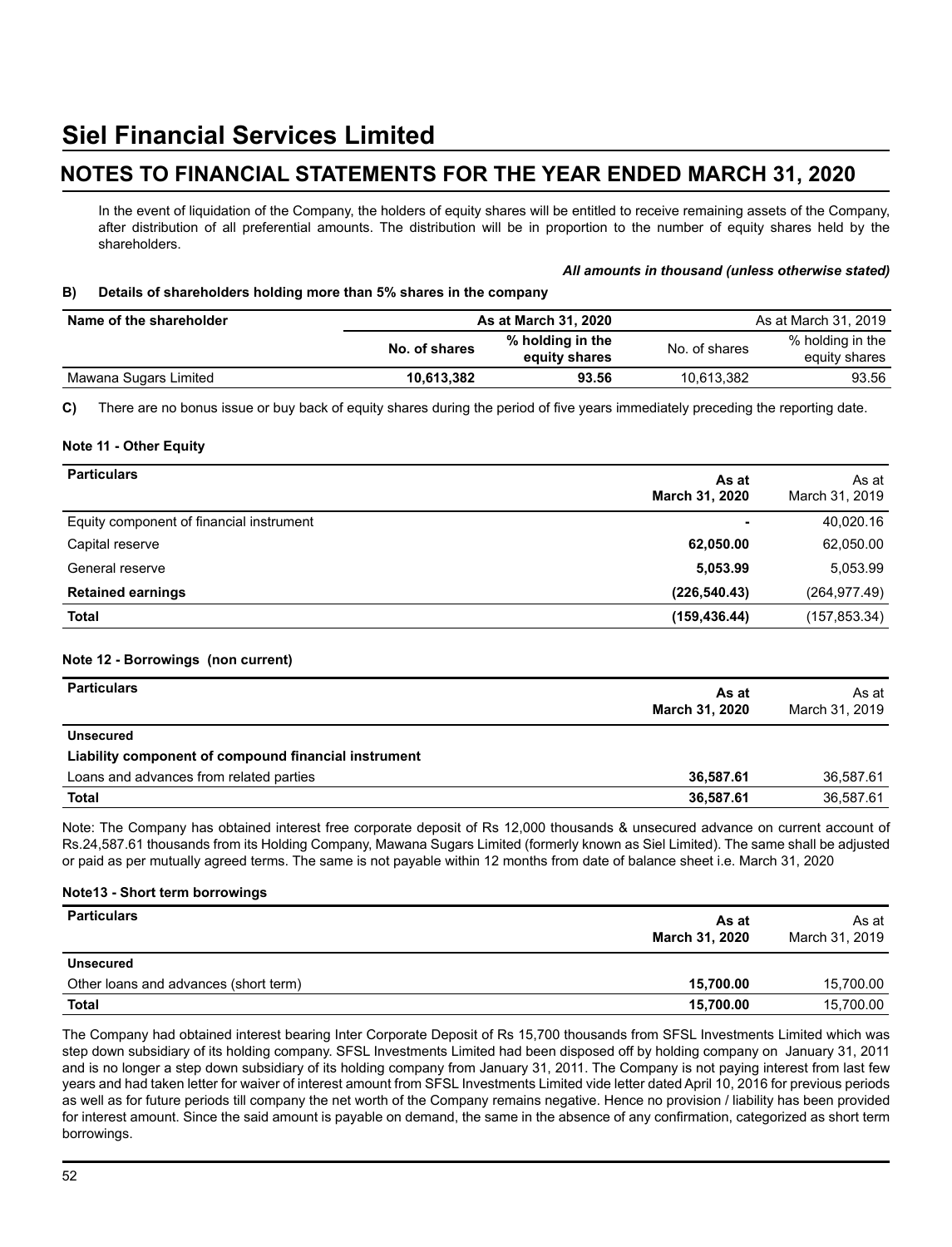# Siel Financial Services Limited

## NOTES TO FINANCIAL STATEMENTS FOR THE YEAR ENDED MARCH 31, 2020

In the event of liquidation of the Company, the holders of equity shares will be entitled to receive remaining assets of the Company, after distribution of all preferential amounts. The distribution will be in proportion to the number of equity shares held by the shareholders.

***All amounts in thousand (unless otherwise stated)***

**B) Details of shareholders holding more than 5% shares in the company**

| Name of the shareholder | As at March 31, 2020 | | As at March 31, 2019 | |
|---|---|---|---|---|
| | No. of shares | % holding in the equity shares | No. of shares | % holding in the equity shares |
| Mawana Sugars Limited | **10,613,382** | **93.56** | 10,613,382 | 93.56 |

**C)** There are no bonus issue or buy back of equity shares during the period of five years immediately preceding the reporting date.

### Note 11 - Other Equity

| Particulars | As at March 31, 2020 | As at March 31, 2019 |
|---|---|---|
| Equity component of financial instrument | **-** | 40,020.16 |
| Capital reserve | **62,050.00** | 62,050.00 |
| General reserve | **5,053.99** | 5,053.99 |
| **Retained earnings** | **(226,540.43)** | (264,977.49) |
| **Total** | **(159,436.44)** | (157,853.34) |

### Note 12 - Borrowings (non current)

| Particulars | As at March 31, 2020 | As at March 31, 2019 |
|---|---|---|
| **Unsecured** | | |
| **Liability component of compound financial instrument** | | |
| Loans and advances from related parties | **36,587.61** | 36,587.61 |
| **Total** | **36,587.61** | 36,587.61 |

Note: The Company has obtained interest free corporate deposit of Rs 12,000 thousands & unsecured advance on current account of Rs.24,587.61 thousands from its Holding Company, Mawana Sugars Limited (formerly known as Siel Limited). The same shall be adjusted or paid as per mutually agreed terms. The same is not payable within 12 months from date of balance sheet i.e. March 31, 2020

### Note13 - Short term borrowings

| Particulars | As at March 31, 2020 | As at March 31, 2019 |
|---|---|---|
| **Unsecured** | | |
| Other loans and advances (short term) | **15,700.00** | 15,700.00 |
| **Total** | **15,700.00** | 15,700.00 |

The Company had obtained interest bearing Inter Corporate Deposit of Rs 15,700 thousands from SFSL Investments Limited which was step down subsidiary of its holding company. SFSL Investments Limited had been disposed off by holding company on January 31, 2011 and is no longer a step down subsidiary of its holding company from January 31, 2011. The Company is not paying interest from last few years and had taken letter for waiver of interest amount from SFSL Investments Limited vide letter dated April 10, 2016 for previous periods as well as for future periods till company the net worth of the Company remains negative. Hence no provision / liability has been provided for interest amount. Since the said amount is payable on demand, the same in the absence of any confirmation, categorized as short term borrowings.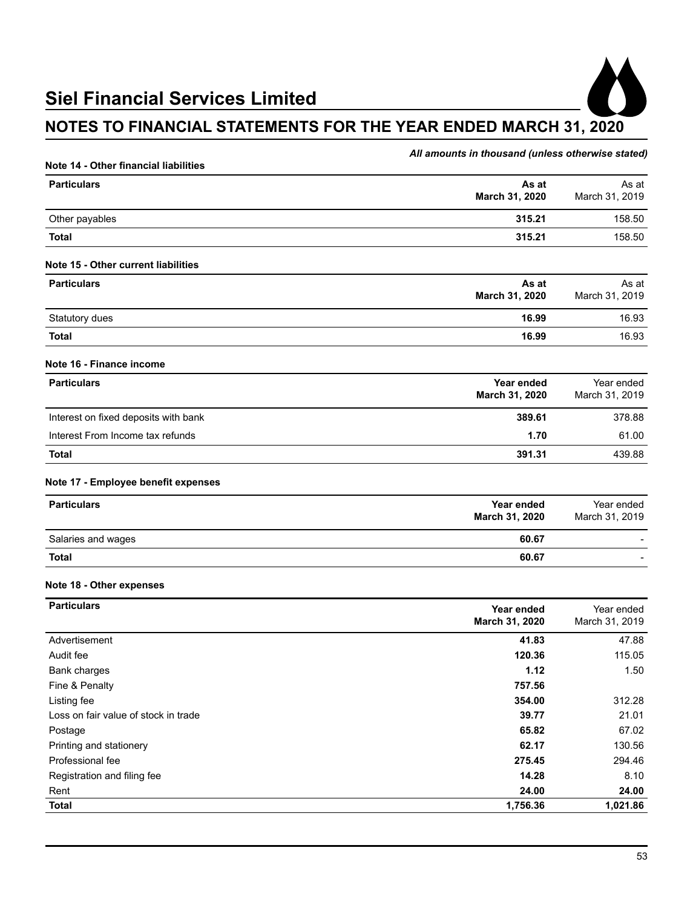# Siel Financial Services Limited

## NOTES TO FINANCIAL STATEMENTS FOR THE YEAR ENDED MARCH 31, 2020

*All amounts in thousand (unless otherwise stated)*

### Note 14 - Other financial liabilities

| Particulars | As at March 31, 2020 | As at March 31, 2019 |
|---|---|---|
| Other payables | **315.21** | 158.50 |
| **Total** | **315.21** | 158.50 |

### Note 15 - Other current liabilities

| Particulars | As at March 31, 2020 | As at March 31, 2019 |
|---|---|---|
| Statutory dues | **16.99** | 16.93 |
| **Total** | **16.99** | 16.93 |

### Note 16 - Finance income

| Particulars | Year ended March 31, 2020 | Year ended March 31, 2019 |
|---|---|---|
| Interest on fixed deposits with bank | **389.61** | 378.88 |
| Interest From Income tax refunds | **1.70** | 61.00 |
| **Total** | **391.31** | 439.88 |

### Note 17 - Employee benefit expenses

| Particulars | Year ended March 31, 2020 | Year ended March 31, 2019 |
|---|---|---|
| Salaries and wages | **60.67** | - |
| **Total** | **60.67** | - |

### Note 18 - Other expenses

| Particulars | Year ended March 31, 2020 | Year ended March 31, 2019 |
|---|---|---|
| Advertisement | **41.83** | 47.88 |
| Audit fee | **120.36** | 115.05 |
| Bank charges | **1.12** | 1.50 |
| Fine & Penalty | **757.56** | |
| Listing fee | **354.00** | 312.28 |
| Loss on fair value of stock in trade | **39.77** | 21.01 |
| Postage | **65.82** | 67.02 |
| Printing and stationery | **62.17** | 130.56 |
| Professional fee | **275.45** | 294.46 |
| Registration and filing fee | **14.28** | 8.10 |
| Rent | **24.00** | **24.00** |
| **Total** | **1,756.36** | **1,021.86** |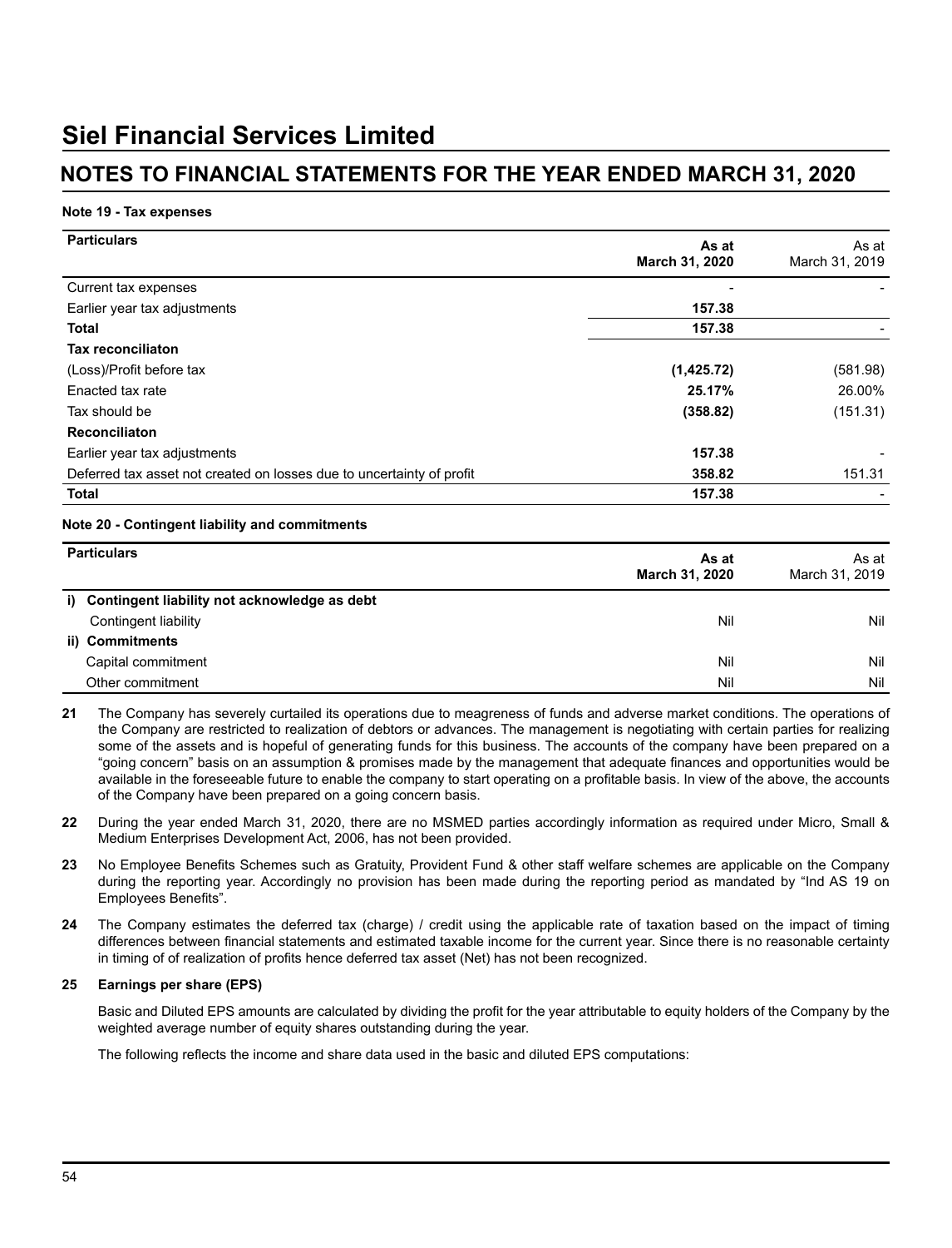# Siel Financial Services Limited

## NOTES TO FINANCIAL STATEMENTS FOR THE YEAR ENDED MARCH 31, 2020

**Note 19 - Tax expenses**

| Particulars | As at March 31, 2020 | As at March 31, 2019 |
|---|---|---|
| Current tax expenses | - | - |
| Earlier year tax adjustments | **157.38** | |
| **Total** | **157.38** | - |
| **Tax reconciliaton** | | |
| (Loss)/Profit before tax | **(1,425.72)** | (581.98) |
| Enacted tax rate | **25.17%** | 26.00% |
| Tax should be | **(358.82)** | (151.31) |
| **Reconciliaton** | | |
| Earlier year tax adjustments | **157.38** | - |
| Deferred tax asset not created on losses due to uncertainty of profit | **358.82** | 151.31 |
| **Total** | **157.38** | - |

**Note 20 - Contingent liability and commitments**

| Particulars | As at March 31, 2020 | As at March 31, 2019 |
|---|---|---|
| **i) Contingent liability not acknowledge as debt** | | |
| Contingent liability | Nil | Nil |
| **ii) Commitments** | | |
| Capital commitment | Nil | Nil |
| Other commitment | Nil | Nil |

**21** The Company has severely curtailed its operations due to meagreness of funds and adverse market conditions. The operations of the Company are restricted to realization of debtors or advances. The management is negotiating with certain parties for realizing some of the assets and is hopeful of generating funds for this business. The accounts of the company have been prepared on a "going concern" basis on an assumption & promises made by the management that adequate finances and opportunities would be available in the foreseeable future to enable the company to start operating on a profitable basis. In view of the above, the accounts of the Company have been prepared on a going concern basis.

**22** During the year ended March 31, 2020, there are no MSMED parties accordingly information as required under Micro, Small & Medium Enterprises Development Act, 2006, has not been provided.

**23** No Employee Benefits Schemes such as Gratuity, Provident Fund & other staff welfare schemes are applicable on the Company during the reporting year. Accordingly no provision has been made during the reporting period as mandated by "Ind AS 19 on Employees Benefits".

**24** The Company estimates the deferred tax (charge) / credit using the applicable rate of taxation based on the impact of timing differences between financial statements and estimated taxable income for the current year. Since there is no reasonable certainty in timing of of realization of profits hence deferred tax asset (Net) has not been recognized.

**25 Earnings per share (EPS)**

Basic and Diluted EPS amounts are calculated by dividing the profit for the year attributable to equity holders of the Company by the weighted average number of equity shares outstanding during the year.

The following reflects the income and share data used in the basic and diluted EPS computations: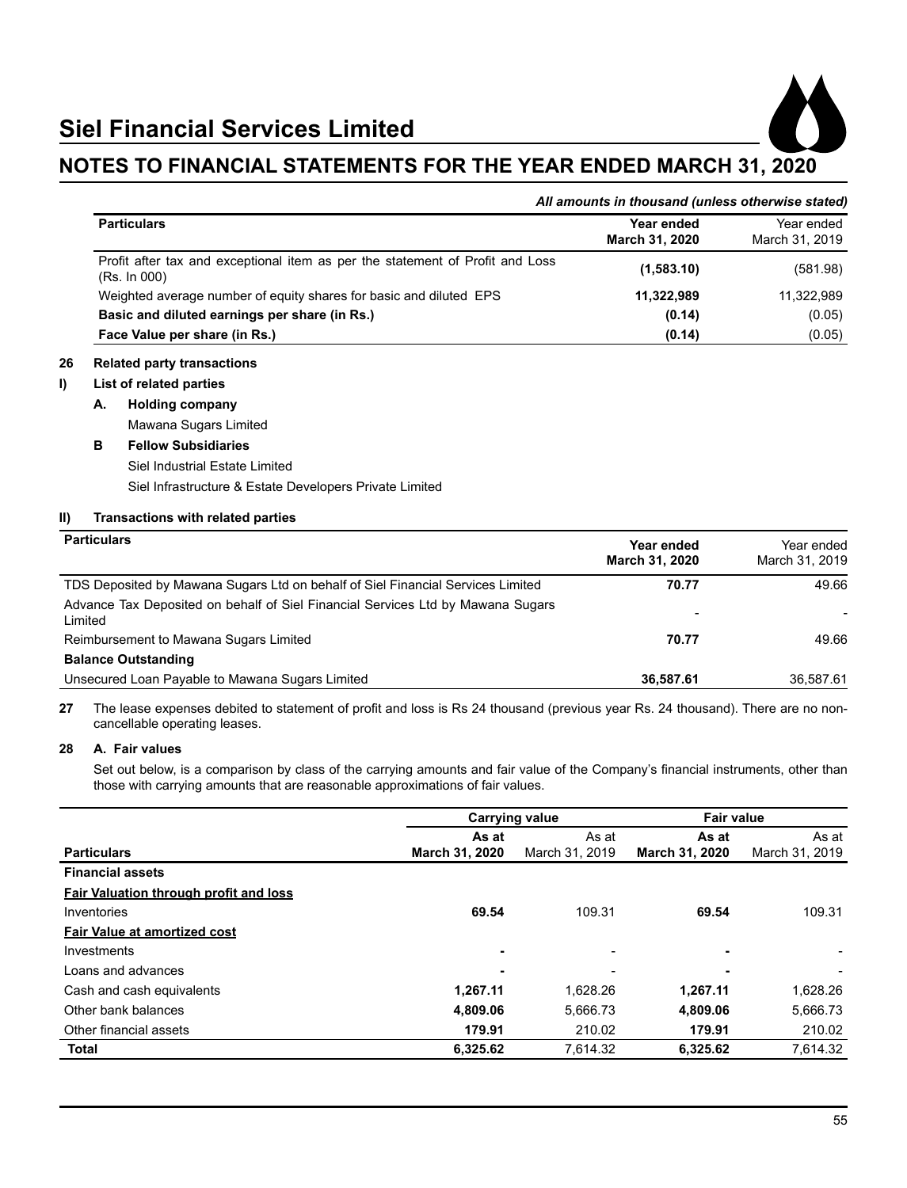# Siel Financial Services Limited

## NOTES TO FINANCIAL STATEMENTS FOR THE YEAR ENDED MARCH 31, 2020

***All amounts in thousand (unless otherwise stated)***

| Particulars | Year ended March 31, 2020 | Year ended March 31, 2019 |
|---|---|---|
| Profit after tax and exceptional item as per the statement of Profit and Loss (Rs. In 000) | **(1,583.10)** | (581.98) |
| Weighted average number of equity shares for basic and diluted EPS | **11,322,989** | 11,322,989 |
| **Basic and diluted earnings per share (in Rs.)** | **(0.14)** | (0.05) |
| **Face Value per share (in Rs.)** | **(0.14)** | (0.05) |

**26 Related party transactions**

**I) List of related parties**

**A. Holding company**

Mawana Sugars Limited

**B Fellow Subsidiaries**

Siel Industrial Estate Limited

Siel Infrastructure & Estate Developers Private Limited

**II) Transactions with related parties**

| Particulars | Year ended March 31, 2020 | Year ended March 31, 2019 |
|---|---|---|
| TDS Deposited by Mawana Sugars Ltd on behalf of Siel Financial Services Limited | **70.77** | 49.66 |
| Advance Tax Deposited on behalf of Siel Financial Services Ltd by Mawana Sugars Limited | - | - |
| Reimbursement to Mawana Sugars Limited | **70.77** | 49.66 |
| **Balance Outstanding** | | |
| Unsecured Loan Payable to Mawana Sugars Limited | **36,587.61** | 36,587.61 |

**27** The lease expenses debited to statement of profit and loss is Rs 24 thousand (previous year Rs. 24 thousand). There are no non-cancellable operating leases.

**28 A. Fair values**

Set out below, is a comparison by class of the carrying amounts and fair value of the Company's financial instruments, other than those with carrying amounts that are reasonable approximations of fair values.

| | Carrying value | | Fair value | |
|---|---|---|---|---|
| **Particulars** | **As at March 31, 2020** | As at March 31, 2019 | **As at March 31, 2020** | As at March 31, 2019 |
| **Financial assets** | | | | |
| **Fair Valuation through profit and loss** | | | | |
| Inventories | **69.54** | 109.31 | **69.54** | 109.31 |
| **Fair Value at amortized cost** | | | | |
| Investments | **-** | - | **-** | - |
| Loans and advances | **-** | - | **-** | - |
| Cash and cash equivalents | **1,267.11** | 1,628.26 | **1,267.11** | 1,628.26 |
| Other bank balances | **4,809.06** | 5,666.73 | **4,809.06** | 5,666.73 |
| Other financial assets | **179.91** | 210.02 | **179.91** | 210.02 |
| **Total** | **6,325.62** | 7,614.32 | **6,325.62** | 7,614.32 |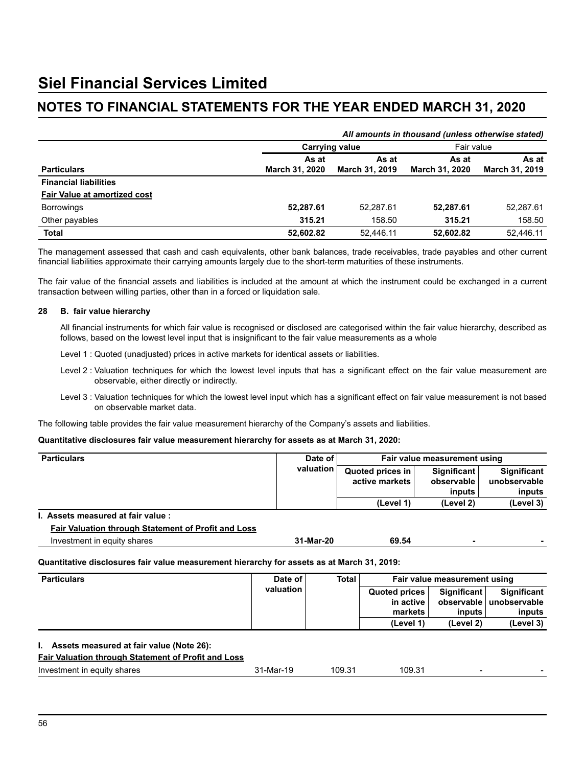# Siel Financial Services Limited

## NOTES TO FINANCIAL STATEMENTS FOR THE YEAR ENDED MARCH 31, 2020

*All amounts in thousand (unless otherwise stated)*

| Particulars | Carrying value | | Fair value | |
|---|---|---|---|---|
| | As at March 31, 2020 | As at March 31, 2019 | As at March 31, 2020 | As at March 31, 2019 |
| **Financial liabilities** | | | | |
| **Fair Value at amortized cost** | | | | |
| Borrowings | **52,287.61** | 52,287.61 | **52,287.61** | 52,287.61 |
| Other payables | **315.21** | 158.50 | **315.21** | 158.50 |
| **Total** | **52,602.82** | 52,446.11 | **52,602.82** | 52,446.11 |

The management assessed that cash and cash equivalents, other bank balances, trade receivables, trade payables and other current financial liabilities approximate their carrying amounts largely due to the short-term maturities of these instruments.

The fair value of the financial assets and liabilities is included at the amount at which the instrument could be exchanged in a current transaction between willing parties, other than in a forced or liquidation sale.

**28 B. fair value hierarchy**

All financial instruments for which fair value is recognised or disclosed are categorised within the fair value hierarchy, described as follows, based on the lowest level input that is insignificant to the fair value measurements as a whole

Level 1 : Quoted (unadjusted) prices in active markets for identical assets or liabilities.

Level 2 : Valuation techniques for which the lowest level inputs that has a significant effect on the fair value measurement are observable, either directly or indirectly.

Level 3 : Valuation techniques for which the lowest level input which has a significant effect on fair value measurement is not based on observable market data.

The following table provides the fair value measurement hierarchy of the Company's assets and liabilities.

**Quantitative disclosures fair value measurement hierarchy for assets as at March 31, 2020:**

| Particulars | Date of valuation | Fair value measurement using | | |
|---|---|---|---|---|
| | | Quoted prices in active markets (Level 1) | Significant observable inputs (Level 2) | Significant unobservable inputs (Level 3) |
| **I. Assets measured at fair value :** | | | | |
| **Fair Valuation through Statement of Profit and Loss** | | | | |
| Investment in equity shares | **31-Mar-20** | **69.54** | **-** | **-** |

**Quantitative disclosures fair value measurement hierarchy for assets as at March 31, 2019:**

| Particulars | Date of valuation | Total | Fair value measurement using | | |
|---|---|---|---|---|---|
| | | | Quoted prices in active markets (Level 1) | Significant observable inputs (Level 2) | Significant unobservable inputs (Level 3) |
| **I. Assets measured at fair value (Note 26):** | | | | | |
| **Fair Valuation through Statement of Profit and Loss** | | | | | |
| Investment in equity shares | 31-Mar-19 | 109.31 | 109.31 | - | - |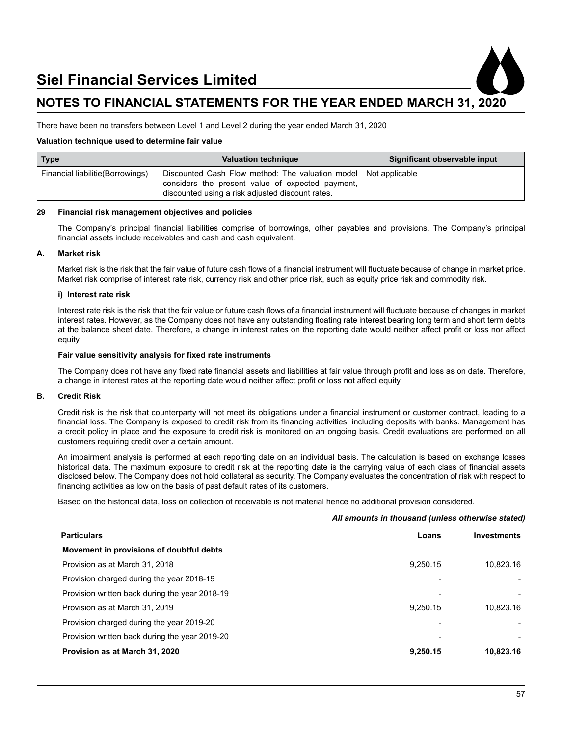There have been no transfers between Level 1 and Level 2 during the year ended March 31, 2020

**Valuation technique used to determine fair value**

| Type | Valuation technique | Significant observable input |
|---|---|---|
| Financial liabilitie(Borrowings) | Discounted Cash Flow method: The valuation model considers the present value of expected payment, discounted using a risk adjusted discount rates. | Not applicable |

**29 Financial risk management objectives and policies**

The Company's principal financial liabilities comprise of borrowings, other payables and provisions. The Company's principal financial assets include receivables and cash and cash equivalent.

**A. Market risk**

Market risk is the risk that the fair value of future cash flows of a financial instrument will fluctuate because of change in market price. Market risk comprise of interest rate risk, currency risk and other price risk, such as equity price risk and commodity risk.

**i) Interest rate risk**

Interest rate risk is the risk that the fair value or future cash flows of a financial instrument will fluctuate because of changes in market interest rates. However, as the Company does not have any outstanding floating rate interest bearing long term and short term debts at the balance sheet date. Therefore, a change in interest rates on the reporting date would neither affect profit or loss nor affect equity.

**Fair value sensitivity analysis for fixed rate instruments**

The Company does not have any fixed rate financial assets and liabilities at fair value through profit and loss as on date. Therefore, a change in interest rates at the reporting date would neither affect profit or loss not affect equity.

**B. Credit Risk**

Credit risk is the risk that counterparty will not meet its obligations under a financial instrument or customer contract, leading to a financial loss. The Company is exposed to credit risk from its financing activities, including deposits with banks. Management has a credit policy in place and the exposure to credit risk is monitored on an ongoing basis. Credit evaluations are performed on all customers requiring credit over a certain amount.

An impairment analysis is performed at each reporting date on an individual basis. The calculation is based on exchange losses historical data. The maximum exposure to credit risk at the reporting date is the carrying value of each class of financial assets disclosed below. The Company does not hold collateral as security. The Company evaluates the concentration of risk with respect to financing activities as low on the basis of past default rates of its customers.

Based on the historical data, loss on collection of receivable is not material hence no additional provision considered.

***All amounts in thousand (unless otherwise stated)***

| Particulars | Loans | Investments |
|---|---|---|
| **Movement in provisions of doubtful debts** | | |
| Provision as at March 31, 2018 | 9,250.15 | 10,823.16 |
| Provision charged during the year 2018-19 | - | - |
| Provision written back during the year 2018-19 | - | - |
| Provision as at March 31, 2019 | 9,250.15 | 10,823.16 |
| Provision charged during the year 2019-20 | - | - |
| Provision written back during the year 2019-20 | - | - |
| **Provision as at March 31, 2020** | **9,250.15** | **10,823.16** |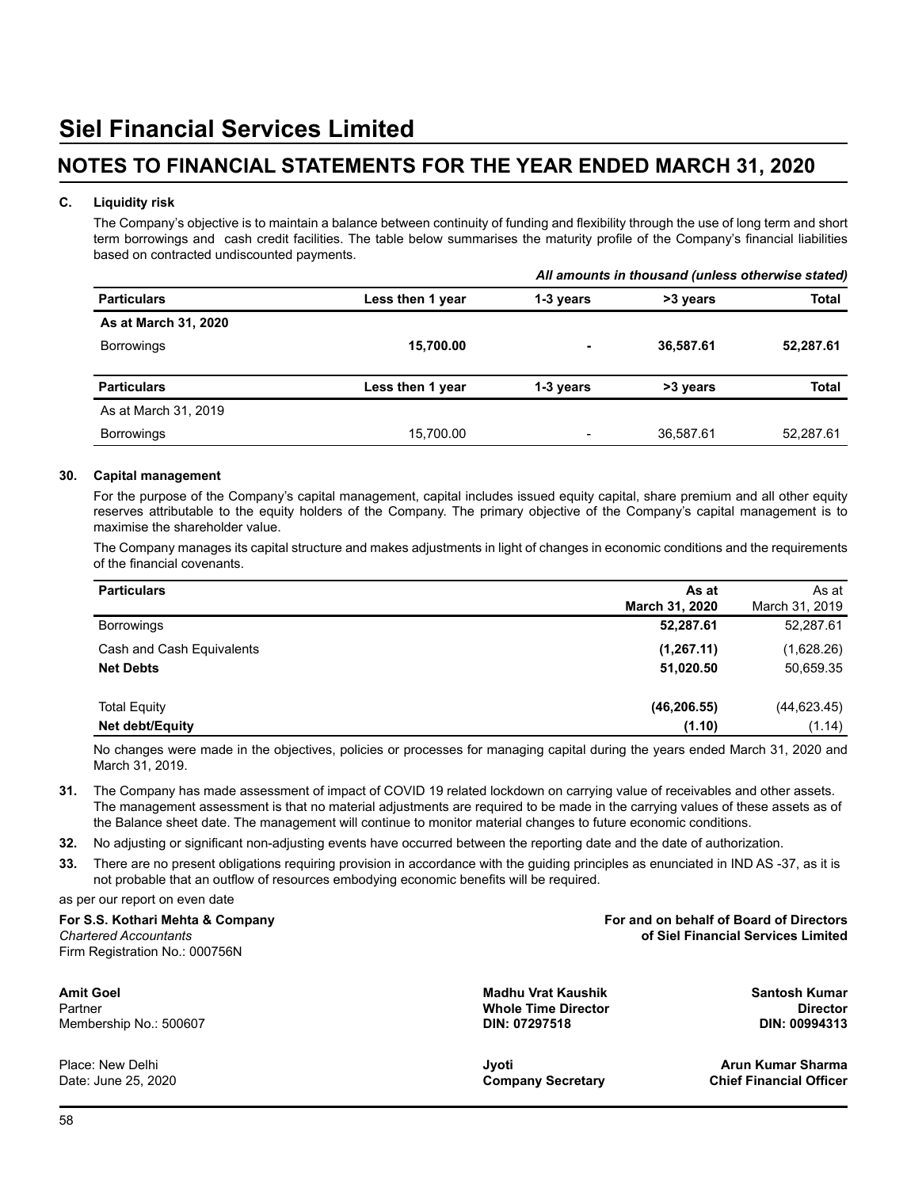# Siel Financial Services Limited

## NOTES TO FINANCIAL STATEMENTS FOR THE YEAR ENDED MARCH 31, 2020

**C. Liquidity risk**

The Company's objective is to maintain a balance between continuity of funding and flexibility through the use of long term and short term borrowings and cash credit facilities. The table below summarises the maturity profile of the Company's financial liabilities based on contracted undiscounted payments.

***All amounts in thousand (unless otherwise stated)***

| Particulars | Less then 1 year | 1-3 years | >3 years | Total |
|---|---|---|---|---|
| **As at March 31, 2020** | | | | |
| Borrowings | **15,700.00** | **-** | **36,587.61** | **52,287.61** |

| Particulars | Less then 1 year | 1-3 years | >3 years | Total |
|---|---|---|---|---|
| As at March 31, 2019 | | | | |
| Borrowings | 15,700.00 | - | 36,587.61 | 52,287.61 |

**30. Capital management**

For the purpose of the Company's capital management, capital includes issued equity capital, share premium and all other equity reserves attributable to the equity holders of the Company. The primary objective of the Company's capital management is to maximise the shareholder value.

The Company manages its capital structure and makes adjustments in light of changes in economic conditions and the requirements of the financial covenants.

| Particulars | As at March 31, 2020 | As at March 31, 2019 |
|---|---|---|
| Borrowings | **52,287.61** | 52,287.61 |
| Cash and Cash Equivalents | **(1,267.11)** | (1,628.26) |
| **Net Debts** | **51,020.50** | 50,659.35 |
| Total Equity | **(46,206.55)** | (44,623.45) |
| **Net debt/Equity** | **(1.10)** | (1.14) |

No changes were made in the objectives, policies or processes for managing capital during the years ended March 31, 2020 and March 31, 2019.

**31.** The Company has made assessment of impact of COVID 19 related lockdown on carrying value of receivables and other assets. The management assessment is that no material adjustments are required to be made in the carrying values of these assets as of the Balance sheet date. The management will continue to monitor material changes to future economic conditions.

**32.** No adjusting or significant non-adjusting events have occurred between the reporting date and the date of authorization.

**33.** There are no present obligations requiring provision in accordance with the guiding principles as enunciated in IND AS -37, as it is not probable that an outflow of resources embodying economic benefits will be required.

as per our report on even date

**For S.S. Kothari Mehta & Company**
*Chartered Accountants*
Firm Registration No.: 000756N

**For and on behalf of Board of Directors of Siel Financial Services Limited**

**Amit Goel**
Partner
Membership No.: 500607

**Madhu Vrat Kaushik**
**Whole Time Director**
**DIN: 07297518**

**Santosh Kumar**
**Director**
**DIN: 00994313**

Place: New Delhi
Date: June 25, 2020

**Jyoti**
**Company Secretary**

**Arun Kumar Sharma**
**Chief Financial Officer**